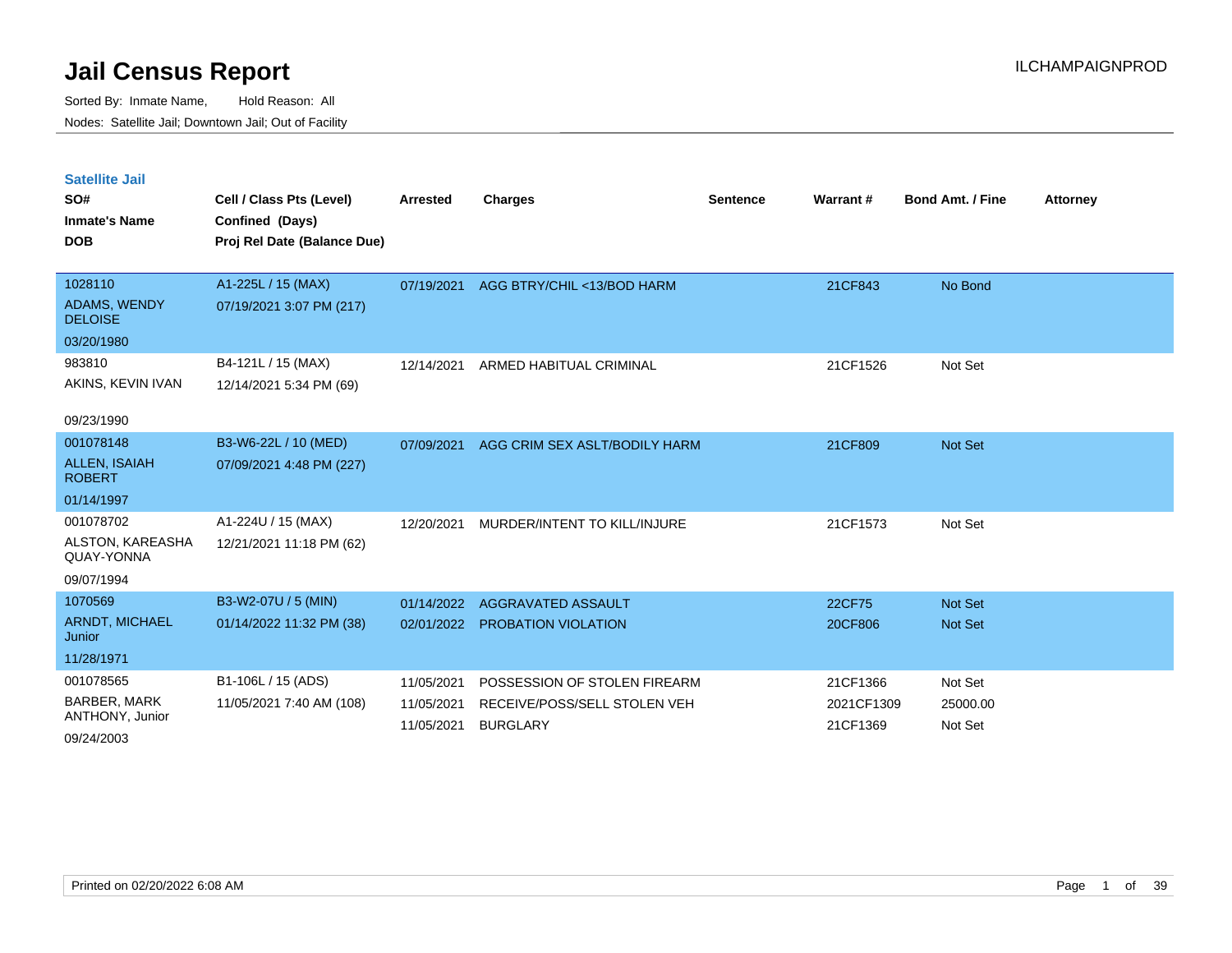# Jail Census Report

ILCHAMPAIGNPROD

Sorted By: Inmate Name, Hold Reason: All

Nodes: Satellite Jail; Downtown Jail; Out of Facility

## Satellite Jail

| SO# / Inmate's Name / DOB | Cell / Class Pts (Level) / Confined (Days) / Proj Rel Date (Balance Due) | Arrested | Charges | Sentence | Warrant # | Bond Amt. / Fine | Attorney |
|---|---|---|---|---|---|---|---|
| 1028110<br>ADAMS, WENDY DELOISE<br>03/20/1980 | A1-225L / 15 (MAX)<br>07/19/2021 3:07 PM (217) | 07/19/2021 | AGG BTRY/CHIL <13/BOD HARM | | 21CF843 | No Bond | |
| 983810<br>AKINS, KEVIN IVAN<br>09/23/1990 | B4-121L / 15 (MAX)<br>12/14/2021 5:34 PM (69) | 12/14/2021 | ARMED HABITUAL CRIMINAL | | 21CF1526 | Not Set | |
| 001078148<br>ALLEN, ISAIAH ROBERT<br>01/14/1997 | B3-W6-22L / 10 (MED)<br>07/09/2021 4:48 PM (227) | 07/09/2021 | AGG CRIM SEX ASLT/BODILY HARM | | 21CF809 | Not Set | |
| 001078702<br>ALSTON, KAREASHA QUAY-YONNA<br>09/07/1994 | A1-224U / 15 (MAX)<br>12/21/2021 11:18 PM (62) | 12/20/2021 | MURDER/INTENT TO KILL/INJURE | | 21CF1573 | Not Set | |
| 1070569<br>ARNDT, MICHAEL Junior<br>11/28/1971 | B3-W2-07U / 5 (MIN)<br>01/14/2022 11:32 PM (38) | 01/14/2022 | AGGRAVATED ASSAULT | | 22CF75 | Not Set | |
| | | 02/01/2022 | PROBATION VIOLATION | | 20CF806 | Not Set | |
| 001078565<br>BARBER, MARK ANTHONY, Junior<br>09/24/2003 | B1-106L / 15 (ADS)<br>11/05/2021 7:40 AM (108) | 11/05/2021 | POSSESSION OF STOLEN FIREARM | | 21CF1366 | Not Set | |
| | | 11/05/2021 | RECEIVE/POSS/SELL STOLEN VEH | | 2021CF1309 | 25000.00 | |
| | | 11/05/2021 | BURGLARY | | 21CF1369 | Not Set | |

Printed on 02/20/2022 6:08 AM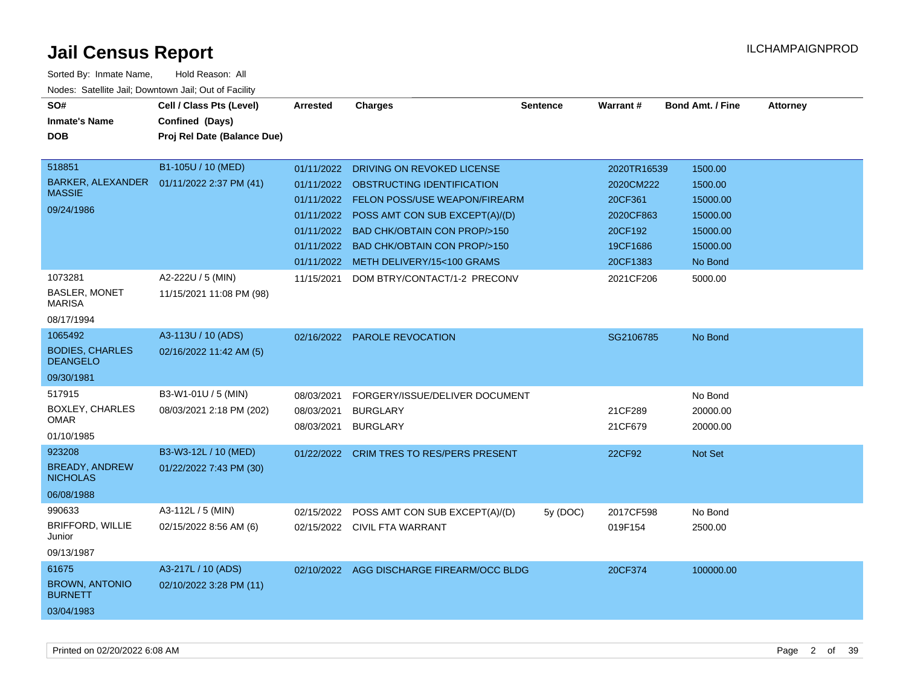# Jail Census Report

ILCHAMPAIGNPROD

Sorted By: Inmate Name, Hold Reason: All

Nodes: Satellite Jail; Downtown Jail; Out of Facility

| SO# / Inmate's Name / DOB | Cell / Class Pts (Level) / Confined (Days) / Proj Rel Date (Balance Due) | Arrested | Charges | Sentence | Warrant # | Bond Amt. / Fine | Attorney |
|---|---|---|---|---|---|---|---|
| 518851<br>BARKER, ALEXANDER MASSIE<br>09/24/1986 | B1-105U / 10 (MED)<br>01/11/2022 2:37 PM (41) | 01/11/2022 | DRIVING ON REVOKED LICENSE | | 2020TR16539 | 1500.00 | |
| | | 01/11/2022 | OBSTRUCTING IDENTIFICATION | | 2020CM222 | 1500.00 | |
| | | 01/11/2022 | FELON POSS/USE WEAPON/FIREARM | | 20CF361 | 15000.00 | |
| | | 01/11/2022 | POSS AMT CON SUB EXCEPT(A)/(D) | | 2020CF863 | 15000.00 | |
| | | 01/11/2022 | BAD CHK/OBTAIN CON PROP/>150 | | 20CF192 | 15000.00 | |
| | | 01/11/2022 | BAD CHK/OBTAIN CON PROP/>150 | | 19CF1686 | 15000.00 | |
| | | 01/11/2022 | METH DELIVERY/15<100 GRAMS | | 20CF1383 | No Bond | |
| 1073281<br>BASLER, MONET MARISA<br>08/17/1994 | A2-222U / 5 (MIN)<br>11/15/2021 11:08 PM (98) | 11/15/2021 | DOM BTRY/CONTACT/1-2 PRECONV | | 2021CF206 | 5000.00 | |
| 1065492<br>BODIES, CHARLES DEANGELO<br>09/30/1981 | A3-113U / 10 (ADS)<br>02/16/2022 11:42 AM (5) | 02/16/2022 | PAROLE REVOCATION | | SG2106785 | No Bond | |
| 517915<br>BOXLEY, CHARLES OMAR<br>01/10/1985 | B3-W1-01U / 5 (MIN)<br>08/03/2021 2:18 PM (202) | 08/03/2021 | FORGERY/ISSUE/DELIVER DOCUMENT | | | No Bond | |
| | | 08/03/2021 | BURGLARY | | 21CF289 | 20000.00 | |
| | | 08/03/2021 | BURGLARY | | 21CF679 | 20000.00 | |
| 923208<br>BREADY, ANDREW NICHOLAS<br>06/08/1988 | B3-W3-12L / 10 (MED)<br>01/22/2022 7:43 PM (30) | 01/22/2022 | CRIM TRES TO RES/PERS PRESENT | | 22CF92 | Not Set | |
| 990633<br>BRIFFORD, WILLIE Junior<br>09/13/1987 | A3-112L / 5 (MIN)<br>02/15/2022 8:56 AM (6) | 02/15/2022 | POSS AMT CON SUB EXCEPT(A)/(D) | 5y (DOC) | 2017CF598 | No Bond | |
| | | 02/15/2022 | CIVIL FTA WARRANT | | 019F154 | 2500.00 | |
| 61675<br>BROWN, ANTONIO BURNETT<br>03/04/1983 | A3-217L / 10 (ADS)<br>02/10/2022 3:28 PM (11) | 02/10/2022 | AGG DISCHARGE FIREARM/OCC BLDG | | 20CF374 | 100000.00 | |

Printed on 02/20/2022 6:08 AM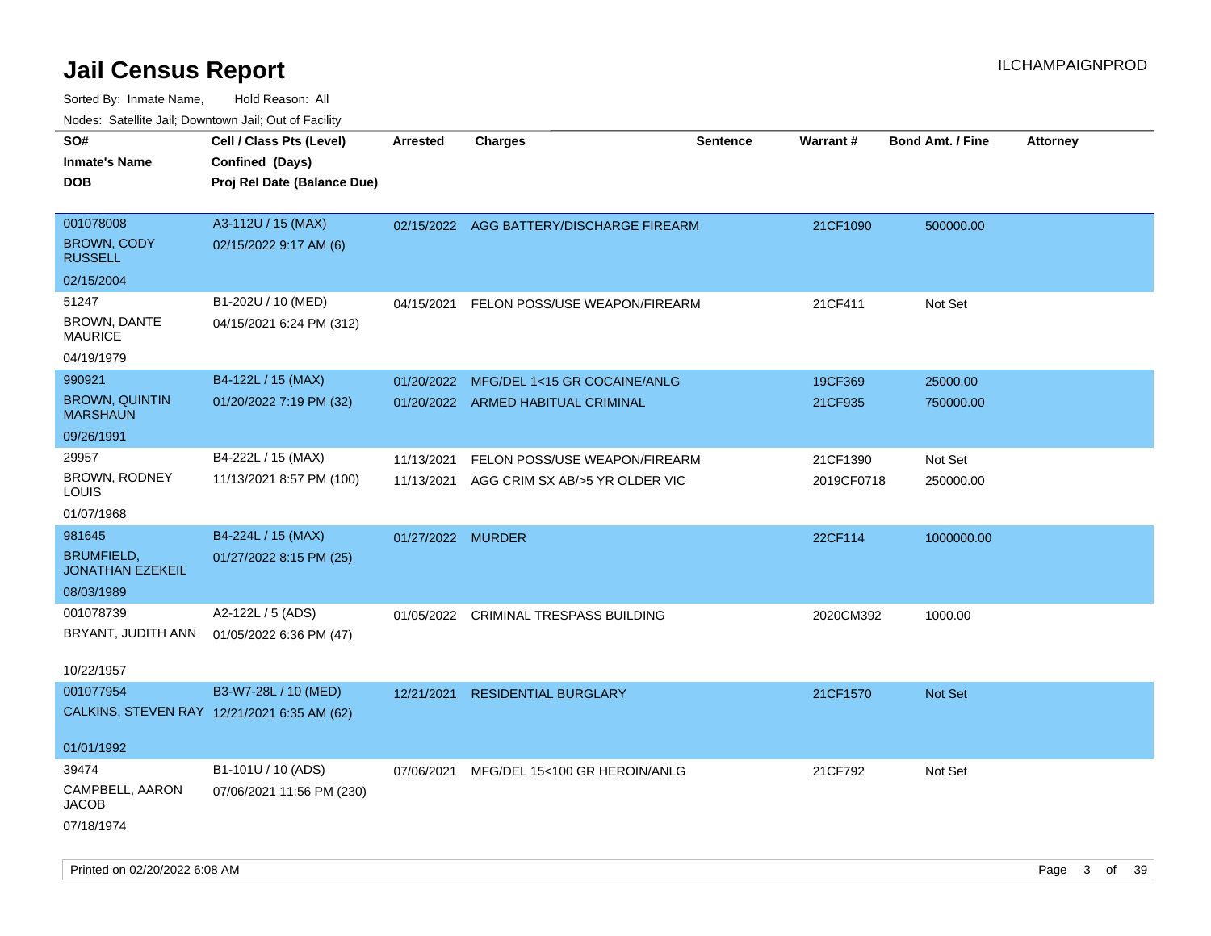# Jail Census Report

Sorted By: Inmate Name, Hold Reason: All

Nodes: Satellite Jail; Downtown Jail; Out of Facility

| SO# / Inmate's Name / DOB | Cell / Class Pts (Level) / Confined (Days) / Proj Rel Date (Balance Due) | Arrested | Charges | Sentence | Warrant # | Bond Amt. / Fine | Attorney |
|---|---|---|---|---|---|---|---|
| 001078008<br>BROWN, CODY RUSSELL<br>02/15/2004 | A3-112U / 15 (MAX)<br>02/15/2022 9:17 AM (6) | 02/15/2022 | AGG BATTERY/DISCHARGE FIREARM | | 21CF1090 | 500000.00 | |
| 51247<br>BROWN, DANTE MAURICE<br>04/19/1979 | B1-202U / 10 (MED)<br>04/15/2021 6:24 PM (312) | 04/15/2021 | FELON POSS/USE WEAPON/FIREARM | | 21CF411 | Not Set | |
| 990921<br>BROWN, QUINTIN MARSHAUN<br>09/26/1991 | B4-122L / 15 (MAX)<br>01/20/2022 7:19 PM (32) | 01/20/2022<br>01/20/2022 | MFG/DEL 1<15 GR COCAINE/ANLG<br>ARMED HABITUAL CRIMINAL | | 19CF369<br>21CF935 | 25000.00<br>750000.00 | |
| 29957<br>BROWN, RODNEY LOUIS<br>01/07/1968 | B4-222L / 15 (MAX)<br>11/13/2021 8:57 PM (100) | 11/13/2021<br>11/13/2021 | FELON POSS/USE WEAPON/FIREARM<br>AGG CRIM SX AB/>5 YR OLDER VIC | | 21CF1390<br>2019CF0718 | Not Set<br>250000.00 | |
| 981645<br>BRUMFIELD, JONATHAN EZEKEIL<br>08/03/1989 | B4-224L / 15 (MAX)<br>01/27/2022 8:15 PM (25) | 01/27/2022 | MURDER | | 22CF114 | 1000000.00 | |
| 001078739<br>BRYANT, JUDITH ANN<br>10/22/1957 | A2-122L / 5 (ADS)<br>01/05/2022 6:36 PM (47) | 01/05/2022 | CRIMINAL TRESPASS BUILDING | | 2020CM392 | 1000.00 | |
| 001077954<br>CALKINS, STEVEN RAY<br>01/01/1992 | B3-W7-28L / 10 (MED)<br>12/21/2021 6:35 AM (62) | 12/21/2021 | RESIDENTIAL BURGLARY | | 21CF1570 | Not Set | |
| 39474<br>CAMPBELL, AARON JACOB<br>07/18/1974 | B1-101U / 10 (ADS)<br>07/06/2021 11:56 PM (230) | 07/06/2021 | MFG/DEL 15<100 GR HEROIN/ANLG | | 21CF792 | Not Set | |

Printed on 02/20/2022 6:08 AM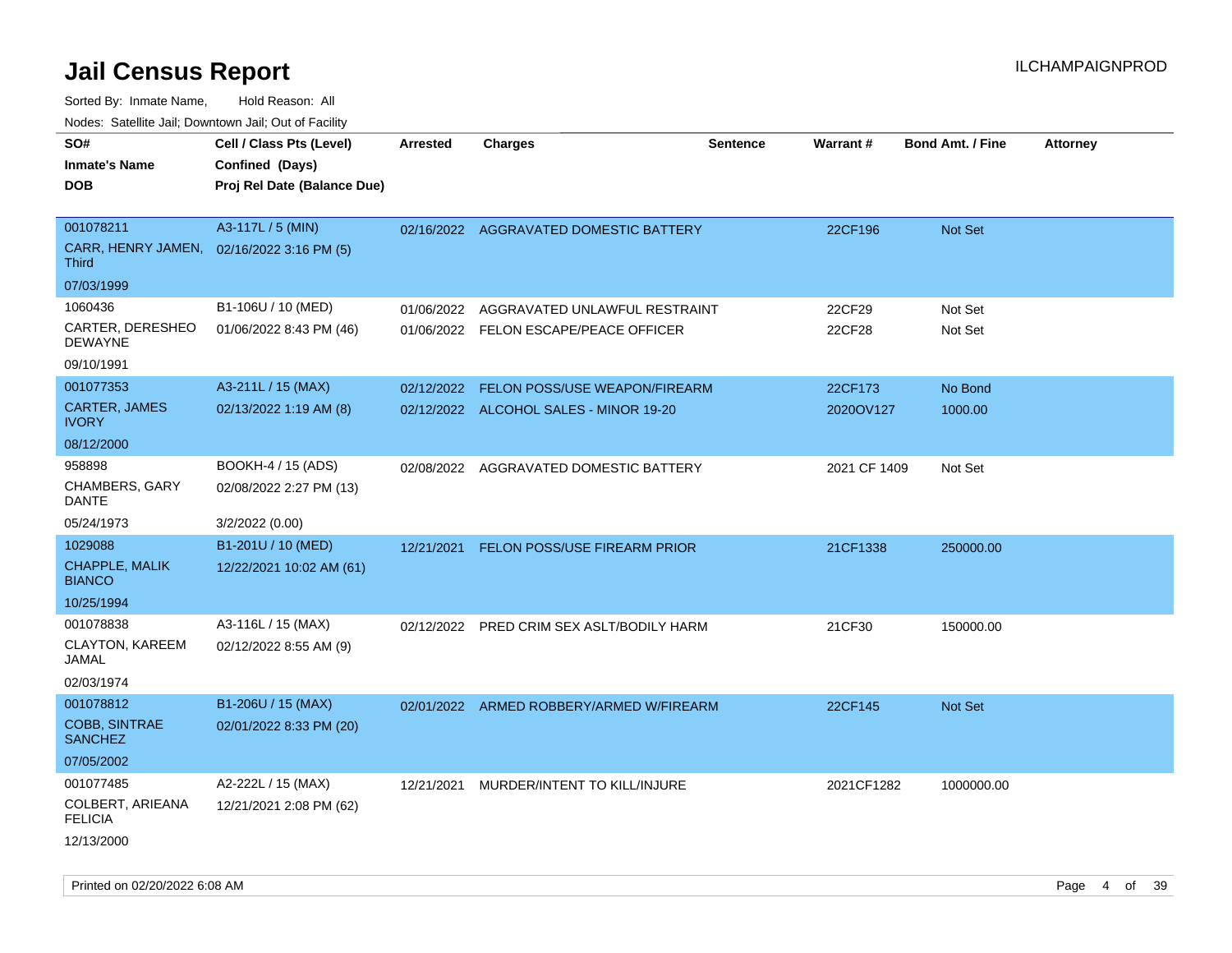# Jail Census Report

ILCHAMPAIGNPROD

Sorted By: Inmate Name, Hold Reason: All

Nodes: Satellite Jail; Downtown Jail; Out of Facility

| SO# / Inmate's Name / DOB | Cell / Class Pts (Level) / Confined (Days) / Proj Rel Date (Balance Due) | Arrested | Charges | Sentence | Warrant # | Bond Amt. / Fine | Attorney |
|---|---|---|---|---|---|---|---|
| 001078211<br>CARR, HENRY JAMEN, Third<br>07/03/1999 | A3-117L / 5 (MIN)<br>02/16/2022 3:16 PM (5) | 02/16/2022 | AGGRAVATED DOMESTIC BATTERY | | 22CF196 | Not Set | |
| 1060436<br>CARTER, DERESHEO DEWAYNE<br>09/10/1991 | B1-106U / 10 (MED)<br>01/06/2022 8:43 PM (46) | 01/06/2022 | AGGRAVATED UNLAWFUL RESTRAINT | | 22CF29 | Not Set | |
| | | 01/06/2022 | FELON ESCAPE/PEACE OFFICER | | 22CF28 | Not Set | |
| 001077353<br>CARTER, JAMES IVORY<br>08/12/2000 | A3-211L / 15 (MAX)<br>02/13/2022 1:19 AM (8) | 02/12/2022 | FELON POSS/USE WEAPON/FIREARM | | 22CF173 | No Bond | |
| | | 02/12/2022 | ALCOHOL SALES - MINOR 19-20 | | 2020OV127 | 1000.00 | |
| 958898<br>CHAMBERS, GARY DANTE<br>05/24/1973 | BOOKH-4 / 15 (ADS)<br>02/08/2022 2:27 PM (13)<br>3/2/2022 (0.00) | 02/08/2022 | AGGRAVATED DOMESTIC BATTERY | | 2021 CF 1409 | Not Set | |
| 1029088<br>CHAPPLE, MALIK BIANCO<br>10/25/1994 | B1-201U / 10 (MED)<br>12/22/2021 10:02 AM (61) | 12/21/2021 | FELON POSS/USE FIREARM PRIOR | | 21CF1338 | 250000.00 | |
| 001078838<br>CLAYTON, KAREEM JAMAL<br>02/03/1974 | A3-116L / 15 (MAX)<br>02/12/2022 8:55 AM (9) | 02/12/2022 | PRED CRIM SEX ASLT/BODILY HARM | | 21CF30 | 150000.00 | |
| 001078812<br>COBB, SINTRAE SANCHEZ<br>07/05/2002 | B1-206U / 15 (MAX)<br>02/01/2022 8:33 PM (20) | 02/01/2022 | ARMED ROBBERY/ARMED W/FIREARM | | 22CF145 | Not Set | |
| 001077485<br>COLBERT, ARIEANA FELICIA<br>12/13/2000 | A2-222L / 15 (MAX)<br>12/21/2021 2:08 PM (62) | 12/21/2021 | MURDER/INTENT TO KILL/INJURE | | 2021CF1282 | 1000000.00 | |

Printed on 02/20/2022 6:08 AM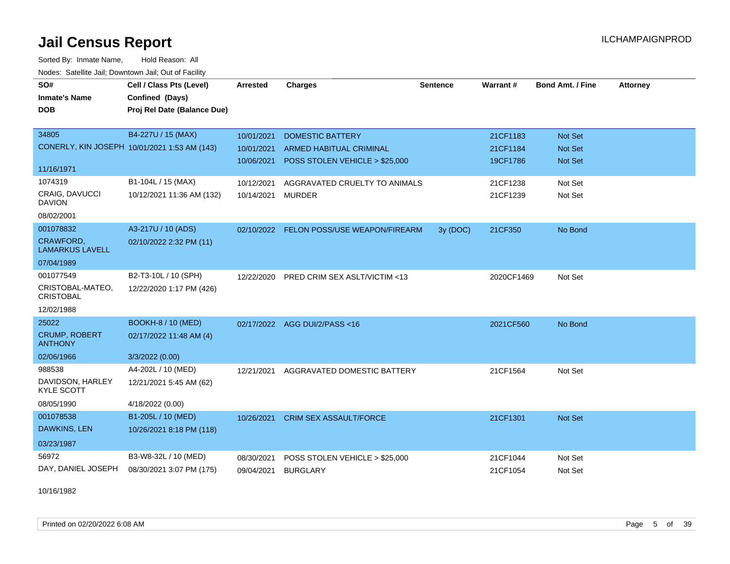# Jail Census Report

ILCHAMPAIGNPROD

Sorted By: Inmate Name, Hold Reason: All

Nodes: Satellite Jail; Downtown Jail; Out of Facility

| SO# / Inmate's Name / DOB | Cell / Class Pts (Level) / Confined (Days) / Proj Rel Date (Balance Due) | Arrested | Charges | Sentence | Warrant # | Bond Amt. / Fine | Attorney |
|---|---|---|---|---|---|---|---|
| 34805<br>CONERLY, KIN JOSEPH<br>11/16/1971 | B4-227U / 15 (MAX)<br>10/01/2021 1:53 AM (143) | 10/01/2021<br>10/01/2021<br>10/06/2021 | DOMESTIC BATTERY<br>ARMED HABITUAL CRIMINAL<br>POSS STOLEN VEHICLE > $25,000 | | 21CF1183<br>21CF1184<br>19CF1786 | Not Set<br>Not Set<br>Not Set | |
| 1074319<br>CRAIG, DAVUCCI DAVION<br>08/02/2001 | B1-104L / 15 (MAX)<br>10/12/2021 11:36 AM (132) | 10/12/2021<br>10/14/2021 | AGGRAVATED CRUELTY TO ANIMALS<br>MURDER | | 21CF1238<br>21CF1239 | Not Set<br>Not Set | |
| 001078832<br>CRAWFORD, LAMARKUS LAVELL<br>07/04/1989 | A3-217U / 10 (ADS)<br>02/10/2022 2:32 PM (11) | 02/10/2022 | FELON POSS/USE WEAPON/FIREARM | 3y (DOC) | 21CF350 | No Bond | |
| 001077549<br>CRISTOBAL-MATEO, CRISTOBAL<br>12/02/1988 | B2-T3-10L / 10 (SPH)<br>12/22/2020 1:17 PM (426) | 12/22/2020 | PRED CRIM SEX ASLT/VICTIM <13 | | 2020CF1469 | Not Set | |
| 25022<br>CRUMP, ROBERT ANTHONY<br>02/06/1966 | BOOKH-8 / 10 (MED)<br>02/17/2022 11:48 AM (4)<br>3/3/2022 (0.00) | 02/17/2022 | AGG DUI/2/PASS <16 | | 2021CF560 | No Bond | |
| 988538<br>DAVIDSON, HARLEY KYLE SCOTT<br>08/05/1990 | A4-202L / 10 (MED)<br>12/21/2021 5:45 AM (62)<br>4/18/2022 (0.00) | 12/21/2021 | AGGRAVATED DOMESTIC BATTERY | | 21CF1564 | Not Set | |
| 001078538<br>DAWKINS, LEN<br>03/23/1987 | B1-205L / 10 (MED)<br>10/26/2021 8:18 PM (118) | 10/26/2021 | CRIM SEX ASSAULT/FORCE | | 21CF1301 | Not Set | |
| 56972<br>DAY, DANIEL JOSEPH<br>10/16/1982 | B3-W8-32L / 10 (MED)<br>08/30/2021 3:07 PM (175) | 08/30/2021<br>09/04/2021 | POSS STOLEN VEHICLE > $25,000<br>BURGLARY | | 21CF1044<br>21CF1054 | Not Set<br>Not Set | |

Printed on 02/20/2022 6:08 AM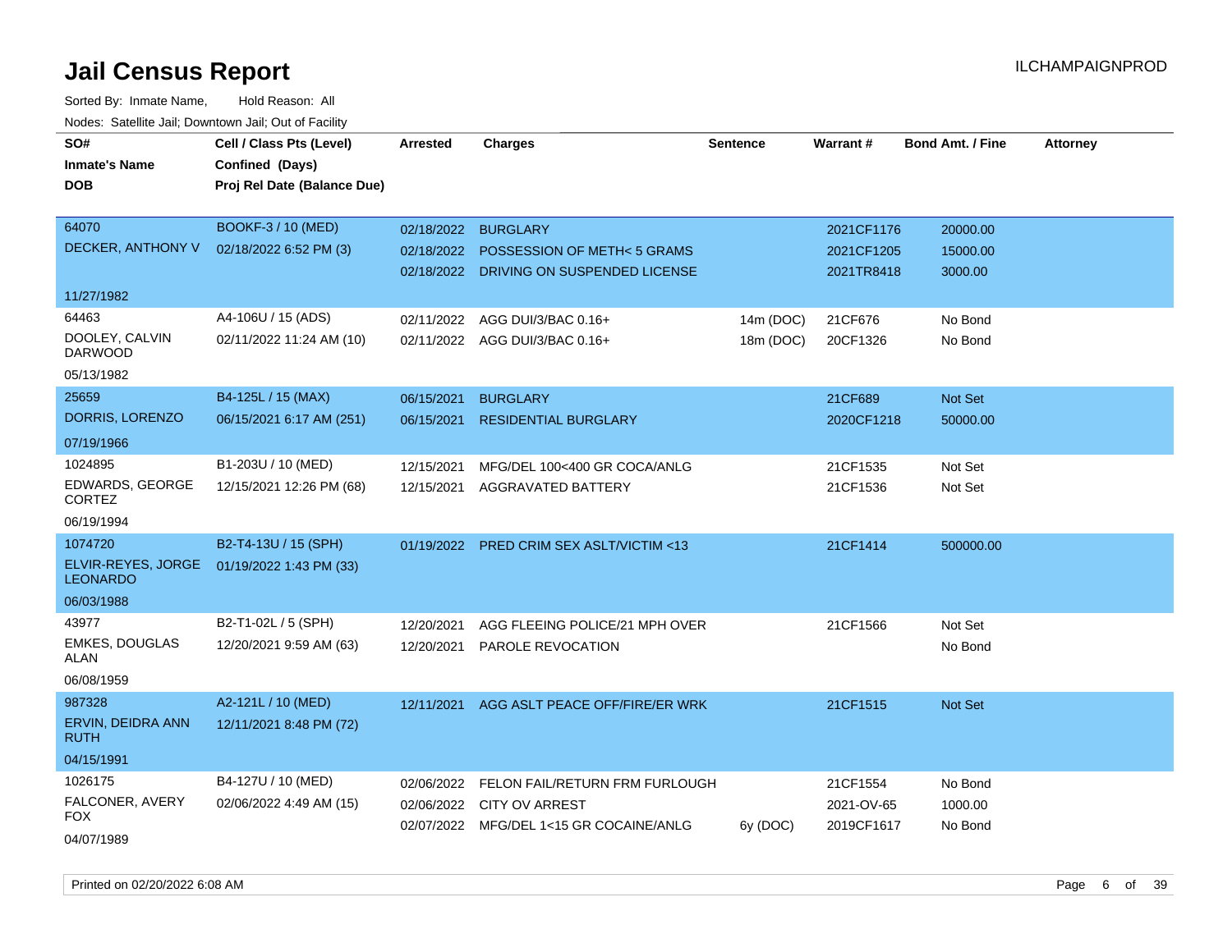# Jail Census Report

ILCHAMPAIGNPROD

Sorted By: Inmate Name, Hold Reason: All

Nodes: Satellite Jail; Downtown Jail; Out of Facility

| SO# / Inmate's Name / DOB | Cell / Class Pts (Level) / Confined (Days) / Proj Rel Date (Balance Due) | Arrested | Charges | Sentence | Warrant # | Bond Amt. / Fine | Attorney |
|---|---|---|---|---|---|---|---|
| 64070 DECKER, ANTHONY V 11/27/1982 | BOOKF-3 / 10 (MED) 02/18/2022 6:52 PM (3) | 02/18/2022 | BURGLARY | | 2021CF1176 | 20000.00 | |
| | | 02/18/2022 | POSSESSION OF METH< 5 GRAMS | | 2021CF1205 | 15000.00 | |
| | | 02/18/2022 | DRIVING ON SUSPENDED LICENSE | | 2021TR8418 | 3000.00 | |
| 64463 DOOLEY, CALVIN DARWOOD 05/13/1982 | A4-106U / 15 (ADS) 02/11/2022 11:24 AM (10) | 02/11/2022 | AGG DUI/3/BAC 0.16+ | 14m (DOC) | 21CF676 | No Bond | |
| | | 02/11/2022 | AGG DUI/3/BAC 0.16+ | 18m (DOC) | 20CF1326 | No Bond | |
| 25659 DORRIS, LORENZO 07/19/1966 | B4-125L / 15 (MAX) 06/15/2021 6:17 AM (251) | 06/15/2021 | BURGLARY | | 21CF689 | Not Set | |
| | | 06/15/2021 | RESIDENTIAL BURGLARY | | 2020CF1218 | 50000.00 | |
| 1024895 EDWARDS, GEORGE CORTEZ 06/19/1994 | B1-203U / 10 (MED) 12/15/2021 12:26 PM (68) | 12/15/2021 | MFG/DEL 100<400 GR COCA/ANLG | | 21CF1535 | Not Set | |
| | | 12/15/2021 | AGGRAVATED BATTERY | | 21CF1536 | Not Set | |
| 1074720 ELVIR-REYES, JORGE LEONARDO 06/03/1988 | B2-T4-13U / 15 (SPH) 01/19/2022 1:43 PM (33) | 01/19/2022 | PRED CRIM SEX ASLT/VICTIM <13 | | 21CF1414 | 500000.00 | |
| 43977 EMKES, DOUGLAS ALAN 06/08/1959 | B2-T1-02L / 5 (SPH) 12/20/2021 9:59 AM (63) | 12/20/2021 | AGG FLEEING POLICE/21 MPH OVER | | 21CF1566 | Not Set | |
| | | 12/20/2021 | PAROLE REVOCATION | | | No Bond | |
| 987328 ERVIN, DEIDRA ANN RUTH 04/15/1991 | A2-121L / 10 (MED) 12/11/2021 8:48 PM (72) | 12/11/2021 | AGG ASLT PEACE OFF/FIRE/ER WRK | | 21CF1515 | Not Set | |
| 1026175 FALCONER, AVERY FOX 04/07/1989 | B4-127U / 10 (MED) 02/06/2022 4:49 AM (15) | 02/06/2022 | FELON FAIL/RETURN FRM FURLOUGH | | 21CF1554 | No Bond | |
| | | 02/06/2022 | CITY OV ARREST | | 2021-OV-65 | 1000.00 | |
| | | 02/07/2022 | MFG/DEL 1<15 GR COCAINE/ANLG | 6y (DOC) | 2019CF1617 | No Bond | |

Printed on 02/20/2022 6:08 AM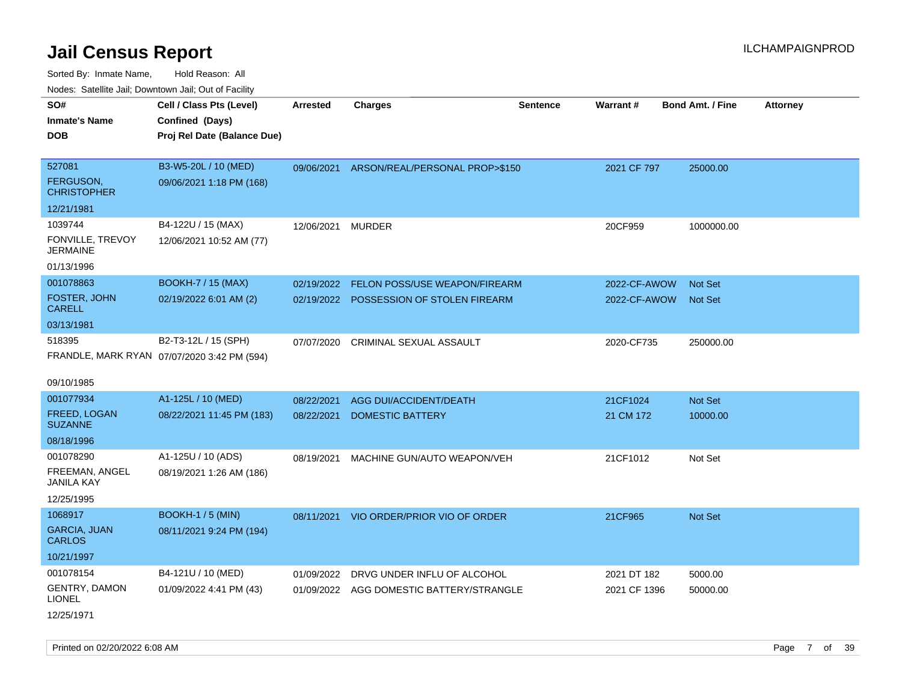# Jail Census Report

ILCHAMPAIGNPROD

Sorted By: Inmate Name, Hold Reason: All

Nodes: Satellite Jail; Downtown Jail; Out of Facility

| SO# / Inmate's Name / DOB | Cell / Class Pts (Level) / Confined (Days) / Proj Rel Date (Balance Due) | Arrested | Charges | Sentence | Warrant # | Bond Amt. / Fine | Attorney |
|---|---|---|---|---|---|---|---|
| 527081 FERGUSON, CHRISTOPHER 12/21/1981 | B3-W5-20L / 10 (MED) 09/06/2021 1:18 PM (168) | 09/06/2021 | ARSON/REAL/PERSONAL PROP>$150 | | 2021 CF 797 | 25000.00 | |
| 1039744 FONVILLE, TREVOY JERMAINE 01/13/1996 | B4-122U / 15 (MAX) 12/06/2021 10:52 AM (77) | 12/06/2021 | MURDER | | 20CF959 | 1000000.00 | |
| 001078863 FOSTER, JOHN CARELL 03/13/1981 | BOOKH-7 / 15 (MAX) 02/19/2022 6:01 AM (2) | 02/19/2022 | FELON POSS/USE WEAPON/FIREARM | | 2022-CF-AWOW | Not Set | |
| | | 02/19/2022 | POSSESSION OF STOLEN FIREARM | | 2022-CF-AWOW | Not Set | |
| 518395 FRANDLE, MARK RYAN 09/10/1985 | B2-T3-12L / 15 (SPH) 07/07/2020 3:42 PM (594) | 07/07/2020 | CRIMINAL SEXUAL ASSAULT | | 2020-CF735 | 250000.00 | |
| 001077934 FREED, LOGAN SUZANNE 08/18/1996 | A1-125L / 10 (MED) 08/22/2021 11:45 PM (183) | 08/22/2021 | AGG DUI/ACCIDENT/DEATH | | 21CF1024 | Not Set | |
| | | 08/22/2021 | DOMESTIC BATTERY | | 21 CM 172 | 10000.00 | |
| 001078290 FREEMAN, ANGEL JANILA KAY 12/25/1995 | A1-125U / 10 (ADS) 08/19/2021 1:26 AM (186) | 08/19/2021 | MACHINE GUN/AUTO WEAPON/VEH | | 21CF1012 | Not Set | |
| 1068917 GARCIA, JUAN CARLOS 10/21/1997 | BOOKH-1 / 5 (MIN) 08/11/2021 9:24 PM (194) | 08/11/2021 | VIO ORDER/PRIOR VIO OF ORDER | | 21CF965 | Not Set | |
| 001078154 GENTRY, DAMON LIONEL 12/25/1971 | B4-121U / 10 (MED) 01/09/2022 4:41 PM (43) | 01/09/2022 | DRVG UNDER INFLU OF ALCOHOL | | 2021 DT 182 | 5000.00 | |
| | | 01/09/2022 | AGG DOMESTIC BATTERY/STRANGLE | | 2021 CF 1396 | 50000.00 | |

Printed on 02/20/2022 6:08 AM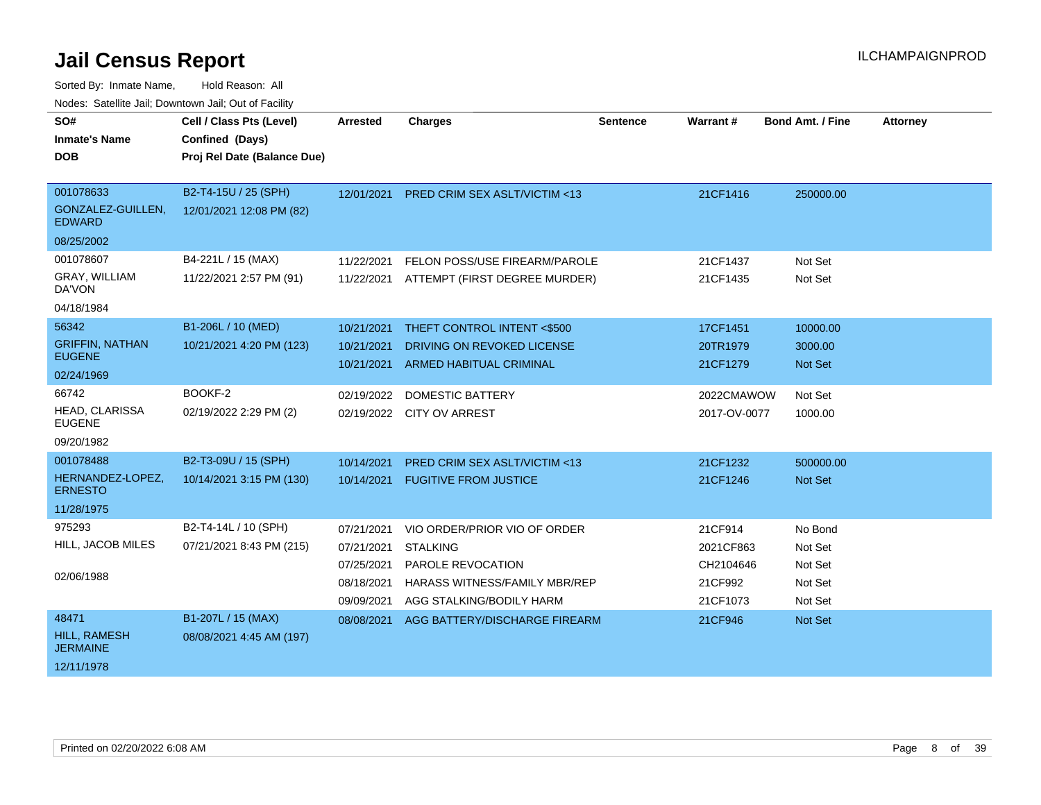# Jail Census Report

ILCHAMPAIGNPROD

Sorted By: Inmate Name, Hold Reason: All

Nodes: Satellite Jail; Downtown Jail; Out of Facility

| SO# / Inmate's Name / DOB | Cell / Class Pts (Level) / Confined (Days) / Proj Rel Date (Balance Due) | Arrested | Charges | Sentence | Warrant # | Bond Amt. / Fine | Attorney |
|---|---|---|---|---|---|---|---|
| 001078633<br>GONZALEZ-GUILLEN, EDWARD<br>08/25/2002 | B2-T4-15U / 25 (SPH)<br>12/01/2021 12:08 PM (82) | 12/01/2021 | PRED CRIM SEX ASLT/VICTIM <13 | | 21CF1416 | 250000.00 | |
| 001078607<br>GRAY, WILLIAM DA'VON<br>04/18/1984 | B4-221L / 15 (MAX)<br>11/22/2021 2:57 PM (91) | 11/22/2021 | FELON POSS/USE FIREARM/PAROLE | | 21CF1437 | Not Set | |
| | | 11/22/2021 | ATTEMPT (FIRST DEGREE MURDER) | | 21CF1435 | Not Set | |
| 56342<br>GRIFFIN, NATHAN EUGENE<br>02/24/1969 | B1-206L / 10 (MED)<br>10/21/2021 4:20 PM (123) | 10/21/2021 | THEFT CONTROL INTENT <$500 | | 17CF1451 | 10000.00 | |
| | | 10/21/2021 | DRIVING ON REVOKED LICENSE | | 20TR1979 | 3000.00 | |
| | | 10/21/2021 | ARMED HABITUAL CRIMINAL | | 21CF1279 | Not Set | |
| 66742<br>HEAD, CLARISSA EUGENE<br>09/20/1982 | BOOKF-2<br>02/19/2022 2:29 PM (2) | 02/19/2022 | DOMESTIC BATTERY | | 2022CMAWOW | Not Set | |
| | | 02/19/2022 | CITY OV ARREST | | 2017-OV-0077 | 1000.00 | |
| 001078488<br>HERNANDEZ-LOPEZ, ERNESTO<br>11/28/1975 | B2-T3-09U / 15 (SPH)<br>10/14/2021 3:15 PM (130) | 10/14/2021 | PRED CRIM SEX ASLT/VICTIM <13 | | 21CF1232 | 500000.00 | |
| | | 10/14/2021 | FUGITIVE FROM JUSTICE | | 21CF1246 | Not Set | |
| 975293<br>HILL, JACOB MILES<br>02/06/1988 | B2-T4-14L / 10 (SPH)<br>07/21/2021 8:43 PM (215) | 07/21/2021 | VIO ORDER/PRIOR VIO OF ORDER | | 21CF914 | No Bond | |
| | | 07/21/2021 | STALKING | | 2021CF863 | Not Set | |
| | | 07/25/2021 | PAROLE REVOCATION | | CH2104646 | Not Set | |
| | | 08/18/2021 | HARASS WITNESS/FAMILY MBR/REP | | 21CF992 | Not Set | |
| | | 09/09/2021 | AGG STALKING/BODILY HARM | | 21CF1073 | Not Set | |
| 48471<br>HILL, RAMESH JERMAINE<br>12/11/1978 | B1-207L / 15 (MAX)<br>08/08/2021 4:45 AM (197) | 08/08/2021 | AGG BATTERY/DISCHARGE FIREARM | | 21CF946 | Not Set | |

Printed on 02/20/2022 6:08 AM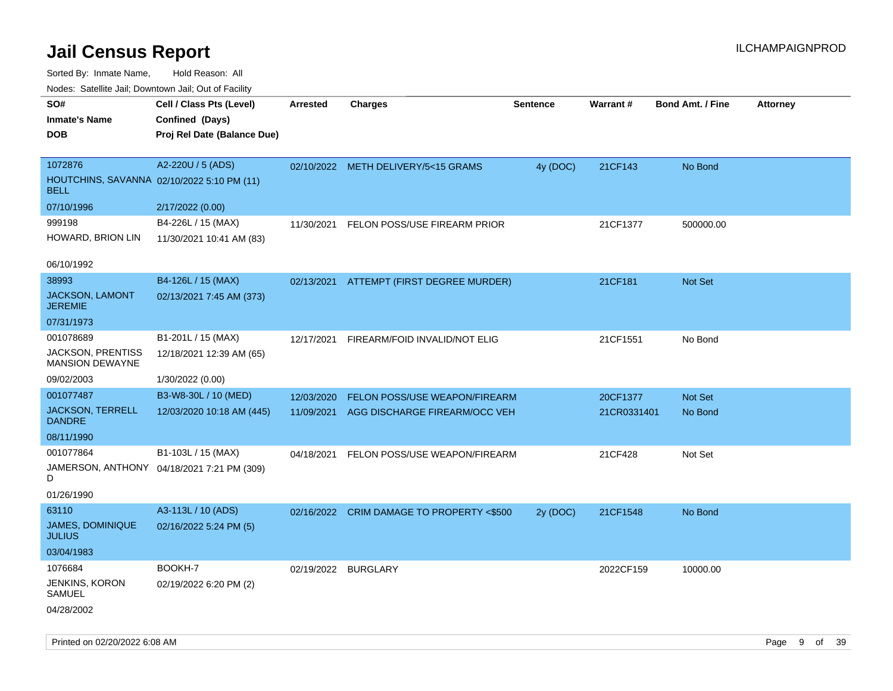# Jail Census Report

ILCHAMPAIGNPROD

Sorted By: Inmate Name, Hold Reason: All

Nodes: Satellite Jail; Downtown Jail; Out of Facility

| SO# / Inmate's Name / DOB | Cell / Class Pts (Level) / Confined (Days) / Proj Rel Date (Balance Due) | Arrested | Charges | Sentence | Warrant # | Bond Amt. / Fine | Attorney |
|---|---|---|---|---|---|---|---|
| 1072876<br>HOUTCHINS, SAVANNA BELL<br>07/10/1996 | A2-220U / 5 (ADS)<br>02/10/2022 5:10 PM (11)<br>2/17/2022 (0.00) | 02/10/2022 | METH DELIVERY/5<15 GRAMS | 4y (DOC) | 21CF143 | No Bond | |
| 999198<br>HOWARD, BRION LIN<br>06/10/1992 | B4-226L / 15 (MAX)<br>11/30/2021 10:41 AM (83) | 11/30/2021 | FELON POSS/USE FIREARM PRIOR | | 21CF1377 | 500000.00 | |
| 38993<br>JACKSON, LAMONT JEREMIE<br>07/31/1973 | B4-126L / 15 (MAX)<br>02/13/2021 7:45 AM (373) | 02/13/2021 | ATTEMPT (FIRST DEGREE MURDER) | | 21CF181 | Not Set | |
| 001078689<br>JACKSON, PRENTISS MANSION DEWAYNE<br>09/02/2003 | B1-201L / 15 (MAX)<br>12/18/2021 12:39 AM (65)<br>1/30/2022 (0.00) | 12/17/2021 | FIREARM/FOID INVALID/NOT ELIG | | 21CF1551 | No Bond | |
| 001077487<br>JACKSON, TERRELL DANDRE<br>08/11/1990 | B3-W8-30L / 10 (MED)<br>12/03/2020 10:18 AM (445) | 12/03/2020<br>11/09/2021 | FELON POSS/USE WEAPON/FIREARM<br>AGG DISCHARGE FIREARM/OCC VEH | | 20CF1377<br>21CR0331401 | Not Set<br>No Bond | |
| 001077864<br>JAMERSON, ANTHONY D<br>01/26/1990 | B1-103L / 15 (MAX)<br>04/18/2021 7:21 PM (309) | 04/18/2021 | FELON POSS/USE WEAPON/FIREARM | | 21CF428 | Not Set | |
| 63110<br>JAMES, DOMINIQUE JULIUS<br>03/04/1983 | A3-113L / 10 (ADS)<br>02/16/2022 5:24 PM (5) | 02/16/2022 | CRIM DAMAGE TO PROPERTY <$500 | 2y (DOC) | 21CF1548 | No Bond | |
| 1076684<br>JENKINS, KORON SAMUEL<br>04/28/2002 | BOOKH-7<br>02/19/2022 6:20 PM (2) | 02/19/2022 | BURGLARY | | 2022CF159 | 10000.00 | |

Printed on 02/20/2022 6:08 AM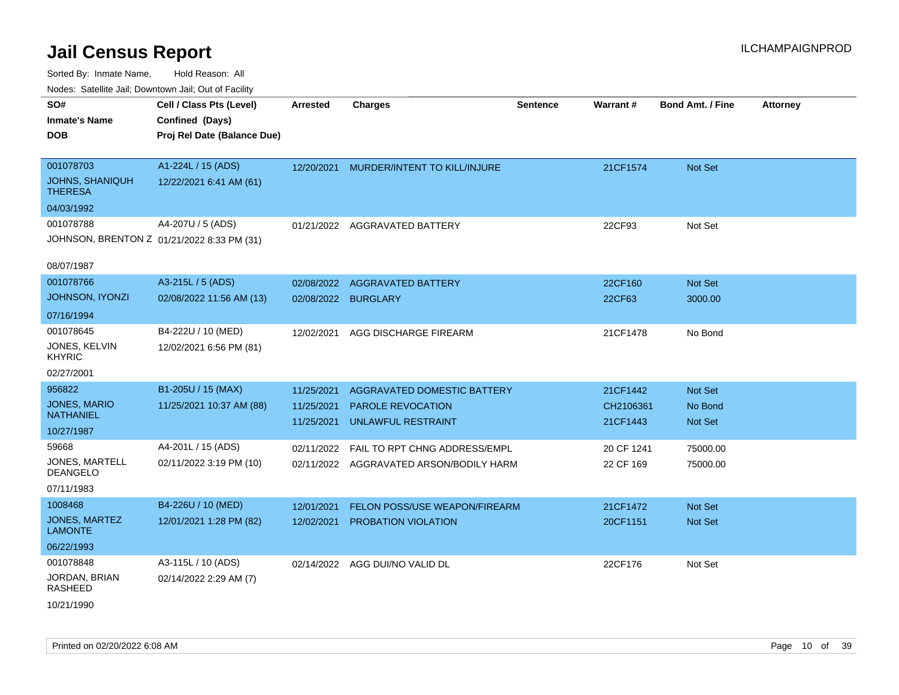# Jail Census Report

ILCHAMPAIGNPROD

Sorted By: Inmate Name, Hold Reason: All

Nodes: Satellite Jail; Downtown Jail; Out of Facility

| SO# / Inmate's Name / DOB | Cell / Class Pts (Level) / Confined (Days) / Proj Rel Date (Balance Due) | Arrested | Charges | Sentence | Warrant # | Bond Amt. / Fine | Attorney |
|---|---|---|---|---|---|---|---|
| 001078703<br>JOHNS, SHANIQUH THERESA<br>04/03/1992 | A1-224L / 15 (ADS)<br>12/22/2021 6:41 AM (61) | 12/20/2021 | MURDER/INTENT TO KILL/INJURE | | 21CF1574 | Not Set | |
| 001078788<br>JOHNSON, BRENTON Z<br>08/07/1987 | A4-207U / 5 (ADS)<br>01/21/2022 8:33 PM (31) | 01/21/2022 | AGGRAVATED BATTERY | | 22CF93 | Not Set | |
| 001078766<br>JOHNSON, IYONZI<br>07/16/1994 | A3-215L / 5 (ADS)<br>02/08/2022 11:56 AM (13) | 02/08/2022 | AGGRAVATED BATTERY | | 22CF160 | Not Set | |
| | | 02/08/2022 | BURGLARY | | 22CF63 | 3000.00 | |
| 001078645<br>JONES, KELVIN KHYRIC<br>02/27/2001 | B4-222U / 10 (MED)<br>12/02/2021 6:56 PM (81) | 12/02/2021 | AGG DISCHARGE FIREARM | | 21CF1478 | No Bond | |
| 956822<br>JONES, MARIO NATHANIEL<br>10/27/1987 | B1-205U / 15 (MAX)<br>11/25/2021 10:37 AM (88) | 11/25/2021 | AGGRAVATED DOMESTIC BATTERY | | 21CF1442 | Not Set | |
| | | 11/25/2021 | PAROLE REVOCATION | | CH2106361 | No Bond | |
| | | 11/25/2021 | UNLAWFUL RESTRAINT | | 21CF1443 | Not Set | |
| 59668<br>JONES, MARTELL DEANGELO<br>07/11/1983 | A4-201L / 15 (ADS)<br>02/11/2022 3:19 PM (10) | 02/11/2022 | FAIL TO RPT CHNG ADDRESS/EMPL | | 20 CF 1241 | 75000.00 | |
| | | 02/11/2022 | AGGRAVATED ARSON/BODILY HARM | | 22 CF 169 | 75000.00 | |
| 1008468<br>JONES, MARTEZ LAMONTE<br>06/22/1993 | B4-226U / 10 (MED)<br>12/01/2021 1:28 PM (82) | 12/01/2021 | FELON POSS/USE WEAPON/FIREARM | | 21CF1472 | Not Set | |
| | | 12/02/2021 | PROBATION VIOLATION | | 20CF1151 | Not Set | |
| 001078848<br>JORDAN, BRIAN RASHEED<br>10/21/1990 | A3-115L / 10 (ADS)<br>02/14/2022 2:29 AM (7) | 02/14/2022 | AGG DUI/NO VALID DL | | 22CF176 | Not Set | |

Printed on 02/20/2022 6:08 AM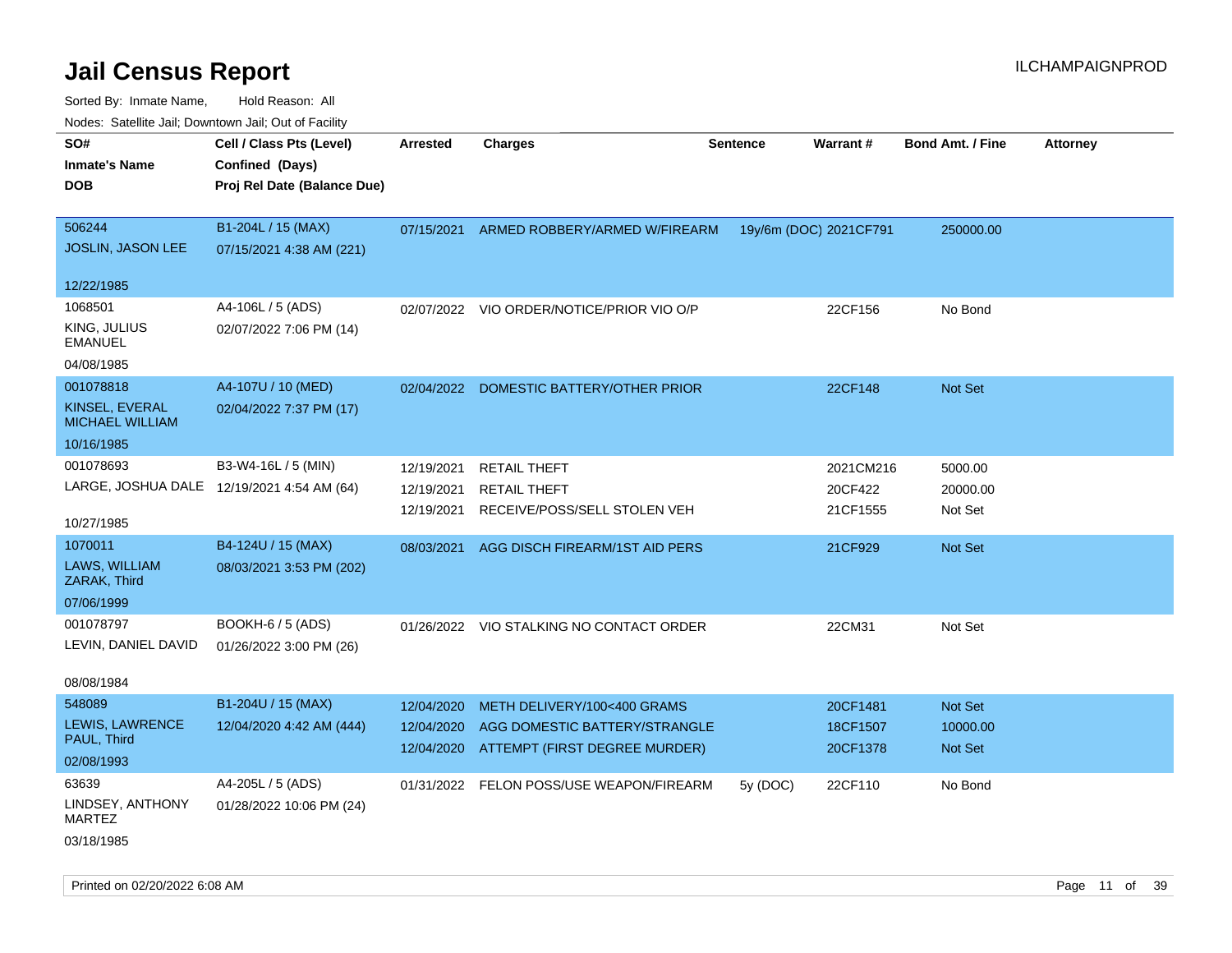# Jail Census Report

ILCHAMPAIGNPROD

Sorted By: Inmate Name, Hold Reason: All

Nodes: Satellite Jail; Downtown Jail; Out of Facility

| SO# / Inmate's Name / DOB | Cell / Class Pts (Level) / Confined (Days) / Proj Rel Date (Balance Due) | Arrested | Charges | Sentence | Warrant # | Bond Amt. / Fine | Attorney |
|---|---|---|---|---|---|---|---|
| 506244<br>JOSLIN, JASON LEE<br>12/22/1985 | B1-204L / 15 (MAX)<br>07/15/2021 4:38 AM (221) | 07/15/2021 | ARMED ROBBERY/ARMED W/FIREARM | 19y/6m (DOC) | 2021CF791 | 250000.00 | |
| 1068501<br>KING, JULIUS EMANUEL<br>04/08/1985 | A4-106L / 5 (ADS)<br>02/07/2022 7:06 PM (14) | 02/07/2022 | VIO ORDER/NOTICE/PRIOR VIO O/P | | 22CF156 | No Bond | |
| 001078818<br>KINSEL, EVERAL MICHAEL WILLIAM<br>10/16/1985 | A4-107U / 10 (MED)<br>02/04/2022 7:37 PM (17) | 02/04/2022 | DOMESTIC BATTERY/OTHER PRIOR | | 22CF148 | Not Set | |
| 001078693<br>LARGE, JOSHUA DALE<br>10/27/1985 | B3-W4-16L / 5 (MIN)<br>12/19/2021 4:54 AM (64) | 12/19/2021<br>12/19/2021<br>12/19/2021 | RETAIL THEFT<br>RETAIL THEFT<br>RECEIVE/POSS/SELL STOLEN VEH | | 2021CM216<br>20CF422<br>21CF1555 | 5000.00<br>20000.00<br>Not Set | |
| 1070011<br>LAWS, WILLIAM ZARAK, Third<br>07/06/1999 | B4-124U / 15 (MAX)<br>08/03/2021 3:53 PM (202) | 08/03/2021 | AGG DISCH FIREARM/1ST AID PERS | | 21CF929 | Not Set | |
| 001078797<br>LEVIN, DANIEL DAVID<br>08/08/1984 | BOOKH-6 / 5 (ADS)<br>01/26/2022 3:00 PM (26) | 01/26/2022 | VIO STALKING NO CONTACT ORDER | | 22CM31 | Not Set | |
| 548089<br>LEWIS, LAWRENCE PAUL, Third<br>02/08/1993 | B1-204U / 15 (MAX)<br>12/04/2020 4:42 AM (444) | 12/04/2020<br>12/04/2020<br>12/04/2020 | METH DELIVERY/100<400 GRAMS<br>AGG DOMESTIC BATTERY/STRANGLE<br>ATTEMPT (FIRST DEGREE MURDER) | | 20CF1481<br>18CF1507<br>20CF1378 | Not Set<br>10000.00<br>Not Set | |
| 63639<br>LINDSEY, ANTHONY MARTEZ<br>03/18/1985 | A4-205L / 5 (ADS)<br>01/28/2022 10:06 PM (24) | 01/31/2022 | FELON POSS/USE WEAPON/FIREARM | 5y (DOC) | 22CF110 | No Bond | |

Printed on 02/20/2022 6:08 AM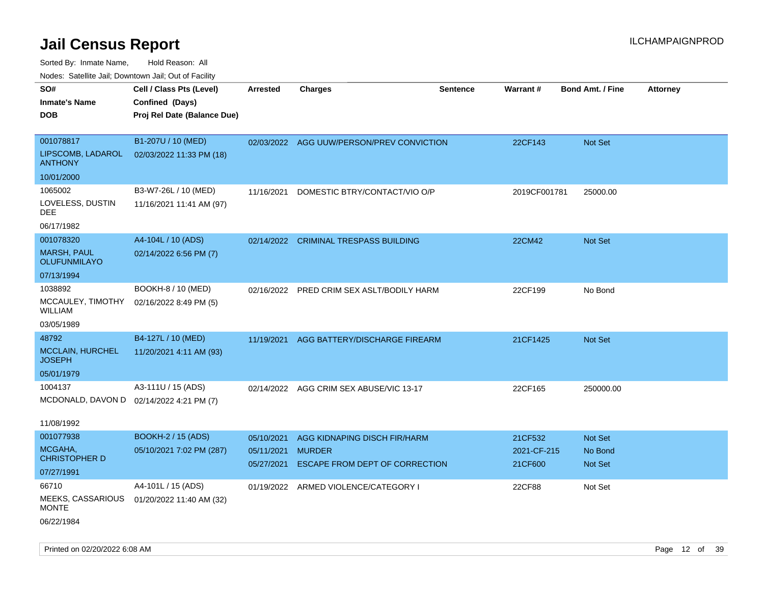# Jail Census Report

Sorted By: Inmate Name, Hold Reason: All

Nodes: Satellite Jail; Downtown Jail; Out of Facility

| SO# / Inmate's Name / DOB | Cell / Class Pts (Level) / Confined (Days) / Proj Rel Date (Balance Due) | Arrested | Charges | Sentence | Warrant # | Bond Amt. / Fine | Attorney |
|---|---|---|---|---|---|---|---|
| 001078817<br>LIPSCOMB, LADAROL ANTHONY<br>10/01/2000 | B1-207U / 10 (MED)<br>02/03/2022 11:33 PM (18) | 02/03/2022 | AGG UUW/PERSON/PREV CONVICTION | | 22CF143 | Not Set | |
| 1065002<br>LOVELESS, DUSTIN DEE<br>06/17/1982 | B3-W7-26L / 10 (MED)<br>11/16/2021 11:41 AM (97) | 11/16/2021 | DOMESTIC BTRY/CONTACT/VIO O/P | | 2019CF001781 | 25000.00 | |
| 001078320<br>MARSH, PAUL OLUFUNMILAYO<br>07/13/1994 | A4-104L / 10 (ADS)<br>02/14/2022 6:56 PM (7) | 02/14/2022 | CRIMINAL TRESPASS BUILDING | | 22CM42 | Not Set | |
| 1038892<br>MCCAULEY, TIMOTHY WILLIAM<br>03/05/1989 | BOOKH-8 / 10 (MED)<br>02/16/2022 8:49 PM (5) | 02/16/2022 | PRED CRIM SEX ASLT/BODILY HARM | | 22CF199 | No Bond | |
| 48792<br>MCCLAIN, HURCHEL JOSEPH<br>05/01/1979 | B4-127L / 10 (MED)<br>11/20/2021 4:11 AM (93) | 11/19/2021 | AGG BATTERY/DISCHARGE FIREARM | | 21CF1425 | Not Set | |
| 1004137<br>MCDONALD, DAVON D<br>11/08/1992 | A3-111U / 15 (ADS)<br>02/14/2022 4:21 PM (7) | 02/14/2022 | AGG CRIM SEX ABUSE/VIC 13-17 | | 22CF165 | 250000.00 | |
| 001077938<br>MCGAHA, CHRISTOPHER D<br>07/27/1991 | BOOKH-2 / 15 (ADS)<br>05/10/2021 7:02 PM (287) | 05/10/2021<br>05/11/2021<br>05/27/2021 | AGG KIDNAPING DISCH FIR/HARM<br>MURDER<br>ESCAPE FROM DEPT OF CORRECTION | | 21CF532<br>2021-CF-215<br>21CF600 | Not Set<br>No Bond<br>Not Set | |
| 66710<br>MEEKS, CASSARIOUS MONTE<br>06/22/1984 | A4-101L / 15 (ADS)<br>01/20/2022 11:40 AM (32) | 01/19/2022 | ARMED VIOLENCE/CATEGORY I | | 22CF88 | Not Set | |

Printed on 02/20/2022 6:08 AM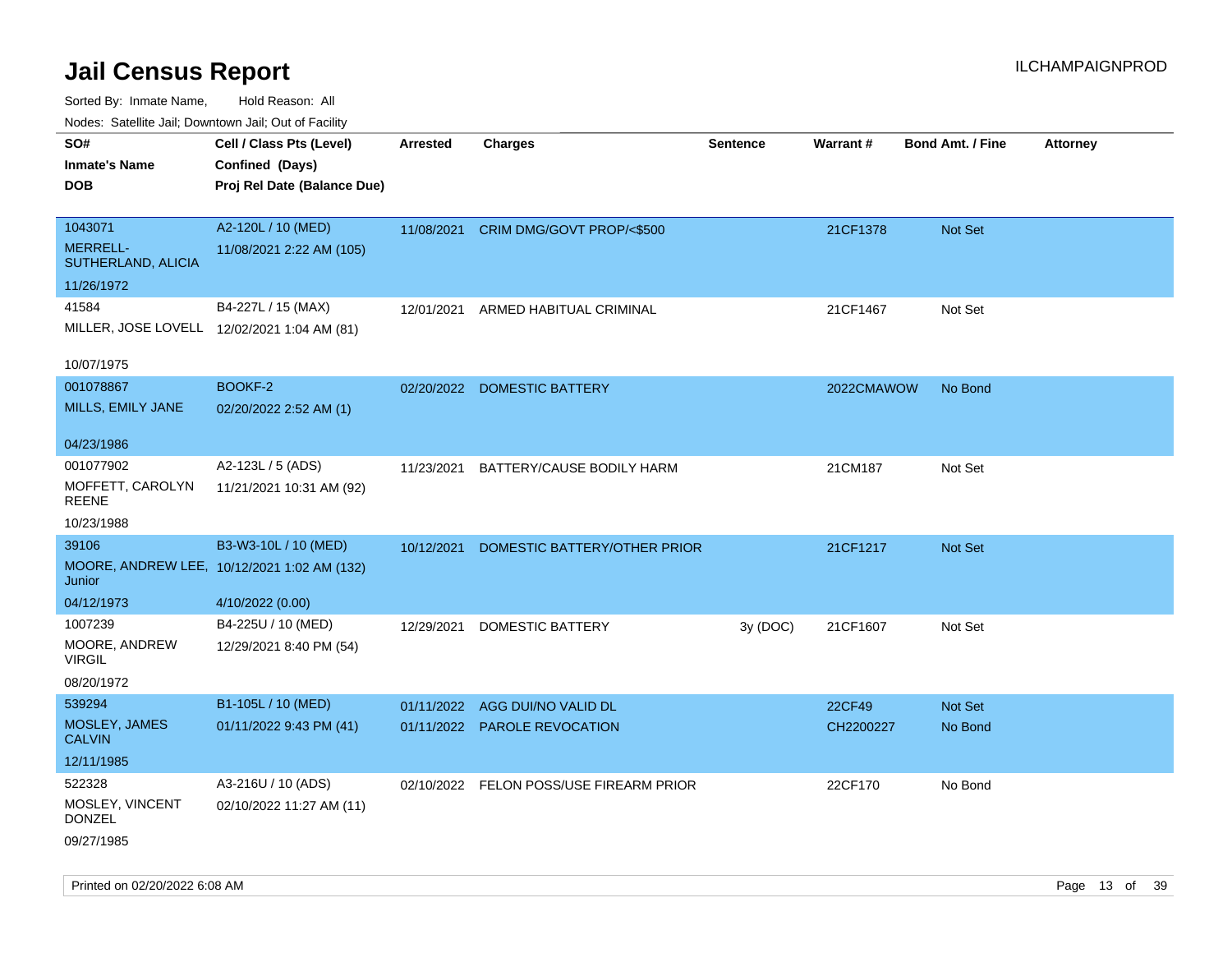# Jail Census Report

ILCHAMPAIGNPROD

Sorted By: Inmate Name, Hold Reason: All

Nodes: Satellite Jail; Downtown Jail; Out of Facility

| SO# / Inmate's Name / DOB | Cell / Class Pts (Level) / Confined (Days) / Proj Rel Date (Balance Due) | Arrested | Charges | Sentence | Warrant # | Bond Amt. / Fine | Attorney |
|---|---|---|---|---|---|---|---|
| 1043071<br>MERRELL-SUTHERLAND, ALICIA<br>11/26/1972 | A2-120L / 10 (MED)<br>11/08/2021 2:22 AM (105) | 11/08/2021 | CRIM DMG/GOVT PROP/<$500 | | 21CF1378 | Not Set | |
| 41584<br>MILLER, JOSE LOVELL<br>10/07/1975 | B4-227L / 15 (MAX)<br>12/02/2021 1:04 AM (81) | 12/01/2021 | ARMED HABITUAL CRIMINAL | | 21CF1467 | Not Set | |
| 001078867<br>MILLS, EMILY JANE<br>04/23/1986 | BOOKF-2<br>02/20/2022 2:52 AM (1) | 02/20/2022 | DOMESTIC BATTERY | | 2022CMAWOW | No Bond | |
| 001077902<br>MOFFETT, CAROLYN REENE<br>10/23/1988 | A2-123L / 5 (ADS)<br>11/21/2021 10:31 AM (92) | 11/23/2021 | BATTERY/CAUSE BODILY HARM | | 21CM187 | Not Set | |
| 39106<br>MOORE, ANDREW LEE, Junior<br>04/12/1973 | B3-W3-10L / 10 (MED)<br>10/12/2021 1:02 AM (132)<br>4/10/2022 (0.00) | 10/12/2021 | DOMESTIC BATTERY/OTHER PRIOR | | 21CF1217 | Not Set | |
| 1007239<br>MOORE, ANDREW VIRGIL<br>08/20/1972 | B4-225U / 10 (MED)<br>12/29/2021 8:40 PM (54) | 12/29/2021 | DOMESTIC BATTERY | 3y (DOC) | 21CF1607 | Not Set | |
| 539294<br>MOSLEY, JAMES CALVIN<br>12/11/1985 | B1-105L / 10 (MED)<br>01/11/2022 9:43 PM (41) | 01/11/2022<br>01/11/2022 | AGG DUI/NO VALID DL<br>PAROLE REVOCATION | | 22CF49<br>CH2200227 | Not Set<br>No Bond | |
| 522328<br>MOSLEY, VINCENT DONZEL<br>09/27/1985 | A3-216U / 10 (ADS)<br>02/10/2022 11:27 AM (11) | 02/10/2022 | FELON POSS/USE FIREARM PRIOR | | 22CF170 | No Bond | |

Printed on 02/20/2022 6:08 AM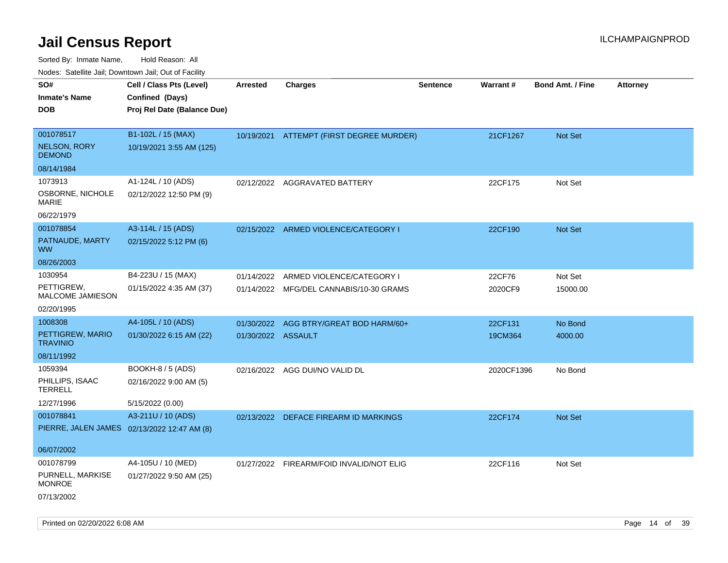# Jail Census Report

ILCHAMPAIGNPROD

Sorted By: Inmate Name, Hold Reason: All

Nodes: Satellite Jail; Downtown Jail; Out of Facility

| SO# / Inmate's Name / DOB | Cell / Class Pts (Level) / Confined (Days) / Proj Rel Date (Balance Due) | Arrested | Charges | Sentence | Warrant # | Bond Amt. / Fine | Attorney |
|---|---|---|---|---|---|---|---|
| 001078517<br>NELSON, RORY DEMOND<br>08/14/1984 | B1-102L / 15 (MAX)<br>10/19/2021 3:55 AM (125) | 10/19/2021 | ATTEMPT (FIRST DEGREE MURDER) | | 21CF1267 | Not Set | |
| 1073913<br>OSBORNE, NICHOLE MARIE<br>06/22/1979 | A1-124L / 10 (ADS)<br>02/12/2022 12:50 PM (9) | 02/12/2022 | AGGRAVATED BATTERY | | 22CF175 | Not Set | |
| 001078854<br>PATNAUDE, MARTY WW<br>08/26/2003 | A3-114L / 15 (ADS)<br>02/15/2022 5:12 PM (6) | 02/15/2022 | ARMED VIOLENCE/CATEGORY I | | 22CF190 | Not Set | |
| 1030954<br>PETTIGREW, MALCOME JAMIESON<br>02/20/1995 | B4-223U / 15 (MAX)<br>01/15/2022 4:35 AM (37) | 01/14/2022<br>01/14/2022 | ARMED VIOLENCE/CATEGORY I<br>MFG/DEL CANNABIS/10-30 GRAMS | | 22CF76<br>2020CF9 | Not Set<br>15000.00 | |
| 1008308<br>PETTIGREW, MARIO TRAVINIO<br>08/11/1992 | A4-105L / 10 (ADS)<br>01/30/2022 6:15 AM (22) | 01/30/2022<br>01/30/2022 | AGG BTRY/GREAT BOD HARM/60+<br>ASSAULT | | 22CF131<br>19CM364 | No Bond<br>4000.00 | |
| 1059394<br>PHILLIPS, ISAAC TERRELL<br>12/27/1996 | BOOKH-8 / 5 (ADS)<br>02/16/2022 9:00 AM (5)<br>5/15/2022 (0.00) | 02/16/2022 | AGG DUI/NO VALID DL | | 2020CF1396 | No Bond | |
| 001078841<br>PIERRE, JALEN JAMES<br>06/07/2002 | A3-211U / 10 (ADS)<br>02/13/2022 12:47 AM (8) | 02/13/2022 | DEFACE FIREARM ID MARKINGS | | 22CF174 | Not Set | |
| 001078799<br>PURNELL, MARKISE MONROE<br>07/13/2002 | A4-105U / 10 (MED)<br>01/27/2022 9:50 AM (25) | 01/27/2022 | FIREARM/FOID INVALID/NOT ELIG | | 22CF116 | Not Set | |

Printed on 02/20/2022 6:08 AM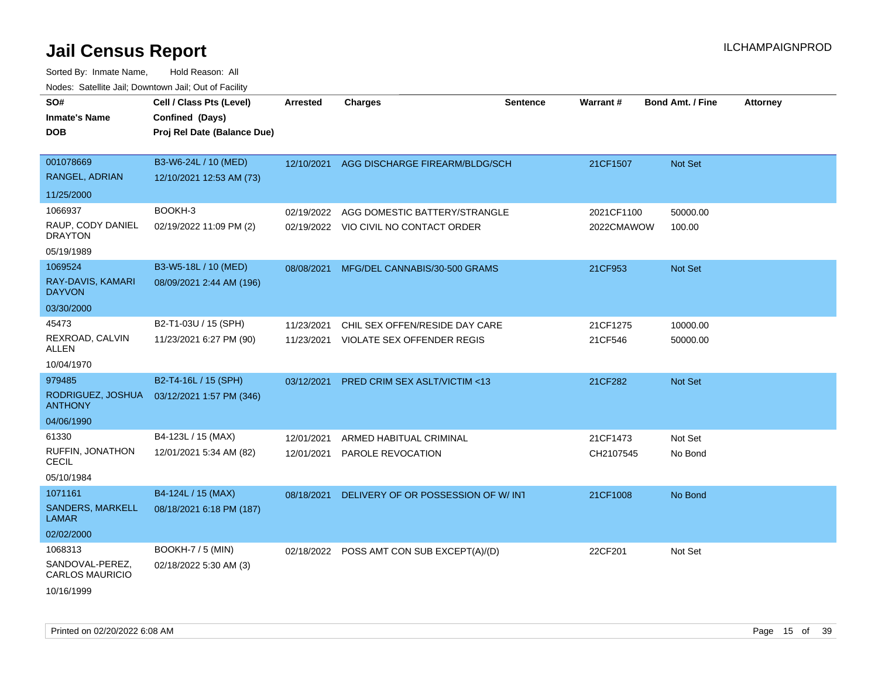# Jail Census Report

ILCHAMPAIGNPROD

Sorted By: Inmate Name, Hold Reason: All

Nodes: Satellite Jail; Downtown Jail; Out of Facility

| SO# / Inmate's Name / DOB | Cell / Class Pts (Level) / Confined (Days) / Proj Rel Date (Balance Due) | Arrested | Charges | Sentence | Warrant # | Bond Amt. / Fine | Attorney |
|---|---|---|---|---|---|---|---|
| 001078669<br>RANGEL, ADRIAN<br>11/25/2000 | B3-W6-24L / 10 (MED)<br>12/10/2021 12:53 AM (73) | 12/10/2021 | AGG DISCHARGE FIREARM/BLDG/SCH | | 21CF1507 | Not Set | |
| 1066937<br>RAUP, CODY DANIEL DRAYTON<br>05/19/1989 | BOOKH-3<br>02/19/2022 11:09 PM (2) | 02/19/2022<br>02/19/2022 | AGG DOMESTIC BATTERY/STRANGLE<br>VIO CIVIL NO CONTACT ORDER | | 2021CF1100<br>2022CMAWOW | 50000.00<br>100.00 | |
| 1069524<br>RAY-DAVIS, KAMARI DAYVON<br>03/30/2000 | B3-W5-18L / 10 (MED)<br>08/09/2021 2:44 AM (196) | 08/08/2021 | MFG/DEL CANNABIS/30-500 GRAMS | | 21CF953 | Not Set | |
| 45473<br>REXROAD, CALVIN ALLEN<br>10/04/1970 | B2-T1-03U / 15 (SPH)<br>11/23/2021 6:27 PM (90) | 11/23/2021<br>11/23/2021 | CHIL SEX OFFEN/RESIDE DAY CARE<br>VIOLATE SEX OFFENDER REGIS | | 21CF1275<br>21CF546 | 10000.00<br>50000.00 | |
| 979485<br>RODRIGUEZ, JOSHUA ANTHONY<br>04/06/1990 | B2-T4-16L / 15 (SPH)<br>03/12/2021 1:57 PM (346) | 03/12/2021 | PRED CRIM SEX ASLT/VICTIM <13 | | 21CF282 | Not Set | |
| 61330<br>RUFFIN, JONATHON CECIL<br>05/10/1984 | B4-123L / 15 (MAX)<br>12/01/2021 5:34 AM (82) | 12/01/2021<br>12/01/2021 | ARMED HABITUAL CRIMINAL<br>PAROLE REVOCATION | | 21CF1473<br>CH2107545 | Not Set<br>No Bond | |
| 1071161<br>SANDERS, MARKELL LAMAR<br>02/02/2000 | B4-124L / 15 (MAX)<br>08/18/2021 6:18 PM (187) | 08/18/2021 | DELIVERY OF OR POSSESSION OF W/ INT | | 21CF1008 | No Bond | |
| 1068313<br>SANDOVAL-PEREZ, CARLOS MAURICIO<br>10/16/1999 | BOOKH-7 / 5 (MIN)<br>02/18/2022 5:30 AM (3) | 02/18/2022 | POSS AMT CON SUB EXCEPT(A)/(D) | | 22CF201 | Not Set | |

Printed on 02/20/2022 6:08 AM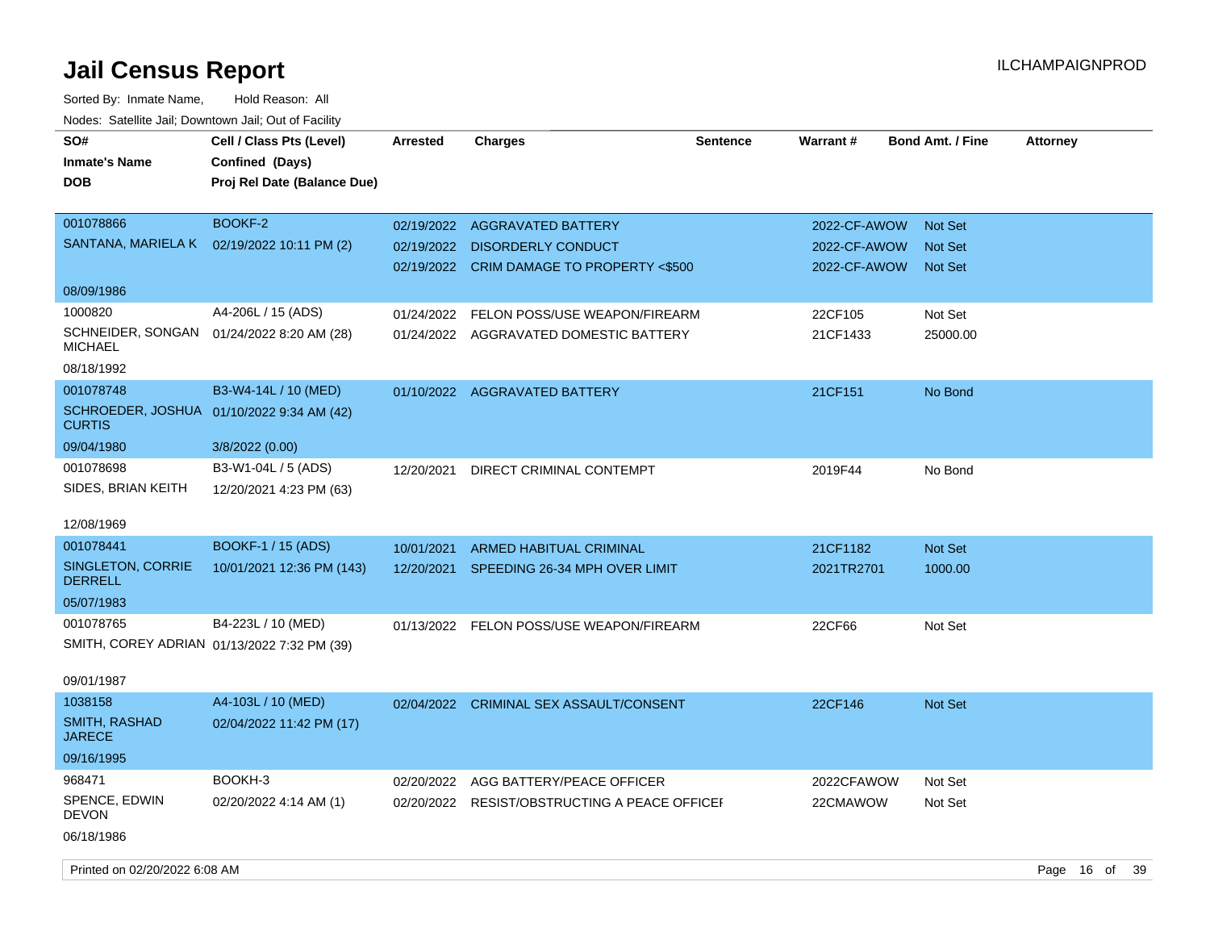# Jail Census Report

Sorted By: Inmate Name, Hold Reason: All

Nodes: Satellite Jail; Downtown Jail; Out of Facility

| SO# / Inmate's Name / DOB | Cell / Class Pts (Level) / Confined (Days) / Proj Rel Date (Balance Due) | Arrested | Charges | Sentence | Warrant # | Bond Amt. / Fine | Attorney |
|---|---|---|---|---|---|---|---|
| 001078866 SANTANA, MARIELA K 08/09/1986 | BOOKF-2 02/19/2022 10:11 PM (2) | 02/19/2022 | AGGRAVATED BATTERY | | 2022-CF-AWOW | Not Set | |
| | | 02/19/2022 | DISORDERLY CONDUCT | | 2022-CF-AWOW | Not Set | |
| | | 02/19/2022 | CRIM DAMAGE TO PROPERTY <$500 | | 2022-CF-AWOW | Not Set | |
| 1000820 SCHNEIDER, SONGAN MICHAEL 08/18/1992 | A4-206L / 15 (ADS) 01/24/2022 8:20 AM (28) | 01/24/2022 | FELON POSS/USE WEAPON/FIREARM | | 22CF105 | Not Set | |
| | | 01/24/2022 | AGGRAVATED DOMESTIC BATTERY | | 21CF1433 | 25000.00 | |
| 001078748 SCHROEDER, JOSHUA CURTIS 09/04/1980 | B3-W4-14L / 10 (MED) 01/10/2022 9:34 AM (42) 3/8/2022 (0.00) | 01/10/2022 | AGGRAVATED BATTERY | | 21CF151 | No Bond | |
| 001078698 SIDES, BRIAN KEITH 12/08/1969 | B3-W1-04L / 5 (ADS) 12/20/2021 4:23 PM (63) | 12/20/2021 | DIRECT CRIMINAL CONTEMPT | | 2019F44 | No Bond | |
| 001078441 SINGLETON, CORRIE DERRELL 05/07/1983 | BOOKF-1 / 15 (ADS) 10/01/2021 12:36 PM (143) | 10/01/2021 | ARMED HABITUAL CRIMINAL | | 21CF1182 | Not Set | |
| | | 12/20/2021 | SPEEDING 26-34 MPH OVER LIMIT | | 2021TR2701 | 1000.00 | |
| 001078765 SMITH, COREY ADRIAN 09/01/1987 | B4-223L / 10 (MED) 01/13/2022 7:32 PM (39) | 01/13/2022 | FELON POSS/USE WEAPON/FIREARM | | 22CF66 | Not Set | |
| 1038158 SMITH, RASHAD JARECE 09/16/1995 | A4-103L / 10 (MED) 02/04/2022 11:42 PM (17) | 02/04/2022 | CRIMINAL SEX ASSAULT/CONSENT | | 22CF146 | Not Set | |
| 968471 SPENCE, EDWIN DEVON 06/18/1986 | BOOKH-3 02/20/2022 4:14 AM (1) | 02/20/2022 | AGG BATTERY/PEACE OFFICER | | 2022CFAWOW | Not Set | |
| | | 02/20/2022 | RESIST/OBSTRUCTING A PEACE OFFICEI | | 22CMAWOW | Not Set | |

Printed on 02/20/2022 6:08 AM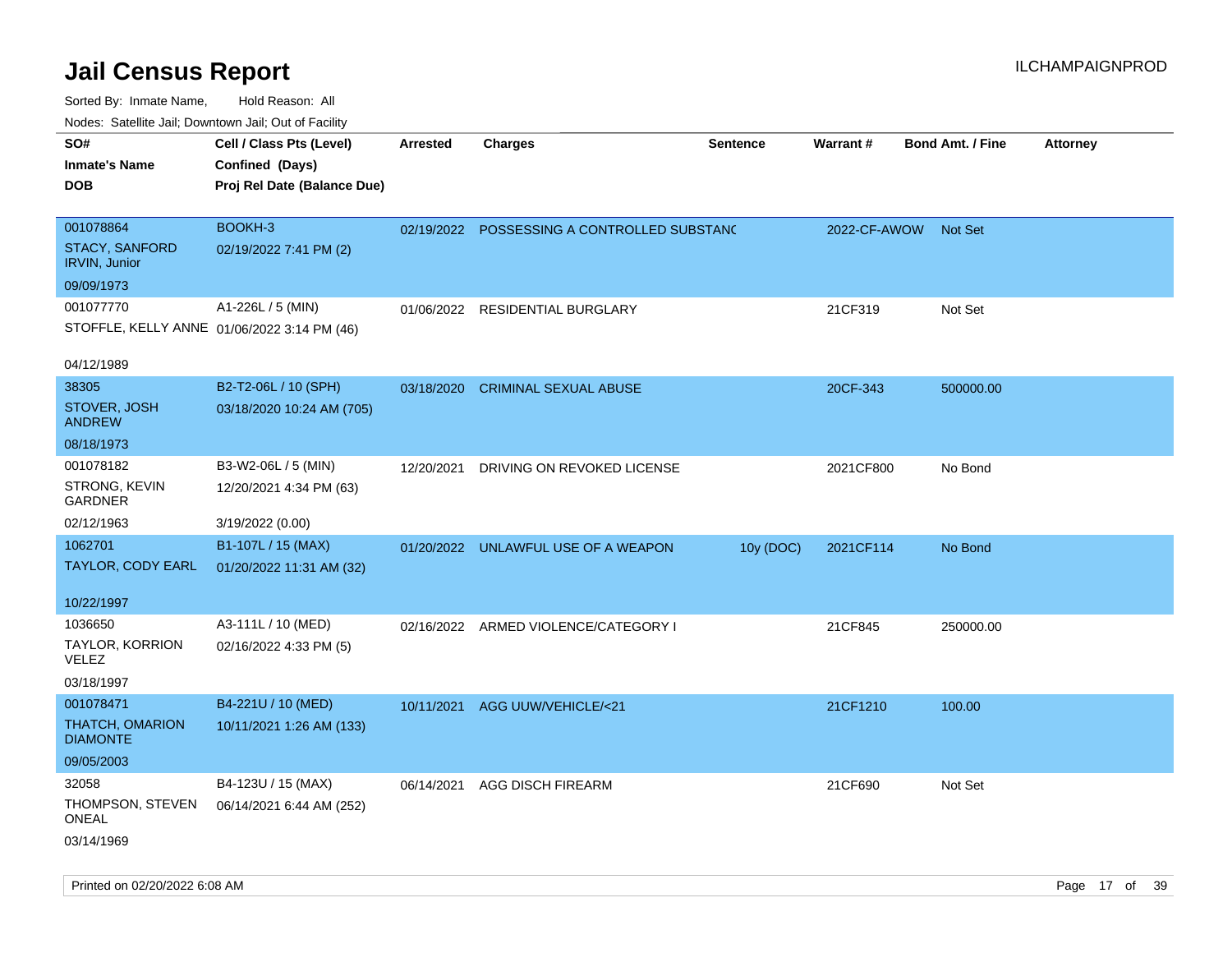# Jail Census Report

ILCHAMPAIGNPROD

Sorted By: Inmate Name, Hold Reason: All

Nodes: Satellite Jail; Downtown Jail; Out of Facility

| SO# / Inmate's Name / DOB | Cell / Class Pts (Level) / Confined (Days) / Proj Rel Date (Balance Due) | Arrested | Charges | Sentence | Warrant # | Bond Amt. / Fine | Attorney |
|---|---|---|---|---|---|---|---|
| 001078864<br>STACY, SANFORD IRVIN, Junior<br>09/09/1973 | BOOKH-3<br>02/19/2022 7:41 PM (2) | 02/19/2022 | POSSESSING A CONTROLLED SUBSTANC | | 2022-CF-AWOW | Not Set | |
| 001077770<br>STOFFLE, KELLY ANNE<br>04/12/1989 | A1-226L / 5 (MIN)<br>01/06/2022 3:14 PM (46) | 01/06/2022 | RESIDENTIAL BURGLARY | | 21CF319 | Not Set | |
| 38305<br>STOVER, JOSH ANDREW<br>08/18/1973 | B2-T2-06L / 10 (SPH)<br>03/18/2020 10:24 AM (705) | 03/18/2020 | CRIMINAL SEXUAL ABUSE | | 20CF-343 | 500000.00 | |
| 001078182<br>STRONG, KEVIN GARDNER<br>02/12/1963 | B3-W2-06L / 5 (MIN)<br>12/20/2021 4:34 PM (63)<br>3/19/2022 (0.00) | 12/20/2021 | DRIVING ON REVOKED LICENSE | | 2021CF800 | No Bond | |
| 1062701<br>TAYLOR, CODY EARL<br>10/22/1997 | B1-107L / 15 (MAX)<br>01/20/2022 11:31 AM (32) | 01/20/2022 | UNLAWFUL USE OF A WEAPON | 10y (DOC) | 2021CF114 | No Bond | |
| 1036650<br>TAYLOR, KORRION VELEZ<br>03/18/1997 | A3-111L / 10 (MED)<br>02/16/2022 4:33 PM (5) | 02/16/2022 | ARMED VIOLENCE/CATEGORY I | | 21CF845 | 250000.00 | |
| 001078471<br>THATCH, OMARION DIAMONTE<br>09/05/2003 | B4-221U / 10 (MED)<br>10/11/2021 1:26 AM (133) | 10/11/2021 | AGG UUW/VEHICLE/<21 | | 21CF1210 | 100.00 | |
| 32058<br>THOMPSON, STEVEN ONEAL<br>03/14/1969 | B4-123U / 15 (MAX)<br>06/14/2021 6:44 AM (252) | 06/14/2021 | AGG DISCH FIREARM | | 21CF690 | Not Set | |

Printed on 02/20/2022 6:08 AM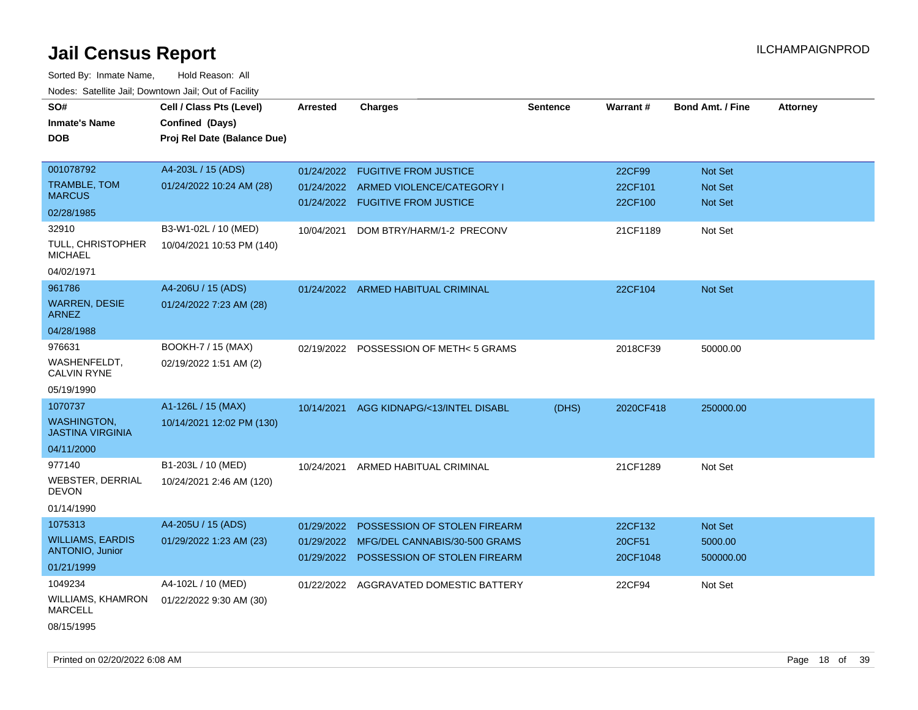# Jail Census Report

ILCHAMPAIGNPROD

Sorted By: Inmate Name, Hold Reason: All

Nodes: Satellite Jail; Downtown Jail; Out of Facility

| SO# / Inmate's Name / DOB | Cell / Class Pts (Level) / Confined (Days) / Proj Rel Date (Balance Due) | Arrested | Charges | Sentence | Warrant # | Bond Amt. / Fine | Attorney |
|---|---|---|---|---|---|---|---|
| 001078792<br>TRAMBLE, TOM MARCUS<br>02/28/1985 | A4-203L / 15 (ADS)<br>01/24/2022 10:24 AM (28) | 01/24/2022<br>01/24/2022<br>01/24/2022 | FUGITIVE FROM JUSTICE<br>ARMED VIOLENCE/CATEGORY I<br>FUGITIVE FROM JUSTICE | | 22CF99<br>22CF101<br>22CF100 | Not Set<br>Not Set<br>Not Set | |
| 32910<br>TULL, CHRISTOPHER MICHAEL<br>04/02/1971 | B3-W1-02L / 10 (MED)<br>10/04/2021 10:53 PM (140) | 10/04/2021 | DOM BTRY/HARM/1-2 PRECONV | | 21CF1189 | Not Set | |
| 961786<br>WARREN, DESIE ARNEZ<br>04/28/1988 | A4-206U / 15 (ADS)<br>01/24/2022 7:23 AM (28) | 01/24/2022 | ARMED HABITUAL CRIMINAL | | 22CF104 | Not Set | |
| 976631<br>WASHENFELDT, CALVIN RYNE<br>05/19/1990 | BOOKH-7 / 15 (MAX)<br>02/19/2022 1:51 AM (2) | 02/19/2022 | POSSESSION OF METH< 5 GRAMS | | 2018CF39 | 50000.00 | |
| 1070737<br>WASHINGTON, JASTINA VIRGINIA<br>04/11/2000 | A1-126L / 15 (MAX)<br>10/14/2021 12:02 PM (130) | 10/14/2021 | AGG KIDNAPG/<13/INTEL DISABL | (DHS) | 2020CF418 | 250000.00 | |
| 977140<br>WEBSTER, DERRIAL DEVON<br>01/14/1990 | B1-203L / 10 (MED)<br>10/24/2021 2:46 AM (120) | 10/24/2021 | ARMED HABITUAL CRIMINAL | | 21CF1289 | Not Set | |
| 1075313<br>WILLIAMS, EARDIS ANTONIO, Junior<br>01/21/1999 | A4-205U / 15 (ADS)<br>01/29/2022 1:23 AM (23) | 01/29/2022<br>01/29/2022<br>01/29/2022 | POSSESSION OF STOLEN FIREARM<br>MFG/DEL CANNABIS/30-500 GRAMS<br>POSSESSION OF STOLEN FIREARM | | 22CF132<br>20CF51<br>20CF1048 | Not Set<br>5000.00<br>500000.00 | |
| 1049234<br>WILLIAMS, KHAMRON MARCELL<br>08/15/1995 | A4-102L / 10 (MED)<br>01/22/2022 9:30 AM (30) | 01/22/2022 | AGGRAVATED DOMESTIC BATTERY | | 22CF94 | Not Set | |

Printed on 02/20/2022 6:08 AM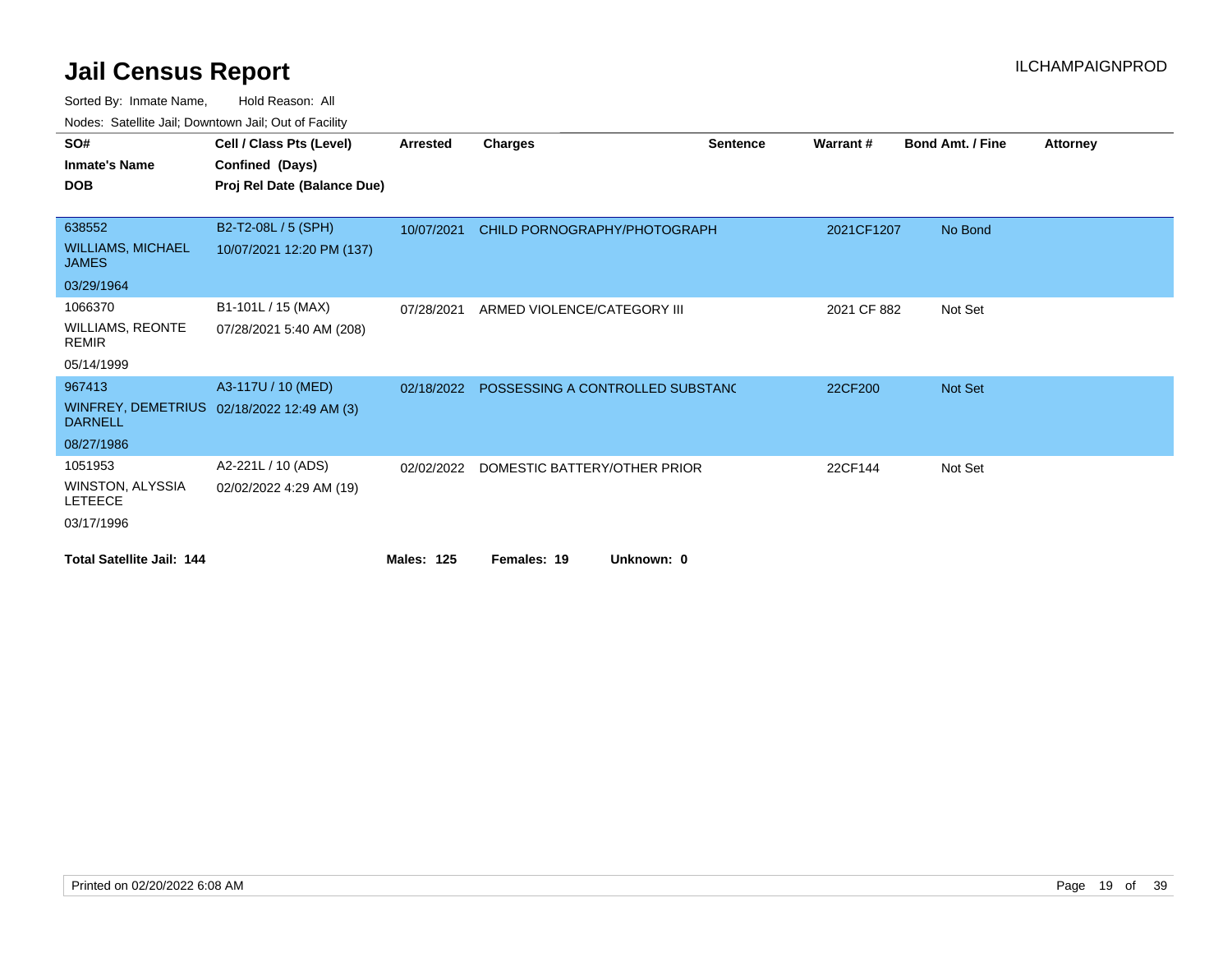# Jail Census Report

ILCHAMPAIGNPROD

Sorted By: Inmate Name, Hold Reason: All

Nodes: Satellite Jail; Downtown Jail; Out of Facility

| SO# / Inmate's Name / DOB | Cell / Class Pts (Level) / Confined (Days) / Proj Rel Date (Balance Due) | Arrested | Charges | Sentence | Warrant # | Bond Amt. / Fine | Attorney |
|---|---|---|---|---|---|---|---|
| 638552 WILLIAMS, MICHAEL JAMES 03/29/1964 | B2-T2-08L / 5 (SPH) 10/07/2021 12:20 PM (137) | 10/07/2021 | CHILD PORNOGRAPHY/PHOTOGRAPH | | 2021CF1207 | No Bond | |
| 1066370 WILLIAMS, REONTE REMIR 05/14/1999 | B1-101L / 15 (MAX) 07/28/2021 5:40 AM (208) | 07/28/2021 | ARMED VIOLENCE/CATEGORY III | | 2021 CF 882 | Not Set | |
| 967413 WINFREY, DEMETRIUS DARNELL 08/27/1986 | A3-117U / 10 (MED) 02/18/2022 12:49 AM (3) | 02/18/2022 | POSSESSING A CONTROLLED SUBSTANC | | 22CF200 | Not Set | |
| 1051953 WINSTON, ALYSSIA LETEECE 03/17/1996 | A2-221L / 10 (ADS) 02/02/2022 4:29 AM (19) | 02/02/2022 | DOMESTIC BATTERY/OTHER PRIOR | | 22CF144 | Not Set | |

**Total Satellite Jail: 144** **Males: 125** **Females: 19** **Unknown: 0**

Printed on 02/20/2022 6:08 AM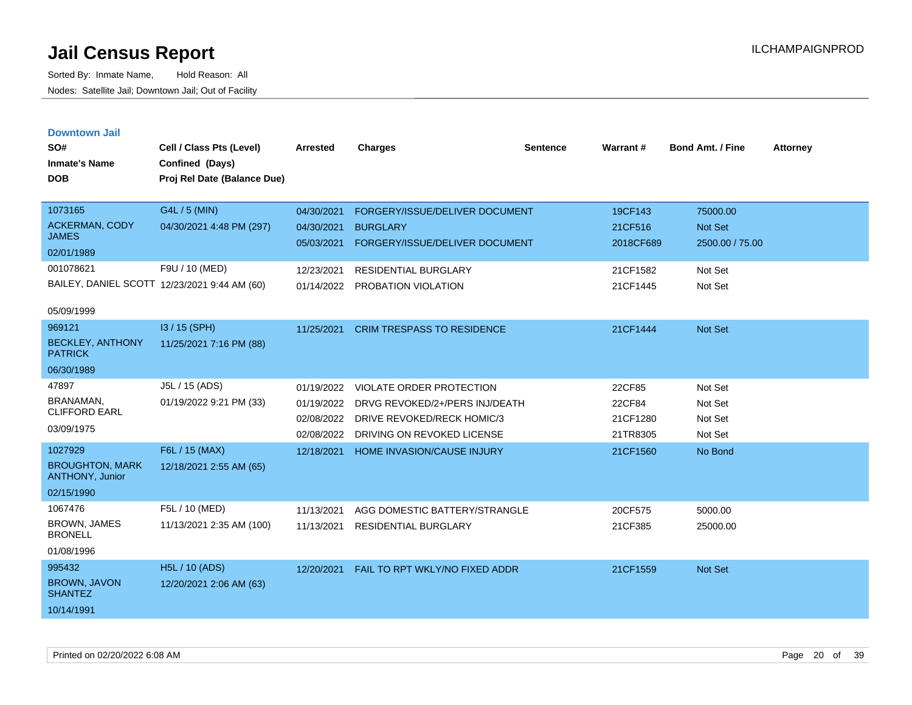# Jail Census Report

Sorted By: Inmate Name, Hold Reason: All

Nodes: Satellite Jail; Downtown Jail; Out of Facility

ILCHAMPAIGNPROD

## Downtown Jail

| SO# / Inmate's Name / DOB | Cell / Class Pts (Level) / Confined (Days) / Proj Rel Date (Balance Due) | Arrested | Charges | Sentence | Warrant # | Bond Amt. / Fine | Attorney |
|---|---|---|---|---|---|---|---|
| 1073165<br>ACKERMAN, CODY JAMES<br>02/01/1989 | G4L / 5 (MIN)<br>04/30/2021 4:48 PM (297) | 04/30/2021 | FORGERY/ISSUE/DELIVER DOCUMENT | | 19CF143 | 75000.00 | |
| | | 04/30/2021 | BURGLARY | | 21CF516 | Not Set | |
| | | 05/03/2021 | FORGERY/ISSUE/DELIVER DOCUMENT | | 2018CF689 | 2500.00 / 75.00 | |
| 001078621<br>BAILEY, DANIEL SCOTT<br>05/09/1999 | F9U / 10 (MED)<br>12/23/2021 9:44 AM (60) | 12/23/2021 | RESIDENTIAL BURGLARY | | 21CF1582 | Not Set | |
| | | 01/14/2022 | PROBATION VIOLATION | | 21CF1445 | Not Set | |
| 969121<br>BECKLEY, ANTHONY PATRICK<br>06/30/1989 | I3 / 15 (SPH)<br>11/25/2021 7:16 PM (88) | 11/25/2021 | CRIM TRESPASS TO RESIDENCE | | 21CF1444 | Not Set | |
| 47897<br>BRANAMAN, CLIFFORD EARL<br>03/09/1975 | J5L / 15 (ADS)<br>01/19/2022 9:21 PM (33) | 01/19/2022 | VIOLATE ORDER PROTECTION | | 22CF85 | Not Set | |
| | | 01/19/2022 | DRVG REVOKED/2+/PERS INJ/DEATH | | 22CF84 | Not Set | |
| | | 02/08/2022 | DRIVE REVOKED/RECK HOMIC/3 | | 21CF1280 | Not Set | |
| | | 02/08/2022 | DRIVING ON REVOKED LICENSE | | 21TR8305 | Not Set | |
| 1027929<br>BROUGHTON, MARK ANTHONY, Junior<br>02/15/1990 | F6L / 15 (MAX)<br>12/18/2021 2:55 AM (65) | 12/18/2021 | HOME INVASION/CAUSE INJURY | | 21CF1560 | No Bond | |
| 1067476<br>BROWN, JAMES BRONELL<br>01/08/1996 | F5L / 10 (MED)<br>11/13/2021 2:35 AM (100) | 11/13/2021 | AGG DOMESTIC BATTERY/STRANGLE | | 20CF575 | 5000.00 | |
| | | 11/13/2021 | RESIDENTIAL BURGLARY | | 21CF385 | 25000.00 | |
| 995432<br>BROWN, JAVON SHANTEZ<br>10/14/1991 | H5L / 10 (ADS)<br>12/20/2021 2:06 AM (63) | 12/20/2021 | FAIL TO RPT WKLY/NO FIXED ADDR | | 21CF1559 | Not Set | |

Printed on 02/20/2022 6:08 AM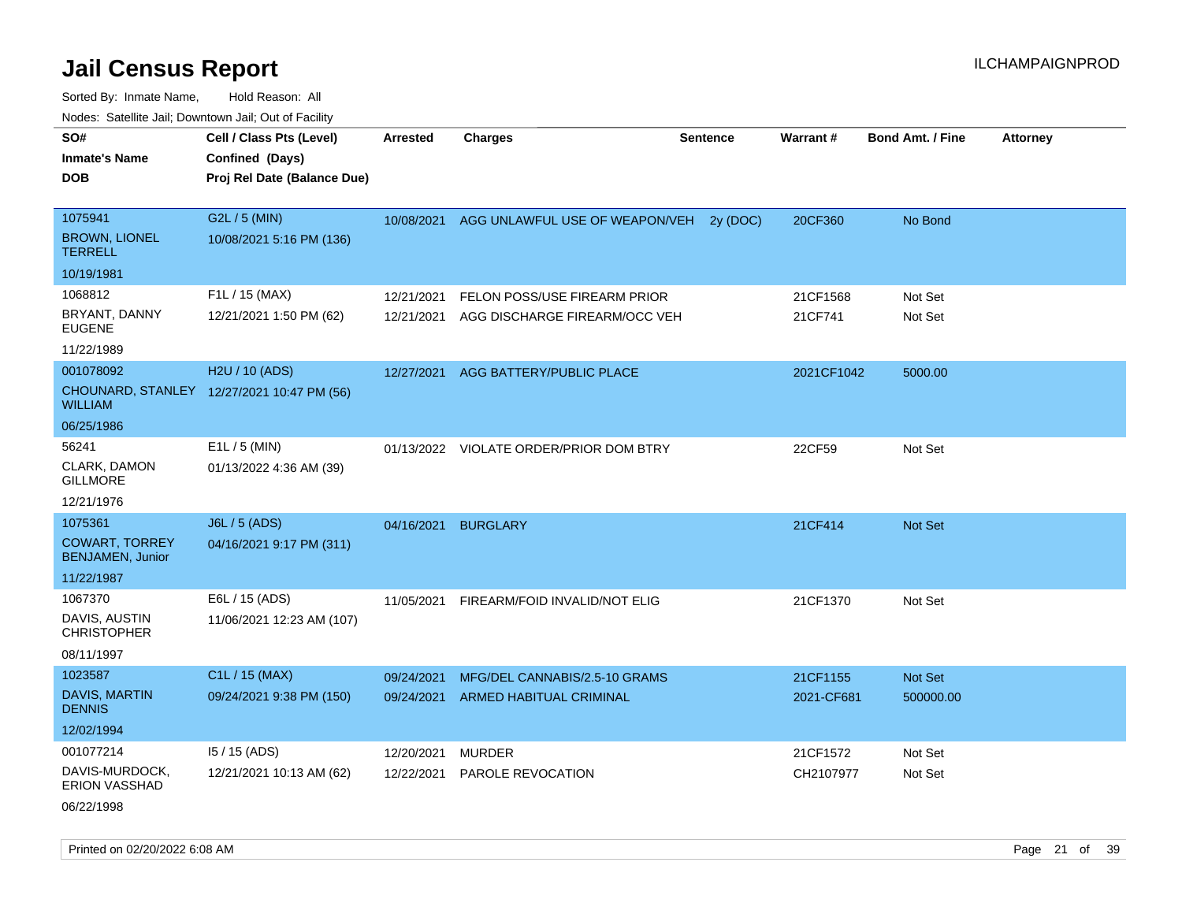# Jail Census Report

Sorted By: Inmate Name, Hold Reason: All

Nodes: Satellite Jail; Downtown Jail; Out of Facility

| SO# / Inmate's Name / DOB | Cell / Class Pts (Level) / Confined (Days) / Proj Rel Date (Balance Due) | Arrested | Charges | Sentence | Warrant # | Bond Amt. / Fine | Attorney |
|---|---|---|---|---|---|---|---|
| 1075941<br>BROWN, LIONEL TERRELL<br>10/19/1981 | G2L / 5 (MIN)<br>10/08/2021 5:16 PM (136) | 10/08/2021 | AGG UNLAWFUL USE OF WEAPON/VEH | 2y (DOC) | 20CF360 | No Bond | |
| 1068812<br>BRYANT, DANNY EUGENE<br>11/22/1989 | F1L / 15 (MAX)<br>12/21/2021 1:50 PM (62) | 12/21/2021<br>12/21/2021 | FELON POSS/USE FIREARM PRIOR<br>AGG DISCHARGE FIREARM/OCC VEH | | 21CF1568<br>21CF741 | Not Set<br>Not Set | |
| 001078092<br>CHOUNARD, STANLEY WILLIAM<br>06/25/1986 | H2U / 10 (ADS)<br>12/27/2021 10:47 PM (56) | 12/27/2021 | AGG BATTERY/PUBLIC PLACE | | 2021CF1042 | 5000.00 | |
| 56241<br>CLARK, DAMON GILLMORE<br>12/21/1976 | E1L / 5 (MIN)<br>01/13/2022 4:36 AM (39) | 01/13/2022 | VIOLATE ORDER/PRIOR DOM BTRY | | 22CF59 | Not Set | |
| 1075361<br>COWART, TORREY BENJAMEN, Junior<br>11/22/1987 | J6L / 5 (ADS)<br>04/16/2021 9:17 PM (311) | 04/16/2021 | BURGLARY | | 21CF414 | Not Set | |
| 1067370<br>DAVIS, AUSTIN CHRISTOPHER<br>08/11/1997 | E6L / 15 (ADS)<br>11/06/2021 12:23 AM (107) | 11/05/2021 | FIREARM/FOID INVALID/NOT ELIG | | 21CF1370 | Not Set | |
| 1023587<br>DAVIS, MARTIN DENNIS<br>12/02/1994 | C1L / 15 (MAX)<br>09/24/2021 9:38 PM (150) | 09/24/2021<br>09/24/2021 | MFG/DEL CANNABIS/2.5-10 GRAMS<br>ARMED HABITUAL CRIMINAL | | 21CF1155<br>2021-CF681 | Not Set<br>500000.00 | |
| 001077214<br>DAVIS-MURDOCK, ERION VASSHAD<br>06/22/1998 | I5 / 15 (ADS)<br>12/21/2021 10:13 AM (62) | 12/20/2021<br>12/22/2021 | MURDER<br>PAROLE REVOCATION | | 21CF1572<br>CH2107977 | Not Set<br>Not Set | |

Printed on 02/20/2022 6:08 AM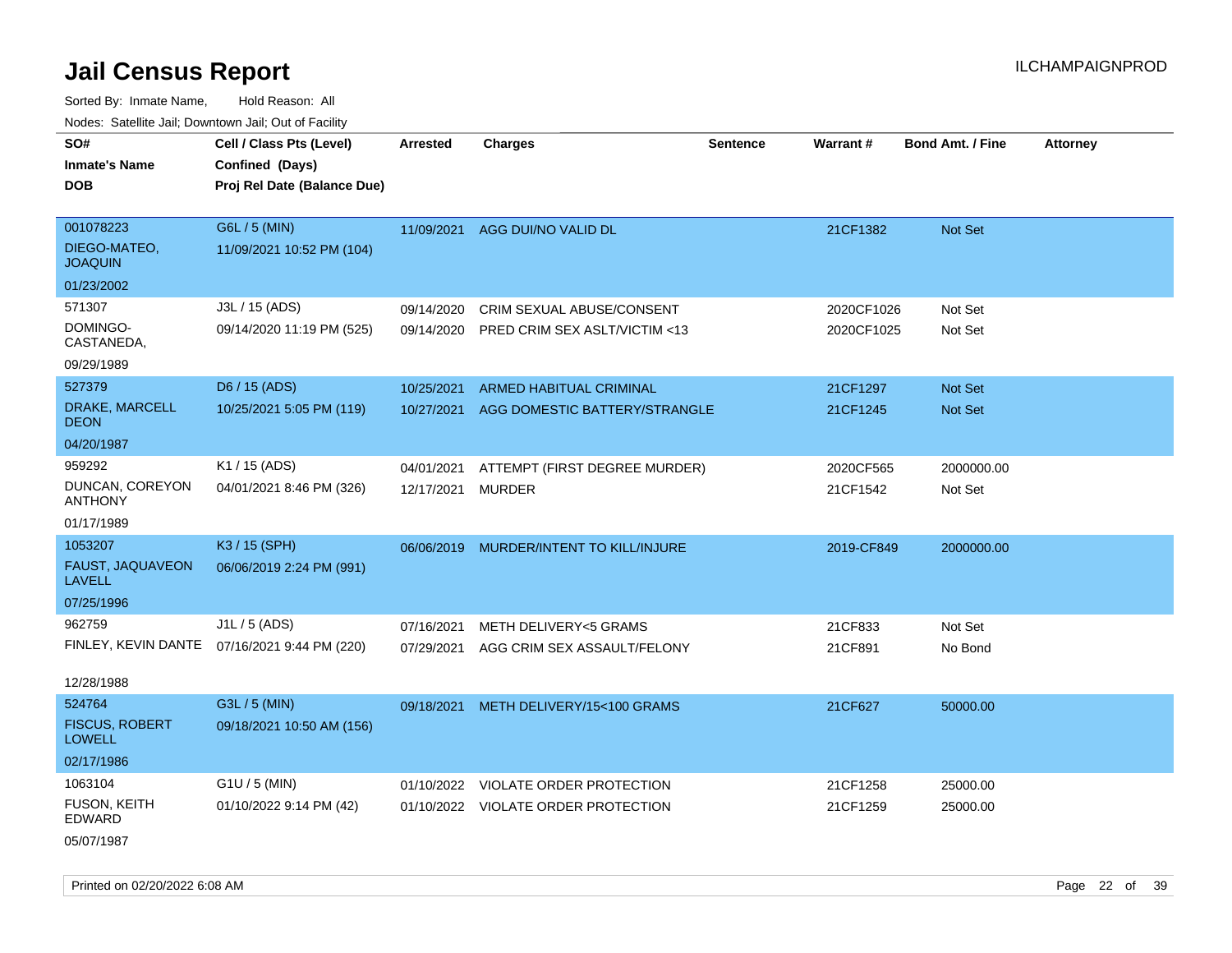# Jail Census Report

ILCHAMPAIGNPROD

Sorted By: Inmate Name, Hold Reason: All

Nodes: Satellite Jail; Downtown Jail; Out of Facility

| SO# / Inmate's Name / DOB | Cell / Class Pts (Level) / Confined (Days) / Proj Rel Date (Balance Due) | Arrested | Charges | Sentence | Warrant # | Bond Amt. / Fine | Attorney |
|---|---|---|---|---|---|---|---|
| 001078223<br>DIEGO-MATEO, JOAQUIN<br>01/23/2002 | G6L / 5 (MIN)<br>11/09/2021 10:52 PM (104) | 11/09/2021 | AGG DUI/NO VALID DL | | 21CF1382 | Not Set | |
| 571307<br>DOMINGO-CASTANEDA,<br>09/29/1989 | J3L / 15 (ADS)<br>09/14/2020 11:19 PM (525) | 09/14/2020<br>09/14/2020 | CRIM SEXUAL ABUSE/CONSENT<br>PRED CRIM SEX ASLT/VICTIM <13 | | 2020CF1026<br>2020CF1025 | Not Set<br>Not Set | |
| 527379<br>DRAKE, MARCELL DEON<br>04/20/1987 | D6 / 15 (ADS)<br>10/25/2021 5:05 PM (119) | 10/25/2021<br>10/27/2021 | ARMED HABITUAL CRIMINAL<br>AGG DOMESTIC BATTERY/STRANGLE | | 21CF1297<br>21CF1245 | Not Set<br>Not Set | |
| 959292<br>DUNCAN, COREYON ANTHONY<br>01/17/1989 | K1 / 15 (ADS)<br>04/01/2021 8:46 PM (326) | 04/01/2021<br>12/17/2021 | ATTEMPT (FIRST DEGREE MURDER)<br>MURDER | | 2020CF565<br>21CF1542 | 2000000.00<br>Not Set | |
| 1053207<br>FAUST, JAQUAVEON LAVELL<br>07/25/1996 | K3 / 15 (SPH)<br>06/06/2019 2:24 PM (991) | 06/06/2019 | MURDER/INTENT TO KILL/INJURE | | 2019-CF849 | 2000000.00 | |
| 962759<br>FINLEY, KEVIN DANTE<br>12/28/1988 | J1L / 5 (ADS)<br>07/16/2021 9:44 PM (220) | 07/16/2021<br>07/29/2021 | METH DELIVERY<5 GRAMS<br>AGG CRIM SEX ASSAULT/FELONY | | 21CF833<br>21CF891 | Not Set<br>No Bond | |
| 524764<br>FISCUS, ROBERT LOWELL<br>02/17/1986 | G3L / 5 (MIN)<br>09/18/2021 10:50 AM (156) | 09/18/2021 | METH DELIVERY/15<100 GRAMS | | 21CF627 | 50000.00 | |
| 1063104<br>FUSON, KEITH EDWARD<br>05/07/1987 | G1U / 5 (MIN)<br>01/10/2022 9:14 PM (42) | 01/10/2022<br>01/10/2022 | VIOLATE ORDER PROTECTION<br>VIOLATE ORDER PROTECTION | | 21CF1258<br>21CF1259 | 25000.00<br>25000.00 | |

Printed on 02/20/2022 6:08 AM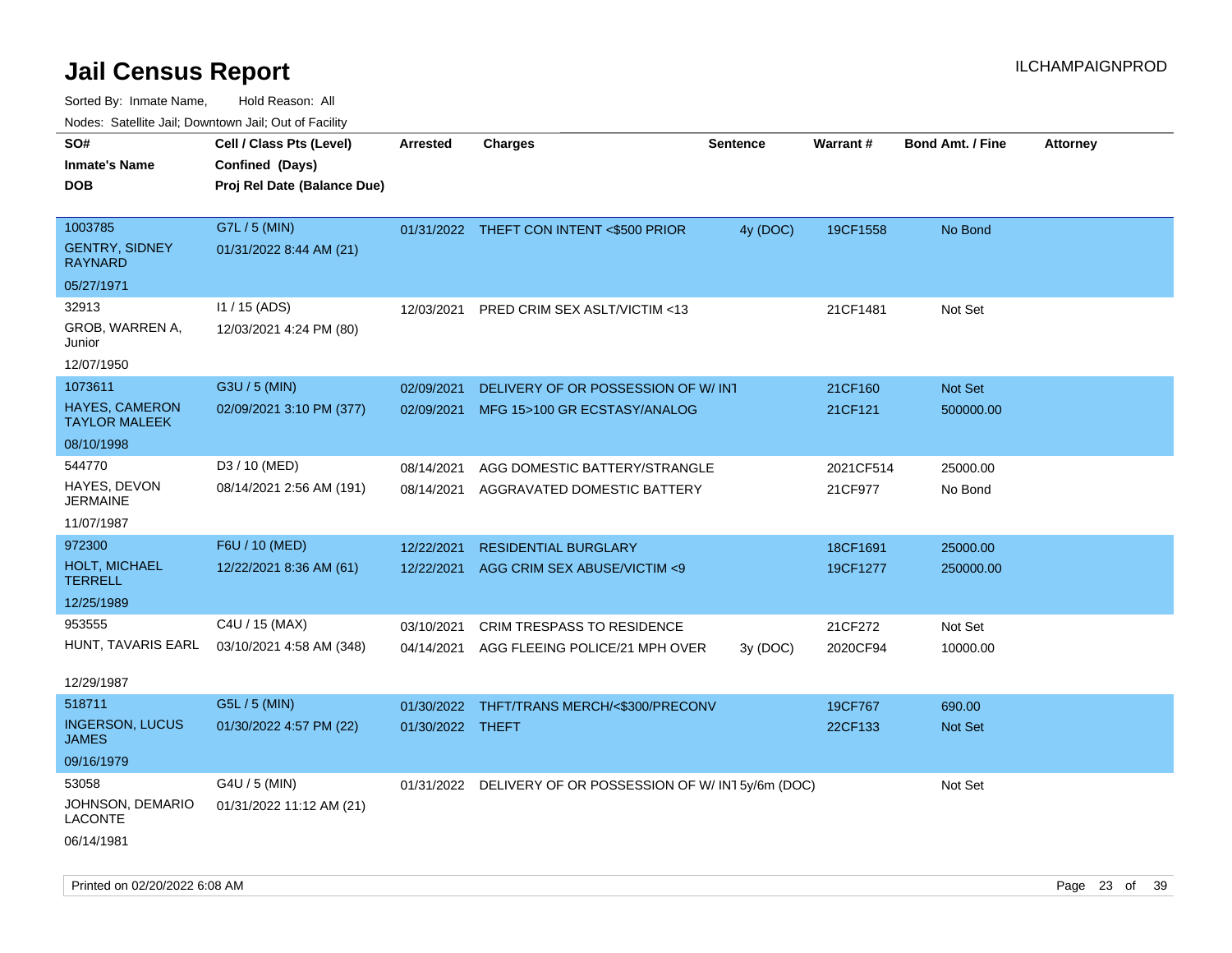# Jail Census Report

ILCHAMPAIGNPROD

Sorted By: Inmate Name, Hold Reason: All

Nodes: Satellite Jail; Downtown Jail; Out of Facility

| SO# / Inmate's Name / DOB | Cell / Class Pts (Level) / Confined (Days) / Proj Rel Date (Balance Due) | Arrested | Charges | Sentence | Warrant # | Bond Amt. / Fine | Attorney |
|---|---|---|---|---|---|---|---|
| 1003785<br>GENTRY, SIDNEY RAYNARD<br>05/27/1971 | G7L / 5 (MIN)<br>01/31/2022 8:44 AM (21) | 01/31/2022 | THEFT CON INTENT <$500 PRIOR | 4y (DOC) | 19CF1558 | No Bond | |
| 32913<br>GROB, WARREN A, Junior<br>12/07/1950 | I1 / 15 (ADS)<br>12/03/2021 4:24 PM (80) | 12/03/2021 | PRED CRIM SEX ASLT/VICTIM <13 | | 21CF1481 | Not Set | |
| 1073611<br>HAYES, CAMERON TAYLOR MALEEK<br>08/10/1998 | G3U / 5 (MIN)<br>02/09/2021 3:10 PM (377) | 02/09/2021<br>02/09/2021 | DELIVERY OF OR POSSESSION OF W/ INT<br>MFG 15>100 GR ECSTASY/ANALOG | | 21CF160<br>21CF121 | Not Set<br>500000.00 | |
| 544770<br>HAYES, DEVON JERMAINE<br>11/07/1987 | D3 / 10 (MED)<br>08/14/2021 2:56 AM (191) | 08/14/2021<br>08/14/2021 | AGG DOMESTIC BATTERY/STRANGLE<br>AGGRAVATED DOMESTIC BATTERY | | 2021CF514<br>21CF977 | 25000.00<br>No Bond | |
| 972300<br>HOLT, MICHAEL TERRELL<br>12/25/1989 | F6U / 10 (MED)<br>12/22/2021 8:36 AM (61) | 12/22/2021<br>12/22/2021 | RESIDENTIAL BURGLARY<br>AGG CRIM SEX ABUSE/VICTIM <9 | | 18CF1691<br>19CF1277 | 25000.00<br>250000.00 | |
| 953555<br>HUNT, TAVARIS EARL<br>12/29/1987 | C4U / 15 (MAX)<br>03/10/2021 4:58 AM (348) | 03/10/2021<br>04/14/2021 | CRIM TRESPASS TO RESIDENCE<br>AGG FLEEING POLICE/21 MPH OVER | <br>3y (DOC) | 21CF272<br>2020CF94 | Not Set<br>10000.00 | |
| 518711<br>INGERSON, LUCUS JAMES<br>09/16/1979 | G5L / 5 (MIN)<br>01/30/2022 4:57 PM (22) | 01/30/2022<br>01/30/2022 | THFT/TRANS MERCH/<$300/PRECONV<br>THEFT | | 19CF767<br>22CF133 | 690.00<br>Not Set | |
| 53058<br>JOHNSON, DEMARIO LACONTE<br>06/14/1981 | G4U / 5 (MIN)<br>01/31/2022 11:12 AM (21) | 01/31/2022 | DELIVERY OF OR POSSESSION OF W/ INT | 5y/6m (DOC) | | Not Set | |

Printed on 02/20/2022 6:08 AM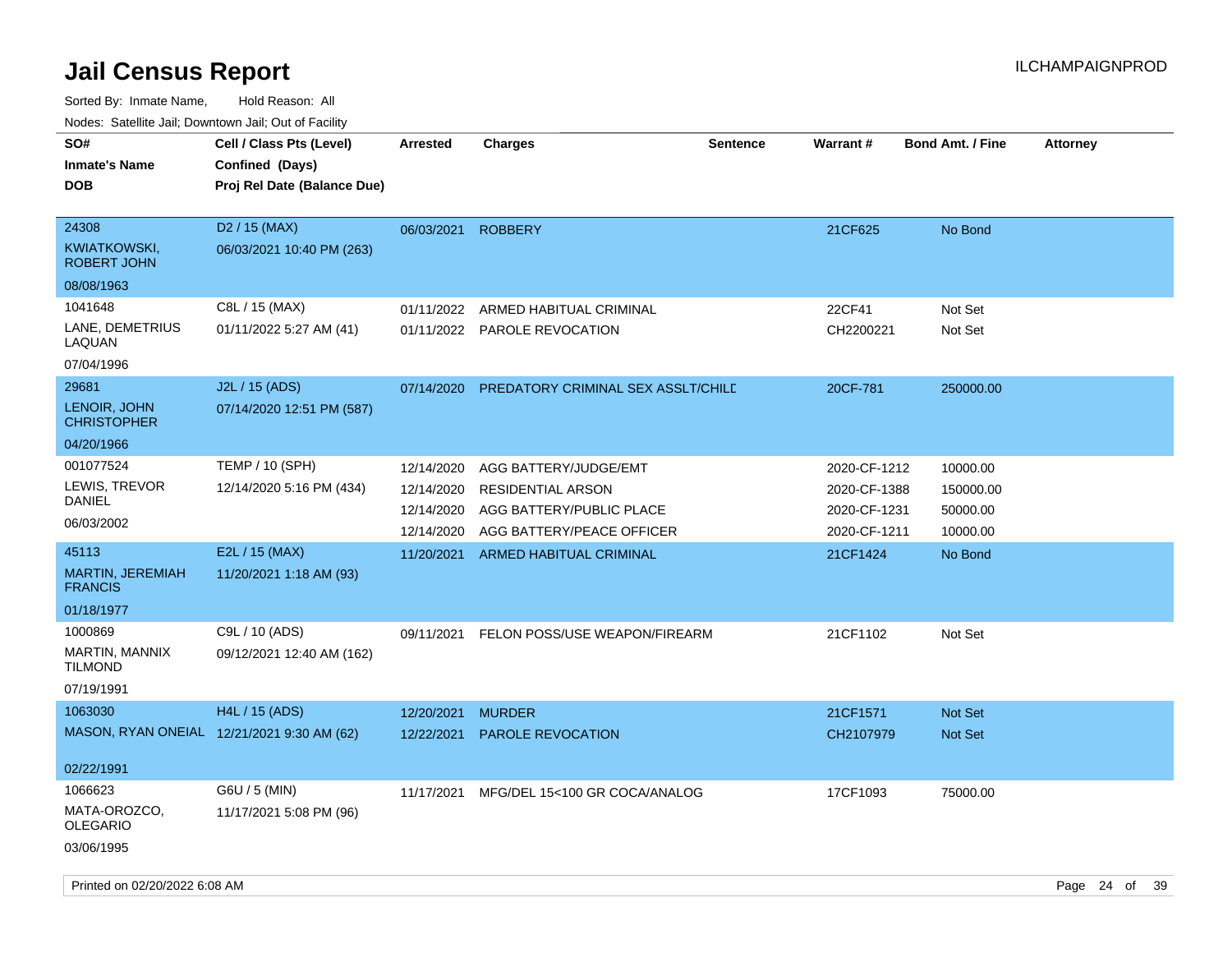# Jail Census Report

ILCHAMPAIGNPROD

Sorted By: Inmate Name, Hold Reason: All

Nodes: Satellite Jail; Downtown Jail; Out of Facility

| SO# / Inmate's Name / DOB | Cell / Class Pts (Level) / Confined (Days) / Proj Rel Date (Balance Due) | Arrested | Charges | Sentence | Warrant # | Bond Amt. / Fine | Attorney |
|---|---|---|---|---|---|---|---|
| 24308 KWIATKOWSKI, ROBERT JOHN 08/08/1963 | D2 / 15 (MAX) 06/03/2021 10:40 PM (263) | 06/03/2021 | ROBBERY | | 21CF625 | No Bond | |
| 1041648 LANE, DEMETRIUS LAQUAN 07/04/1996 | C8L / 15 (MAX) 01/11/2022 5:27 AM (41) | 01/11/2022 | ARMED HABITUAL CRIMINAL | | 22CF41 | Not Set | |
| | | 01/11/2022 | PAROLE REVOCATION | | CH2200221 | Not Set | |
| 29681 LENOIR, JOHN CHRISTOPHER 04/20/1966 | J2L / 15 (ADS) 07/14/2020 12:51 PM (587) | 07/14/2020 | PREDATORY CRIMINAL SEX ASSLT/CHILD | | 20CF-781 | 250000.00 | |
| 001077524 LEWIS, TREVOR DANIEL 06/03/2002 | TEMP / 10 (SPH) 12/14/2020 5:16 PM (434) | 12/14/2020 | AGG BATTERY/JUDGE/EMT | | 2020-CF-1212 | 10000.00 | |
| | | 12/14/2020 | RESIDENTIAL ARSON | | 2020-CF-1388 | 150000.00 | |
| | | 12/14/2020 | AGG BATTERY/PUBLIC PLACE | | 2020-CF-1231 | 50000.00 | |
| | | 12/14/2020 | AGG BATTERY/PEACE OFFICER | | 2020-CF-1211 | 10000.00 | |
| 45113 MARTIN, JEREMIAH FRANCIS 01/18/1977 | E2L / 15 (MAX) 11/20/2021 1:18 AM (93) | 11/20/2021 | ARMED HABITUAL CRIMINAL | | 21CF1424 | No Bond | |
| 1000869 MARTIN, MANNIX TILMOND 07/19/1991 | C9L / 10 (ADS) 09/12/2021 12:40 AM (162) | 09/11/2021 | FELON POSS/USE WEAPON/FIREARM | | 21CF1102 | Not Set | |
| 1063030 MASON, RYAN ONEIAL 02/22/1991 | H4L / 15 (ADS) 12/21/2021 9:30 AM (62) | 12/20/2021 | MURDER | | 21CF1571 | Not Set | |
| | | 12/22/2021 | PAROLE REVOCATION | | CH2107979 | Not Set | |
| 1066623 MATA-OROZCO, OLEGARIO 03/06/1995 | G6U / 5 (MIN) 11/17/2021 5:08 PM (96) | 11/17/2021 | MFG/DEL 15<100 GR COCA/ANALOG | | 17CF1093 | 75000.00 | |

Printed on 02/20/2022 6:08 AM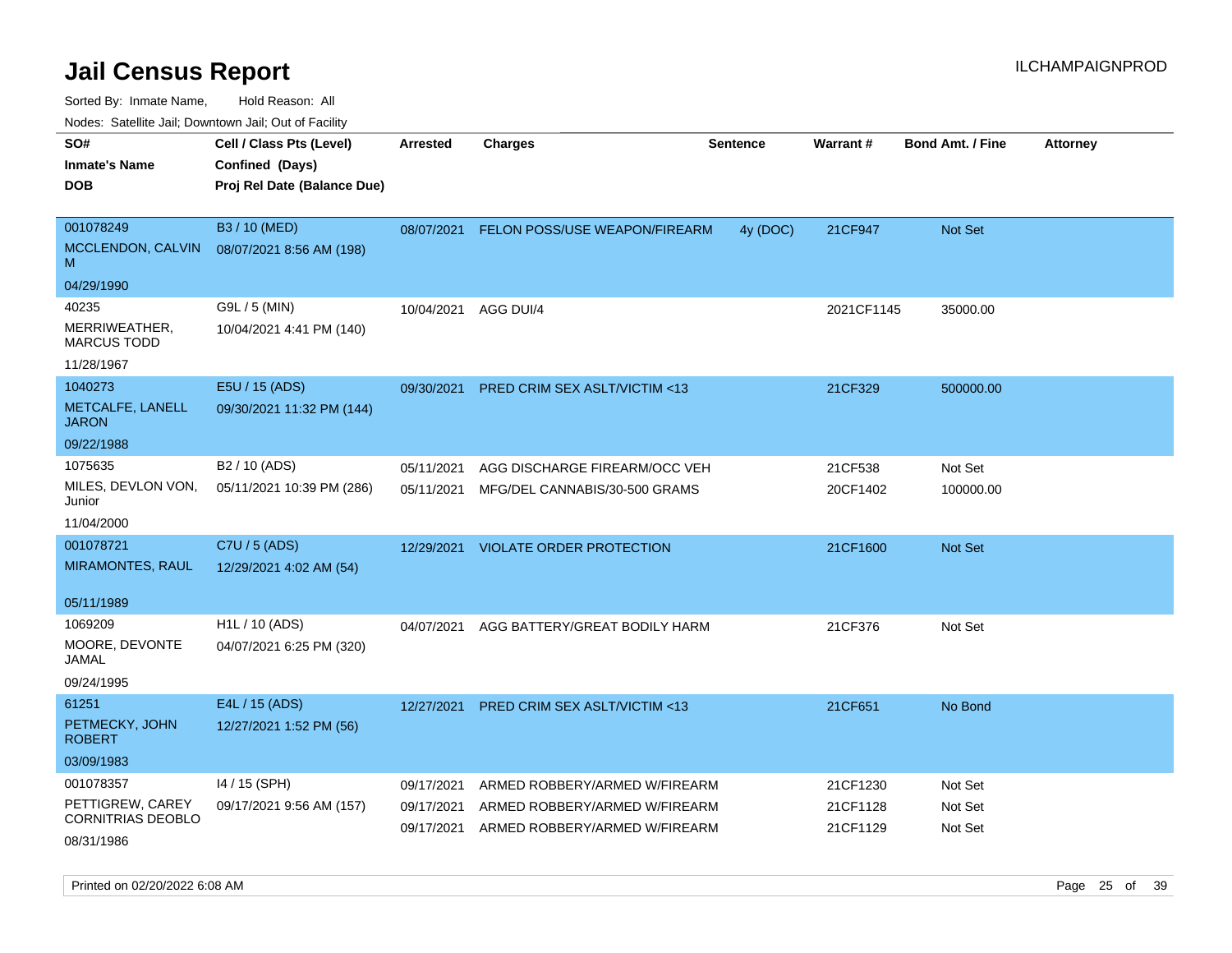# Jail Census Report

ILCHAMPAIGNPROD

Sorted By: Inmate Name, Hold Reason: All

Nodes: Satellite Jail; Downtown Jail; Out of Facility

| SO# / Inmate's Name / DOB | Cell / Class Pts (Level) / Confined (Days) / Proj Rel Date (Balance Due) | Arrested | Charges | Sentence | Warrant # | Bond Amt. / Fine | Attorney |
|---|---|---|---|---|---|---|---|
| 001078249<br>MCCLENDON, CALVIN M<br>04/29/1990 | B3 / 10 (MED)<br>08/07/2021 8:56 AM (198) | 08/07/2021 | FELON POSS/USE WEAPON/FIREARM | 4y (DOC) | 21CF947 | Not Set | |
| 40235<br>MERRIWEATHER, MARCUS TODD<br>11/28/1967 | G9L / 5 (MIN)<br>10/04/2021 4:41 PM (140) | 10/04/2021 | AGG DUI/4 | | 2021CF1145 | 35000.00 | |
| 1040273<br>METCALFE, LANELL JARON<br>09/22/1988 | E5U / 15 (ADS)<br>09/30/2021 11:32 PM (144) | 09/30/2021 | PRED CRIM SEX ASLT/VICTIM <13 | | 21CF329 | 500000.00 | |
| 1075635<br>MILES, DEVLON VON, Junior<br>11/04/2000 | B2 / 10 (ADS)<br>05/11/2021 10:39 PM (286) | 05/11/2021<br>05/11/2021 | AGG DISCHARGE FIREARM/OCC VEH<br>MFG/DEL CANNABIS/30-500 GRAMS | | 21CF538<br>20CF1402 | Not Set<br>100000.00 | |
| 001078721<br>MIRAMONTES, RAUL<br>05/11/1989 | C7U / 5 (ADS)<br>12/29/2021 4:02 AM (54) | 12/29/2021 | VIOLATE ORDER PROTECTION | | 21CF1600 | Not Set | |
| 1069209<br>MOORE, DEVONTE JAMAL<br>09/24/1995 | H1L / 10 (ADS)<br>04/07/2021 6:25 PM (320) | 04/07/2021 | AGG BATTERY/GREAT BODILY HARM | | 21CF376 | Not Set | |
| 61251<br>PETMECKY, JOHN ROBERT<br>03/09/1983 | E4L / 15 (ADS)<br>12/27/2021 1:52 PM (56) | 12/27/2021 | PRED CRIM SEX ASLT/VICTIM <13 | | 21CF651 | No Bond | |
| 001078357<br>PETTIGREW, CAREY CORNITRIAS DEOBLO<br>08/31/1986 | I4 / 15 (SPH)<br>09/17/2021 9:56 AM (157) | 09/17/2021<br>09/17/2021<br>09/17/2021 | ARMED ROBBERY/ARMED W/FIREARM<br>ARMED ROBBERY/ARMED W/FIREARM<br>ARMED ROBBERY/ARMED W/FIREARM | | 21CF1230<br>21CF1128<br>21CF1129 | Not Set<br>Not Set<br>Not Set | |

Printed on 02/20/2022 6:08 AM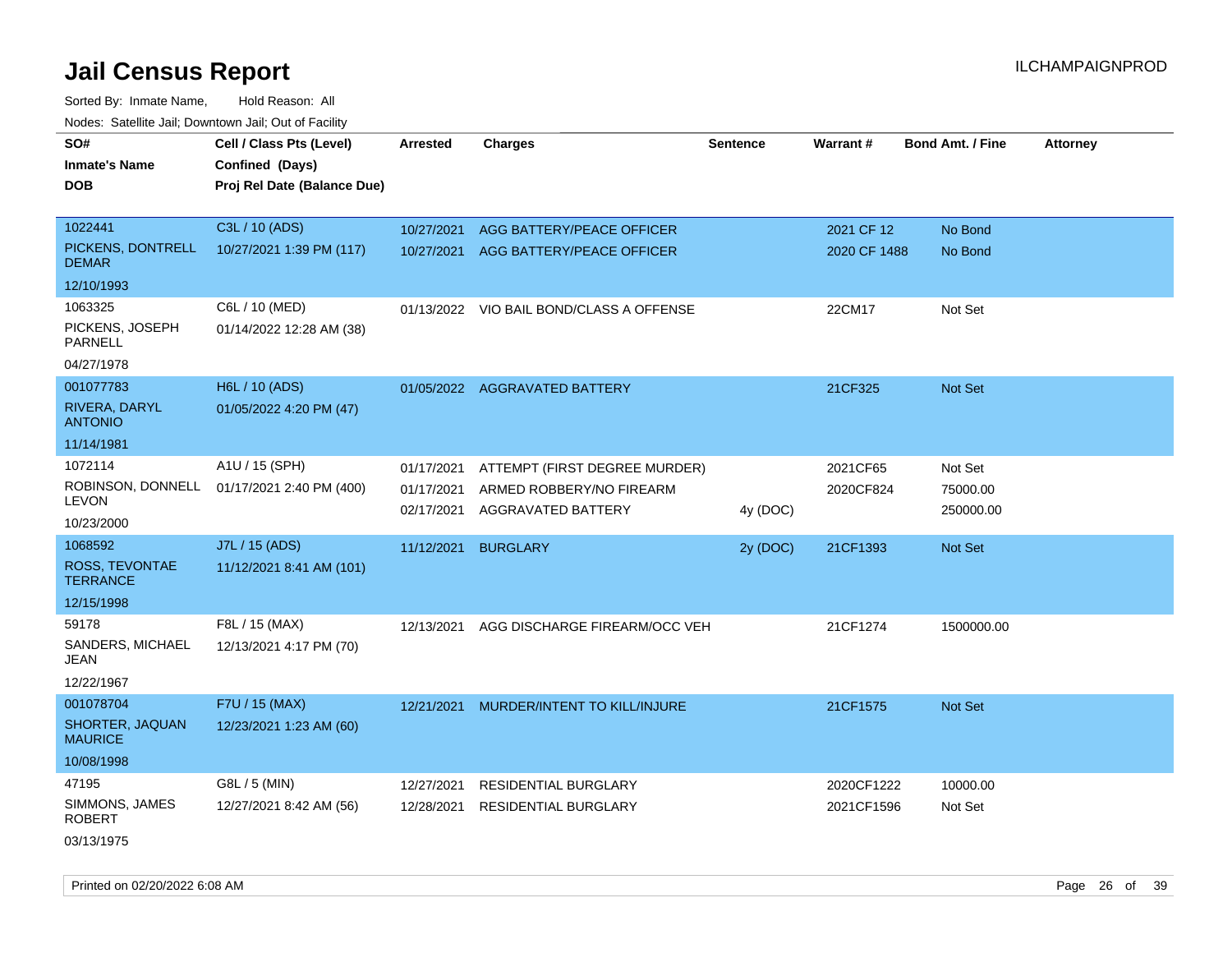# Jail Census Report

ILCHAMPAIGNPROD

Sorted By: Inmate Name, Hold Reason: All

Nodes: Satellite Jail; Downtown Jail; Out of Facility

| SO# / Inmate's Name / DOB | Cell / Class Pts (Level) / Confined (Days) / Proj Rel Date (Balance Due) | Arrested | Charges | Sentence | Warrant # | Bond Amt. / Fine | Attorney |
|---|---|---|---|---|---|---|---|
| 1022441 PICKENS, DONTRELL DEMAR 12/10/1993 | C3L / 10 (ADS) 10/27/2021 1:39 PM (117) | 10/27/2021 | AGG BATTERY/PEACE OFFICER | | 2021 CF 12 | No Bond | |
| | | 10/27/2021 | AGG BATTERY/PEACE OFFICER | | 2020 CF 1488 | No Bond | |
| 1063325 PICKENS, JOSEPH PARNELL 04/27/1978 | C6L / 10 (MED) 01/14/2022 12:28 AM (38) | 01/13/2022 | VIO BAIL BOND/CLASS A OFFENSE | | 22CM17 | Not Set | |
| 001077783 RIVERA, DARYL ANTONIO 11/14/1981 | H6L / 10 (ADS) 01/05/2022 4:20 PM (47) | 01/05/2022 | AGGRAVATED BATTERY | | 21CF325 | Not Set | |
| 1072114 ROBINSON, DONNELL LEVON 10/23/2000 | A1U / 15 (SPH) 01/17/2021 2:40 PM (400) | 01/17/2021 | ATTEMPT (FIRST DEGREE MURDER) | | 2021CF65 | Not Set | |
| | | 01/17/2021 | ARMED ROBBERY/NO FIREARM | | 2020CF824 | 75000.00 | |
| | | 02/17/2021 | AGGRAVATED BATTERY | 4y (DOC) | | 250000.00 | |
| 1068592 ROSS, TEVONTAE TERRANCE 12/15/1998 | J7L / 15 (ADS) 11/12/2021 8:41 AM (101) | 11/12/2021 | BURGLARY | 2y (DOC) | 21CF1393 | Not Set | |
| 59178 SANDERS, MICHAEL JEAN 12/22/1967 | F8L / 15 (MAX) 12/13/2021 4:17 PM (70) | 12/13/2021 | AGG DISCHARGE FIREARM/OCC VEH | | 21CF1274 | 1500000.00 | |
| 001078704 SHORTER, JAQUAN MAURICE 10/08/1998 | F7U / 15 (MAX) 12/23/2021 1:23 AM (60) | 12/21/2021 | MURDER/INTENT TO KILL/INJURE | | 21CF1575 | Not Set | |
| 47195 SIMMONS, JAMES ROBERT 03/13/1975 | G8L / 5 (MIN) 12/27/2021 8:42 AM (56) | 12/27/2021 | RESIDENTIAL BURGLARY | | 2020CF1222 | 10000.00 | |
| | | 12/28/2021 | RESIDENTIAL BURGLARY | | 2021CF1596 | Not Set | |

Printed on 02/20/2022 6:08 AM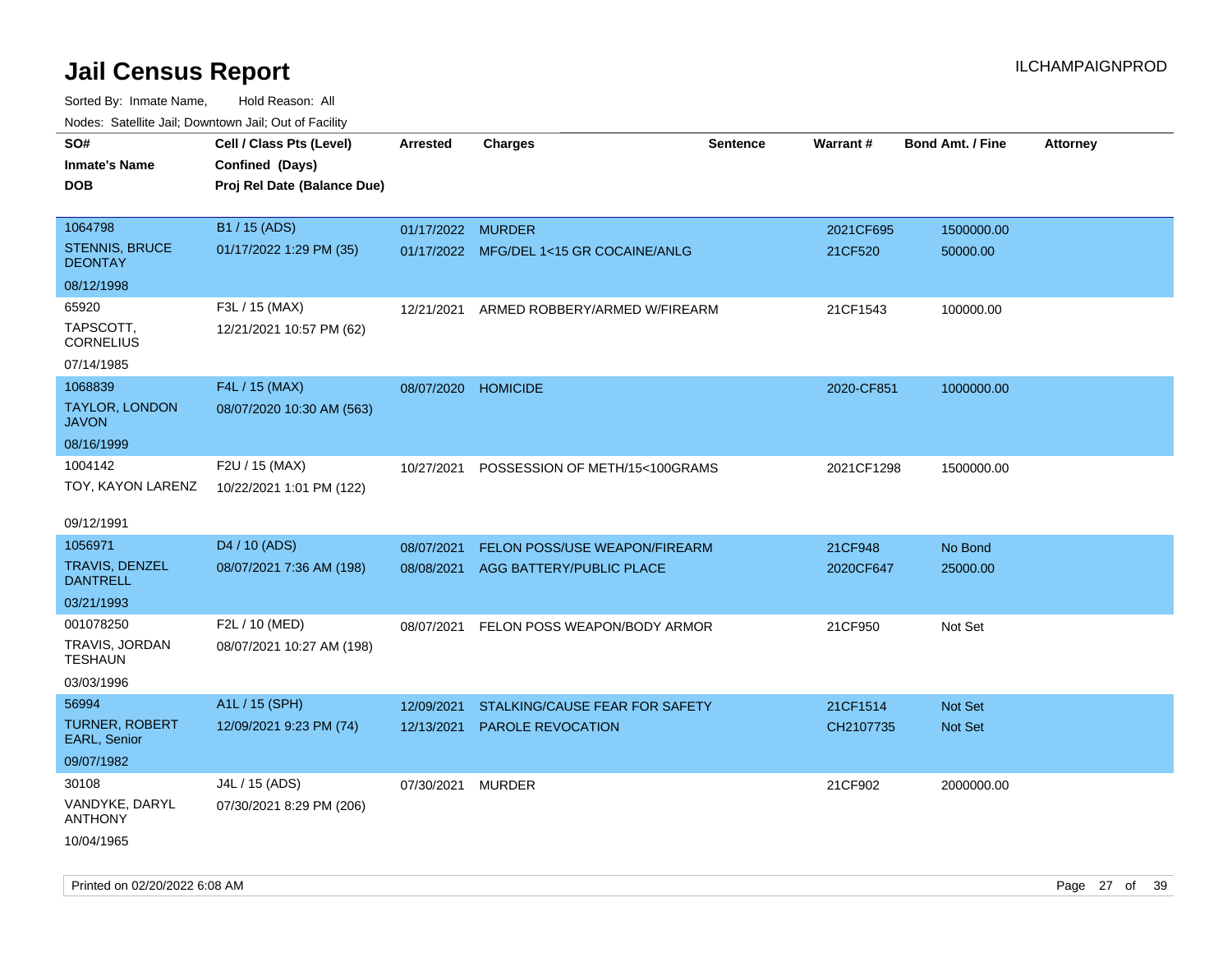# Jail Census Report

Sorted By: Inmate Name, Hold Reason: All

Nodes: Satellite Jail; Downtown Jail; Out of Facility

| SO# / Inmate's Name / DOB | Cell / Class Pts (Level) / Confined (Days) / Proj Rel Date (Balance Due) | Arrested | Charges | Sentence | Warrant # | Bond Amt. / Fine | Attorney |
|---|---|---|---|---|---|---|---|
| 1064798<br>STENNIS, BRUCE DEONTAY<br>08/12/1998 | B1 / 15 (ADS)<br>01/17/2022 1:29 PM (35) | 01/17/2022<br>01/17/2022 | MURDER<br>MFG/DEL 1<15 GR COCAINE/ANLG | | 2021CF695<br>21CF520 | 1500000.00<br>50000.00 | |
| 65920<br>TAPSCOTT, CORNELIUS<br>07/14/1985 | F3L / 15 (MAX)<br>12/21/2021 10:57 PM (62) | 12/21/2021 | ARMED ROBBERY/ARMED W/FIREARM | | 21CF1543 | 100000.00 | |
| 1068839<br>TAYLOR, LONDON JAVON<br>08/16/1999 | F4L / 15 (MAX)<br>08/07/2020 10:30 AM (563) | 08/07/2020 | HOMICIDE | | 2020-CF851 | 1000000.00 | |
| 1004142<br>TOY, KAYON LARENZ<br>09/12/1991 | F2U / 15 (MAX)<br>10/22/2021 1:01 PM (122) | 10/27/2021 | POSSESSION OF METH/15<100GRAMS | | 2021CF1298 | 1500000.00 | |
| 1056971<br>TRAVIS, DENZEL DANTRELL<br>03/21/1993 | D4 / 10 (ADS)<br>08/07/2021 7:36 AM (198) | 08/07/2021<br>08/08/2021 | FELON POSS/USE WEAPON/FIREARM<br>AGG BATTERY/PUBLIC PLACE | | 21CF948<br>2020CF647 | No Bond<br>25000.00 | |
| 001078250<br>TRAVIS, JORDAN TESHAUN<br>03/03/1996 | F2L / 10 (MED)<br>08/07/2021 10:27 AM (198) | 08/07/2021 | FELON POSS WEAPON/BODY ARMOR | | 21CF950 | Not Set | |
| 56994<br>TURNER, ROBERT EARL, Senior<br>09/07/1982 | A1L / 15 (SPH)<br>12/09/2021 9:23 PM (74) | 12/09/2021<br>12/13/2021 | STALKING/CAUSE FEAR FOR SAFETY<br>PAROLE REVOCATION | | 21CF1514<br>CH2107735 | Not Set<br>Not Set | |
| 30108<br>VANDYKE, DARYL ANTHONY<br>10/04/1965 | J4L / 15 (ADS)<br>07/30/2021 8:29 PM (206) | 07/30/2021 | MURDER | | 21CF902 | 2000000.00 | |

Printed on 02/20/2022 6:08 AM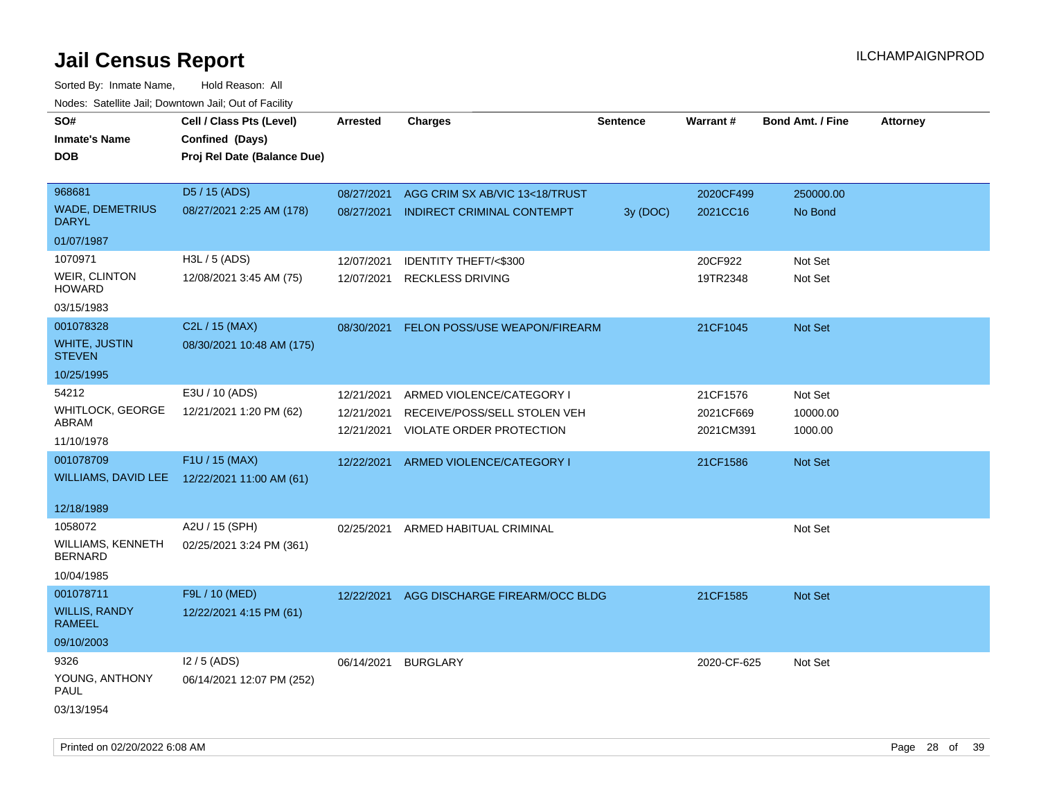# Jail Census Report

ILCHAMPAIGNPROD

Sorted By: Inmate Name, Hold Reason: All

Nodes: Satellite Jail; Downtown Jail; Out of Facility

| SO# / Inmate's Name / DOB | Cell / Class Pts (Level) / Confined (Days) / Proj Rel Date (Balance Due) | Arrested | Charges | Sentence | Warrant # | Bond Amt. / Fine | Attorney |
|---|---|---|---|---|---|---|---|
| 968681<br>WADE, DEMETRIUS DARYL<br>01/07/1987 | D5 / 15 (ADS)<br>08/27/2021 2:25 AM (178) | 08/27/2021<br>08/27/2021 | AGG CRIM SX AB/VIC 13<18/TRUST<br>INDIRECT CRIMINAL CONTEMPT | <br>3y (DOC) | 2020CF499<br>2021CC16 | 250000.00<br>No Bond | |
| 1070971<br>WEIR, CLINTON HOWARD<br>03/15/1983 | H3L / 5 (ADS)<br>12/08/2021 3:45 AM (75) | 12/07/2021<br>12/07/2021 | IDENTITY THEFT/<$300<br>RECKLESS DRIVING | | 20CF922<br>19TR2348 | Not Set<br>Not Set | |
| 001078328<br>WHITE, JUSTIN STEVEN<br>10/25/1995 | C2L / 15 (MAX)<br>08/30/2021 10:48 AM (175) | 08/30/2021 | FELON POSS/USE WEAPON/FIREARM | | 21CF1045 | Not Set | |
| 54212<br>WHITLOCK, GEORGE ABRAM<br>11/10/1978 | E3U / 10 (ADS)<br>12/21/2021 1:20 PM (62) | 12/21/2021<br>12/21/2021<br>12/21/2021 | ARMED VIOLENCE/CATEGORY I<br>RECEIVE/POSS/SELL STOLEN VEH<br>VIOLATE ORDER PROTECTION | | 21CF1576<br>2021CF669<br>2021CM391 | Not Set<br>10000.00<br>1000.00 | |
| 001078709<br>WILLIAMS, DAVID LEE<br>12/18/1989 | F1U / 15 (MAX)<br>12/22/2021 11:00 AM (61) | 12/22/2021 | ARMED VIOLENCE/CATEGORY I | | 21CF1586 | Not Set | |
| 1058072<br>WILLIAMS, KENNETH BERNARD<br>10/04/1985 | A2U / 15 (SPH)<br>02/25/2021 3:24 PM (361) | 02/25/2021 | ARMED HABITUAL CRIMINAL | | | Not Set | |
| 001078711<br>WILLIS, RANDY RAMEEL<br>09/10/2003 | F9L / 10 (MED)<br>12/22/2021 4:15 PM (61) | 12/22/2021 | AGG DISCHARGE FIREARM/OCC BLDG | | 21CF1585 | Not Set | |
| 9326<br>YOUNG, ANTHONY PAUL<br>03/13/1954 | I2 / 5 (ADS)<br>06/14/2021 12:07 PM (252) | 06/14/2021 | BURGLARY | | 2020-CF-625 | Not Set | |

Printed on 02/20/2022 6:08 AM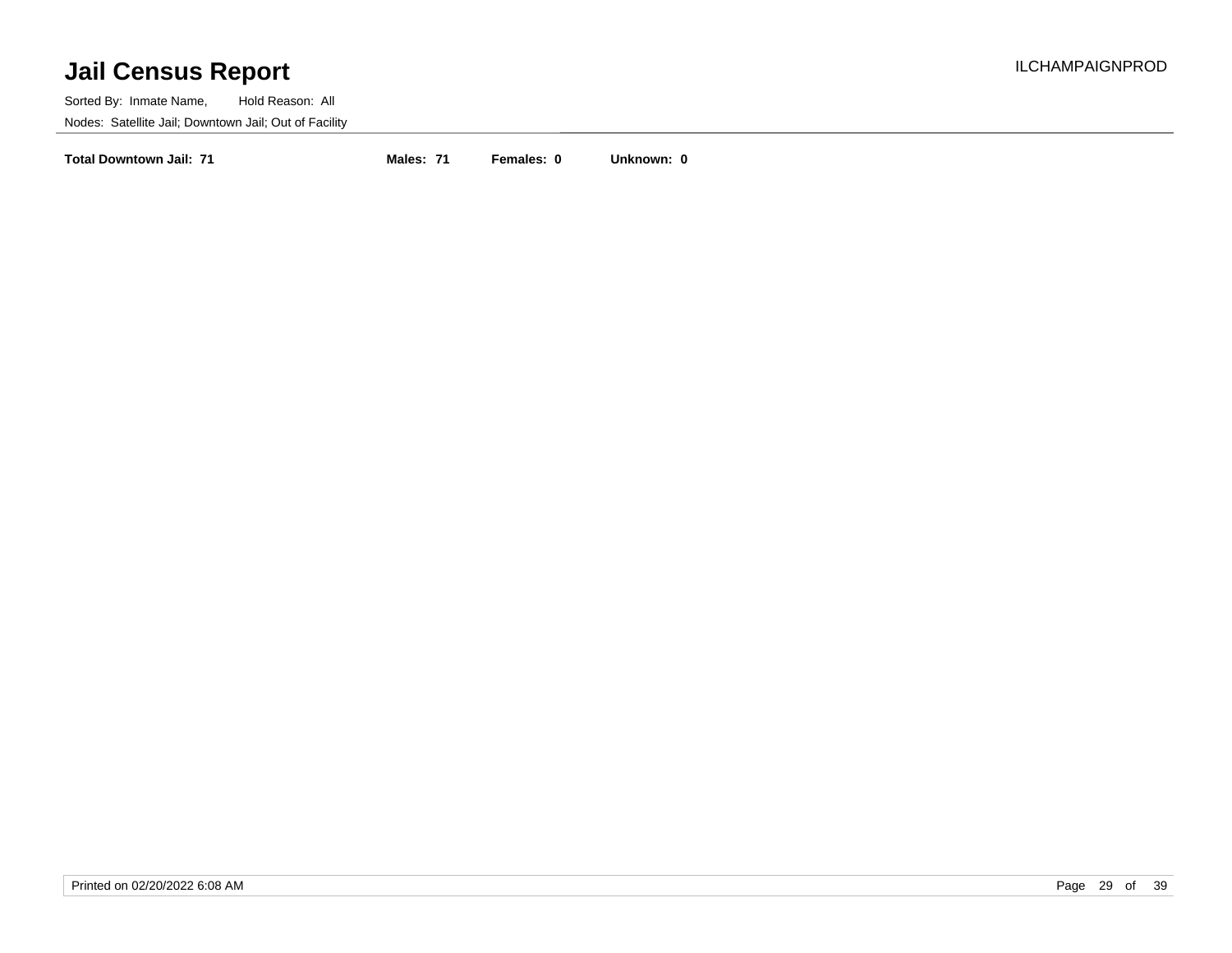# Jail Census Report

ILCHAMPAIGNPROD

Sorted By: Inmate Name, Hold Reason: All

Nodes: Satellite Jail; Downtown Jail; Out of Facility

**Total Downtown Jail: 71** **Males: 71** **Females: 0** **Unknown: 0**

Printed on 02/20/2022 6:08 AM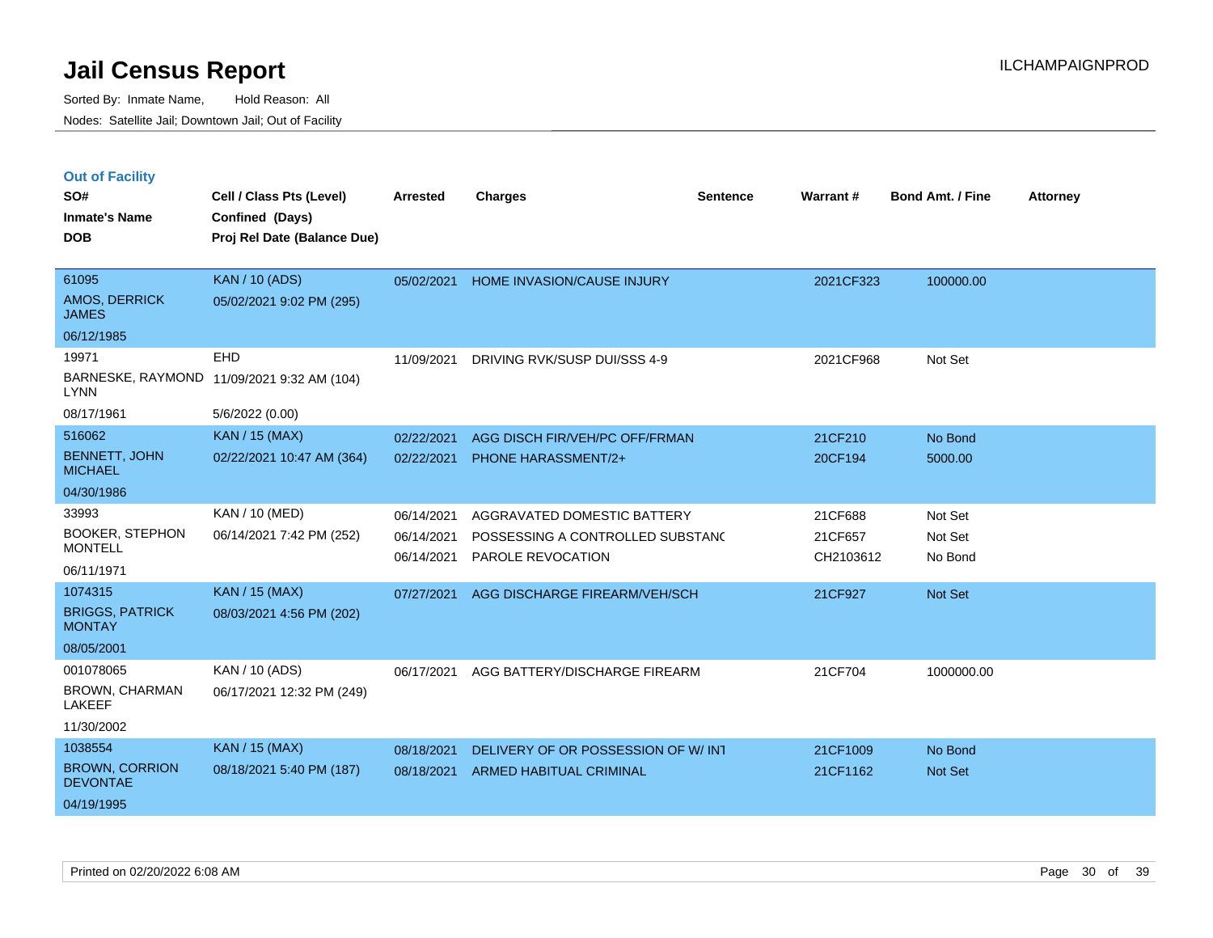# Jail Census Report

Sorted By: Inmate Name, Hold Reason: All

Nodes: Satellite Jail; Downtown Jail; Out of Facility

## Out of Facility

| SO# / Inmate's Name / DOB | Cell / Class Pts (Level) / Confined (Days) / Proj Rel Date (Balance Due) | Arrested | Charges | Sentence | Warrant # | Bond Amt. / Fine | Attorney |
|---|---|---|---|---|---|---|---|
| 61095 AMOS, DERRICK JAMES 06/12/1985 | KAN / 10 (ADS) 05/02/2021 9:02 PM (295) | 05/02/2021 | HOME INVASION/CAUSE INJURY | | 2021CF323 | 100000.00 | |
| 19971 BARNESKE, RAYMOND LYNN 08/17/1961 | EHD 11/09/2021 9:32 AM (104) 5/6/2022 (0.00) | 11/09/2021 | DRIVING RVK/SUSP DUI/SSS 4-9 | | 2021CF968 | Not Set | |
| 516062 BENNETT, JOHN MICHAEL 04/30/1986 | KAN / 15 (MAX) 02/22/2021 10:47 AM (364) | 02/22/2021 | AGG DISCH FIR/VEH/PC OFF/FRMAN | | 21CF210 | No Bond | |
| | | 02/22/2021 | PHONE HARASSMENT/2+ | | 20CF194 | 5000.00 | |
| 33993 BOOKER, STEPHON MONTELL 06/11/1971 | KAN / 10 (MED) 06/14/2021 7:42 PM (252) | 06/14/2021 | AGGRAVATED DOMESTIC BATTERY | | 21CF688 | Not Set | |
| | | 06/14/2021 | POSSESSING A CONTROLLED SUBSTANC | | 21CF657 | Not Set | |
| | | 06/14/2021 | PAROLE REVOCATION | | CH2103612 | No Bond | |
| 1074315 BRIGGS, PATRICK MONTAY 08/05/2001 | KAN / 15 (MAX) 08/03/2021 4:56 PM (202) | 07/27/2021 | AGG DISCHARGE FIREARM/VEH/SCH | | 21CF927 | Not Set | |
| 001078065 BROWN, CHARMAN LAKEEF 11/30/2002 | KAN / 10 (ADS) 06/17/2021 12:32 PM (249) | 06/17/2021 | AGG BATTERY/DISCHARGE FIREARM | | 21CF704 | 1000000.00 | |
| 1038554 BROWN, CORRION DEVONTAE 04/19/1995 | KAN / 15 (MAX) 08/18/2021 5:40 PM (187) | 08/18/2021 | DELIVERY OF OR POSSESSION OF W/ INT | | 21CF1009 | No Bond | |
| | | 08/18/2021 | ARMED HABITUAL CRIMINAL | | 21CF1162 | Not Set | |

Printed on 02/20/2022 6:08 AM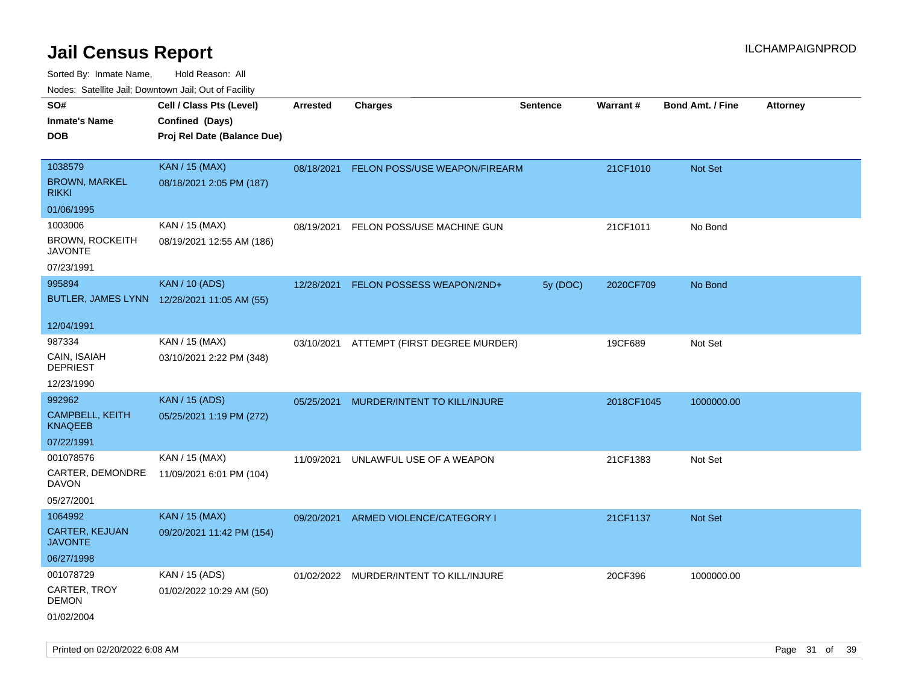# Jail Census Report

ILCHAMPAIGNPROD

Sorted By: Inmate Name, Hold Reason: All

Nodes: Satellite Jail; Downtown Jail; Out of Facility

| SO# / Inmate's Name / DOB | Cell / Class Pts (Level) / Confined (Days) / Proj Rel Date (Balance Due) | Arrested | Charges | Sentence | Warrant # | Bond Amt. / Fine | Attorney |
|---|---|---|---|---|---|---|---|
| 1038579 BROWN, MARKEL RIKKI 01/06/1995 | KAN / 15 (MAX) 08/18/2021 2:05 PM (187) | 08/18/2021 | FELON POSS/USE WEAPON/FIREARM | | 21CF1010 | Not Set | |
| 1003006 BROWN, ROCKEITH JAVONTE 07/23/1991 | KAN / 15 (MAX) 08/19/2021 12:55 AM (186) | 08/19/2021 | FELON POSS/USE MACHINE GUN | | 21CF1011 | No Bond | |
| 995894 BUTLER, JAMES LYNN 12/04/1991 | KAN / 10 (ADS) 12/28/2021 11:05 AM (55) | 12/28/2021 | FELON POSSESS WEAPON/2ND+ | 5y (DOC) | 2020CF709 | No Bond | |
| 987334 CAIN, ISAIAH DEPRIEST 12/23/1990 | KAN / 15 (MAX) 03/10/2021 2:22 PM (348) | 03/10/2021 | ATTEMPT (FIRST DEGREE MURDER) | | 19CF689 | Not Set | |
| 992962 CAMPBELL, KEITH KNAQEEB 07/22/1991 | KAN / 15 (ADS) 05/25/2021 1:19 PM (272) | 05/25/2021 | MURDER/INTENT TO KILL/INJURE | | 2018CF1045 | 1000000.00 | |
| 001078576 CARTER, DEMONDRE DAVON 05/27/2001 | KAN / 15 (MAX) 11/09/2021 6:01 PM (104) | 11/09/2021 | UNLAWFUL USE OF A WEAPON | | 21CF1383 | Not Set | |
| 1064992 CARTER, KEJUAN JAVONTE 06/27/1998 | KAN / 15 (MAX) 09/20/2021 11:42 PM (154) | 09/20/2021 | ARMED VIOLENCE/CATEGORY I | | 21CF1137 | Not Set | |
| 001078729 CARTER, TROY DEMON 01/02/2004 | KAN / 15 (ADS) 01/02/2022 10:29 AM (50) | 01/02/2022 | MURDER/INTENT TO KILL/INJURE | | 20CF396 | 1000000.00 | |

Printed on 02/20/2022 6:08 AM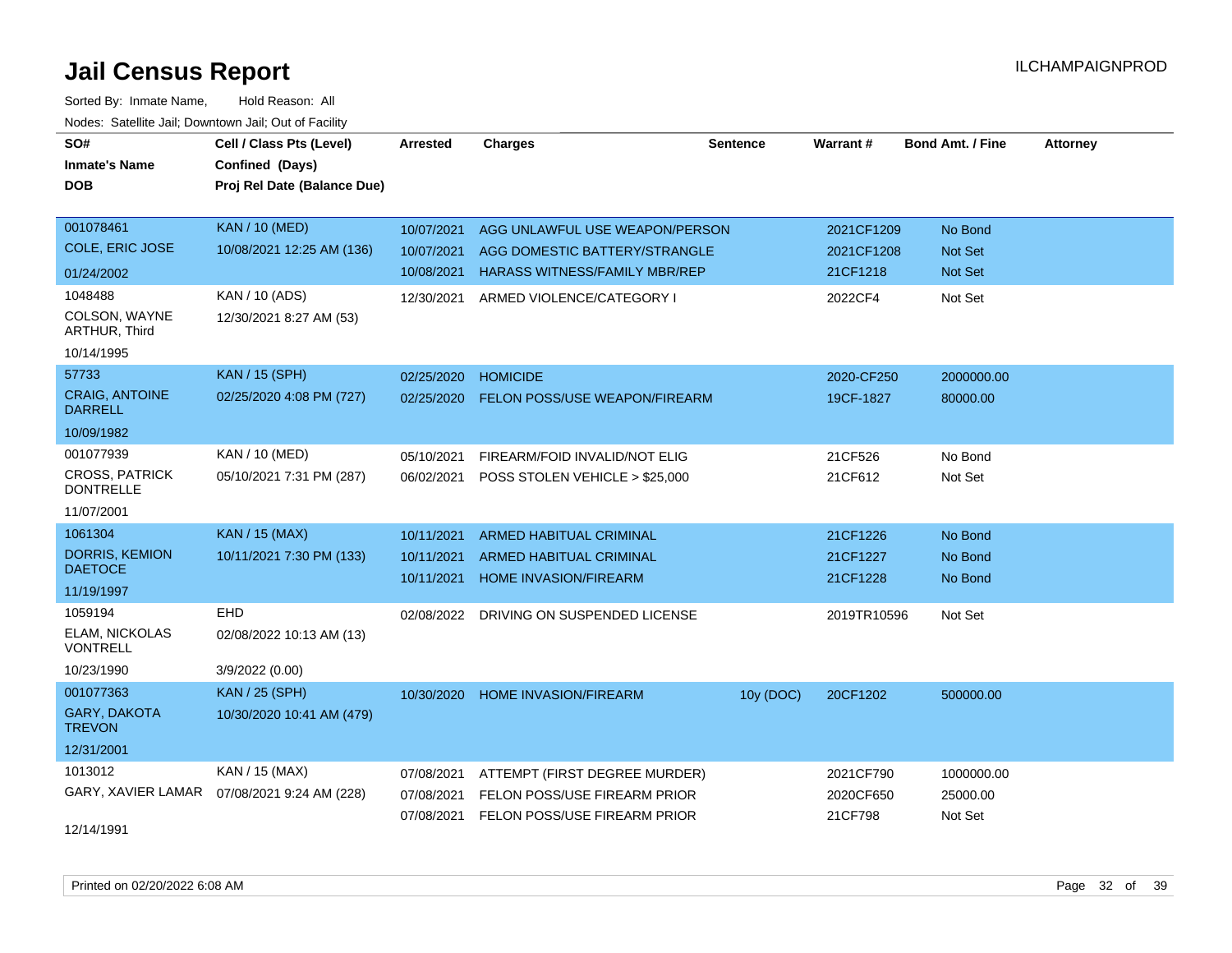# Jail Census Report

Sorted By: Inmate Name, Hold Reason: All

Nodes: Satellite Jail; Downtown Jail; Out of Facility

ILCHAMPAIGNPROD

| SO# / Inmate's Name / DOB | Cell / Class Pts (Level) / Confined (Days) / Proj Rel Date (Balance Due) | Arrested | Charges | Sentence | Warrant # | Bond Amt. / Fine | Attorney |
|---|---|---|---|---|---|---|---|
| 001078461<br>COLE, ERIC JOSE<br>01/24/2002 | KAN / 10 (MED)<br>10/08/2021 12:25 AM (136) | 10/07/2021<br>10/07/2021<br>10/08/2021 | AGG UNLAWFUL USE WEAPON/PERSON<br>AGG DOMESTIC BATTERY/STRANGLE<br>HARASS WITNESS/FAMILY MBR/REP | | 2021CF1209<br>2021CF1208<br>21CF1218 | No Bond<br>Not Set<br>Not Set | |
| 1048488<br>COLSON, WAYNE ARTHUR, Third<br>10/14/1995 | KAN / 10 (ADS)<br>12/30/2021 8:27 AM (53) | 12/30/2021 | ARMED VIOLENCE/CATEGORY I | | 2022CF4 | Not Set | |
| 57733<br>CRAIG, ANTOINE DARRELL<br>10/09/1982 | KAN / 15 (SPH)<br>02/25/2020 4:08 PM (727) | 02/25/2020<br>02/25/2020 | HOMICIDE<br>FELON POSS/USE WEAPON/FIREARM | | 2020-CF250<br>19CF-1827 | 2000000.00<br>80000.00 | |
| 001077939<br>CROSS, PATRICK DONTRELLE<br>11/07/2001 | KAN / 10 (MED)<br>05/10/2021 7:31 PM (287) | 05/10/2021<br>06/02/2021 | FIREARM/FOID INVALID/NOT ELIG<br>POSS STOLEN VEHICLE > $25,000 | | 21CF526<br>21CF612 | No Bond<br>Not Set | |
| 1061304<br>DORRIS, KEMION DAETOCE<br>11/19/1997 | KAN / 15 (MAX)<br>10/11/2021 7:30 PM (133) | 10/11/2021<br>10/11/2021<br>10/11/2021 | ARMED HABITUAL CRIMINAL<br>ARMED HABITUAL CRIMINAL<br>HOME INVASION/FIREARM | | 21CF1226<br>21CF1227<br>21CF1228 | No Bond<br>No Bond<br>No Bond | |
| 1059194<br>ELAM, NICKOLAS VONTRELL<br>10/23/1990 | EHD<br>02/08/2022 10:13 AM (13)<br>3/9/2022 (0.00) | 02/08/2022 | DRIVING ON SUSPENDED LICENSE | | 2019TR10596 | Not Set | |
| 001077363<br>GARY, DAKOTA TREVON<br>12/31/2001 | KAN / 25 (SPH)<br>10/30/2020 10:41 AM (479) | 10/30/2020 | HOME INVASION/FIREARM | 10y (DOC) | 20CF1202 | 500000.00 | |
| 1013012<br>GARY, XAVIER LAMAR<br>12/14/1991 | KAN / 15 (MAX)<br>07/08/2021 9:24 AM (228) | 07/08/2021<br>07/08/2021<br>07/08/2021 | ATTEMPT (FIRST DEGREE MURDER)<br>FELON POSS/USE FIREARM PRIOR<br>FELON POSS/USE FIREARM PRIOR | | 2021CF790<br>2020CF650<br>21CF798 | 1000000.00<br>25000.00<br>Not Set | |

Printed on 02/20/2022 6:08 AM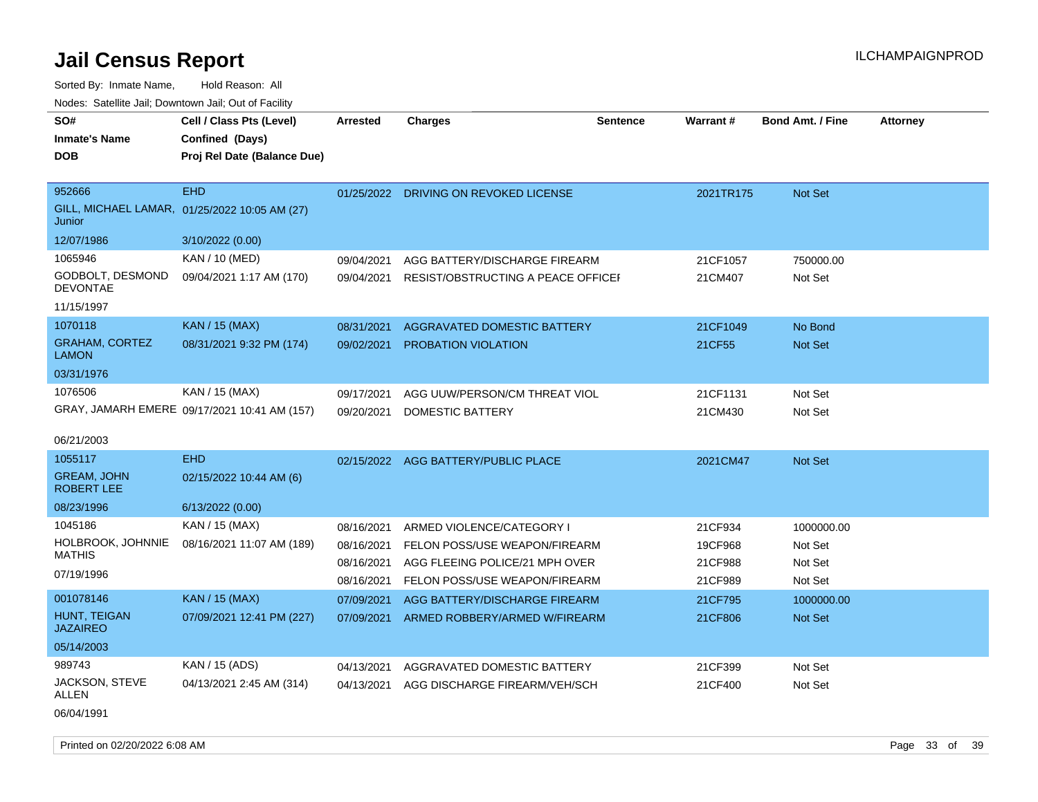# Jail Census Report

Sorted By: Inmate Name, Hold Reason: All

Nodes: Satellite Jail; Downtown Jail; Out of Facility

| SO# / Inmate's Name / DOB | Cell / Class Pts (Level) / Confined (Days) / Proj Rel Date (Balance Due) | Arrested | Charges | Sentence | Warrant # | Bond Amt. / Fine | Attorney |
|---|---|---|---|---|---|---|---|
| 952666<br>GILL, MICHAEL LAMAR, Junior<br>12/07/1986 | EHD<br>01/25/2022 10:05 AM (27)<br>3/10/2022 (0.00) | 01/25/2022 | DRIVING ON REVOKED LICENSE | | 2021TR175 | Not Set | |
| 1065946<br>GODBOLT, DESMOND DEVONTAE<br>11/15/1997 | KAN / 10 (MED)<br>09/04/2021 1:17 AM (170) | 09/04/2021 | AGG BATTERY/DISCHARGE FIREARM | | 21CF1057 | 750000.00 | |
| | | 09/04/2021 | RESIST/OBSTRUCTING A PEACE OFFICEI | | 21CM407 | Not Set | |
| 1070118<br>GRAHAM, CORTEZ LAMON<br>03/31/1976 | KAN / 15 (MAX)<br>08/31/2021 9:32 PM (174) | 08/31/2021 | AGGRAVATED DOMESTIC BATTERY | | 21CF1049 | No Bond | |
| | | 09/02/2021 | PROBATION VIOLATION | | 21CF55 | Not Set | |
| 1076506<br>GRAY, JAMARH EMERE<br>06/21/2003 | KAN / 15 (MAX)<br>09/17/2021 10:41 AM (157) | 09/17/2021 | AGG UUW/PERSON/CM THREAT VIOL | | 21CF1131 | Not Set | |
| | | 09/20/2021 | DOMESTIC BATTERY | | 21CM430 | Not Set | |
| 1055117<br>GREAM, JOHN ROBERT LEE<br>08/23/1996 | EHD<br>02/15/2022 10:44 AM (6)<br>6/13/2022 (0.00) | 02/15/2022 | AGG BATTERY/PUBLIC PLACE | | 2021CM47 | Not Set | |
| 1045186<br>HOLBROOK, JOHNNIE MATHIS<br>07/19/1996 | KAN / 15 (MAX)<br>08/16/2021 11:07 AM (189) | 08/16/2021 | ARMED VIOLENCE/CATEGORY I | | 21CF934 | 1000000.00 | |
| | | 08/16/2021 | FELON POSS/USE WEAPON/FIREARM | | 19CF968 | Not Set | |
| | | 08/16/2021 | AGG FLEEING POLICE/21 MPH OVER | | 21CF988 | Not Set | |
| | | 08/16/2021 | FELON POSS/USE WEAPON/FIREARM | | 21CF989 | Not Set | |
| 001078146<br>HUNT, TEIGAN JAZAIREO<br>05/14/2003 | KAN / 15 (MAX)<br>07/09/2021 12:41 PM (227) | 07/09/2021 | AGG BATTERY/DISCHARGE FIREARM | | 21CF795 | 1000000.00 | |
| | | 07/09/2021 | ARMED ROBBERY/ARMED W/FIREARM | | 21CF806 | Not Set | |
| 989743<br>JACKSON, STEVE ALLEN<br>06/04/1991 | KAN / 15 (ADS)<br>04/13/2021 2:45 AM (314) | 04/13/2021 | AGGRAVATED DOMESTIC BATTERY | | 21CF399 | Not Set | |
| | | 04/13/2021 | AGG DISCHARGE FIREARM/VEH/SCH | | 21CF400 | Not Set | |

Printed on 02/20/2022 6:08 AM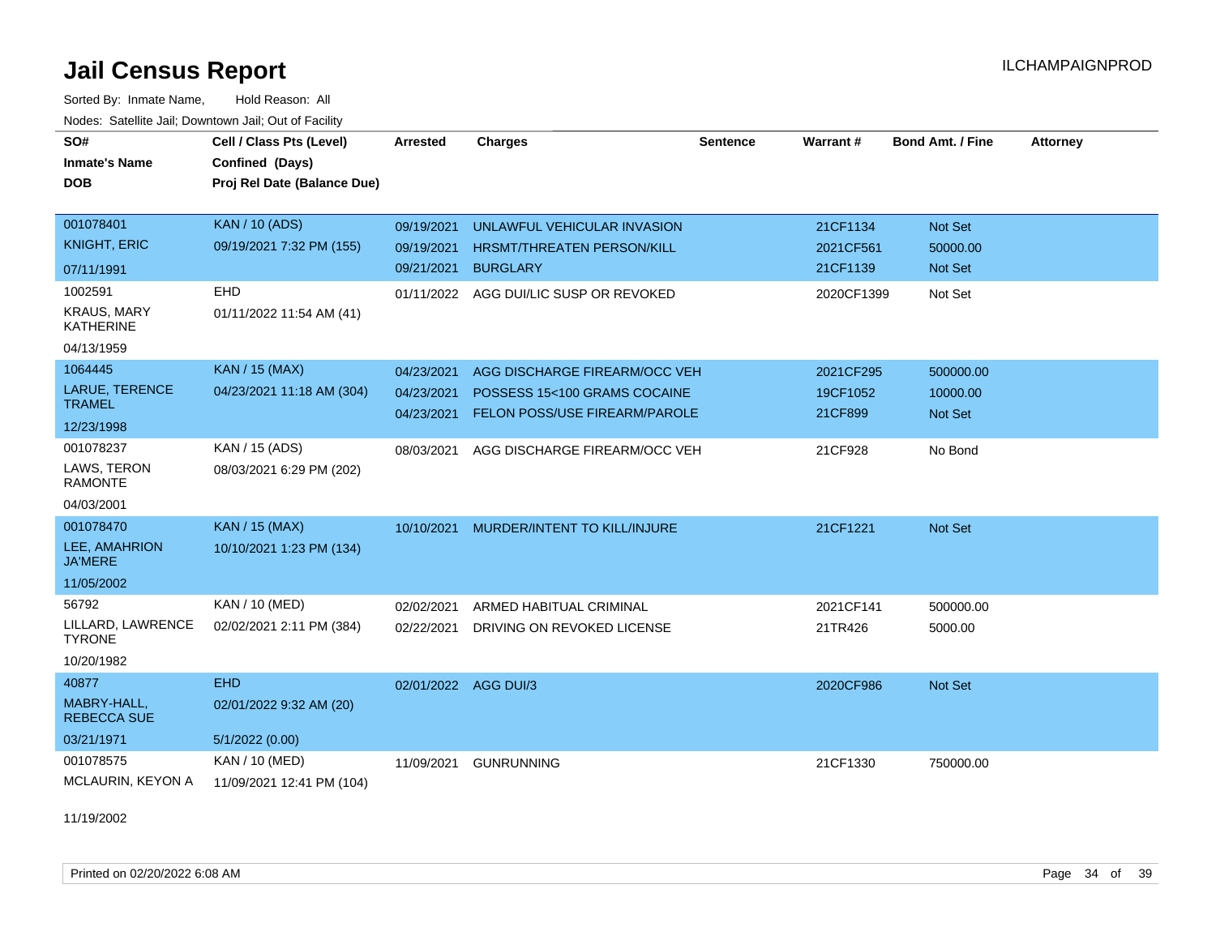# Jail Census Report

ILCHAMPAIGNPROD

Sorted By: Inmate Name, Hold Reason: All

Nodes: Satellite Jail; Downtown Jail; Out of Facility

| SO# / Inmate's Name / DOB | Cell / Class Pts (Level) / Confined (Days) / Proj Rel Date (Balance Due) | Arrested | Charges | Sentence | Warrant # | Bond Amt. / Fine | Attorney |
|---|---|---|---|---|---|---|---|
| 001078401<br>KNIGHT, ERIC<br>07/11/1991 | KAN / 10 (ADS)<br>09/19/2021 7:32 PM (155) | 09/19/2021<br>09/19/2021<br>09/21/2021 | UNLAWFUL VEHICULAR INVASION<br>HRSMT/THREATEN PERSON/KILL<br>BURGLARY | | 21CF1134<br>2021CF561<br>21CF1139 | Not Set<br>50000.00<br>Not Set | |
| 1002591<br>KRAUS, MARY KATHERINE<br>04/13/1959 | EHD<br>01/11/2022 11:54 AM (41) | 01/11/2022 | AGG DUI/LIC SUSP OR REVOKED | | 2020CF1399 | Not Set | |
| 1064445<br>LARUE, TERENCE TRAMEL<br>12/23/1998 | KAN / 15 (MAX)<br>04/23/2021 11:18 AM (304) | 04/23/2021<br>04/23/2021<br>04/23/2021 | AGG DISCHARGE FIREARM/OCC VEH<br>POSSESS 15<100 GRAMS COCAINE<br>FELON POSS/USE FIREARM/PAROLE | | 2021CF295<br>19CF1052<br>21CF899 | 500000.00<br>10000.00<br>Not Set | |
| 001078237<br>LAWS, TERON RAMONTE<br>04/03/2001 | KAN / 15 (ADS)<br>08/03/2021 6:29 PM (202) | 08/03/2021 | AGG DISCHARGE FIREARM/OCC VEH | | 21CF928 | No Bond | |
| 001078470<br>LEE, AMAHRION JA'MERE<br>11/05/2002 | KAN / 15 (MAX)<br>10/10/2021 1:23 PM (134) | 10/10/2021 | MURDER/INTENT TO KILL/INJURE | | 21CF1221 | Not Set | |
| 56792<br>LILLARD, LAWRENCE TYRONE<br>10/20/1982 | KAN / 10 (MED)<br>02/02/2021 2:11 PM (384) | 02/02/2021<br>02/22/2021 | ARMED HABITUAL CRIMINAL<br>DRIVING ON REVOKED LICENSE | | 2021CF141<br>21TR426 | 500000.00<br>5000.00 | |
| 40877<br>MABRY-HALL, REBECCA SUE<br>03/21/1971 | EHD<br>02/01/2022 9:32 AM (20)<br>5/1/2022 (0.00) | 02/01/2022 | AGG DUI/3 | | 2020CF986 | Not Set | |
| 001078575<br>MCLAURIN, KEYON A<br>11/19/2002 | KAN / 10 (MED)<br>11/09/2021 12:41 PM (104) | 11/09/2021 | GUNRUNNING | | 21CF1330 | 750000.00 | |

Printed on 02/20/2022 6:08 AM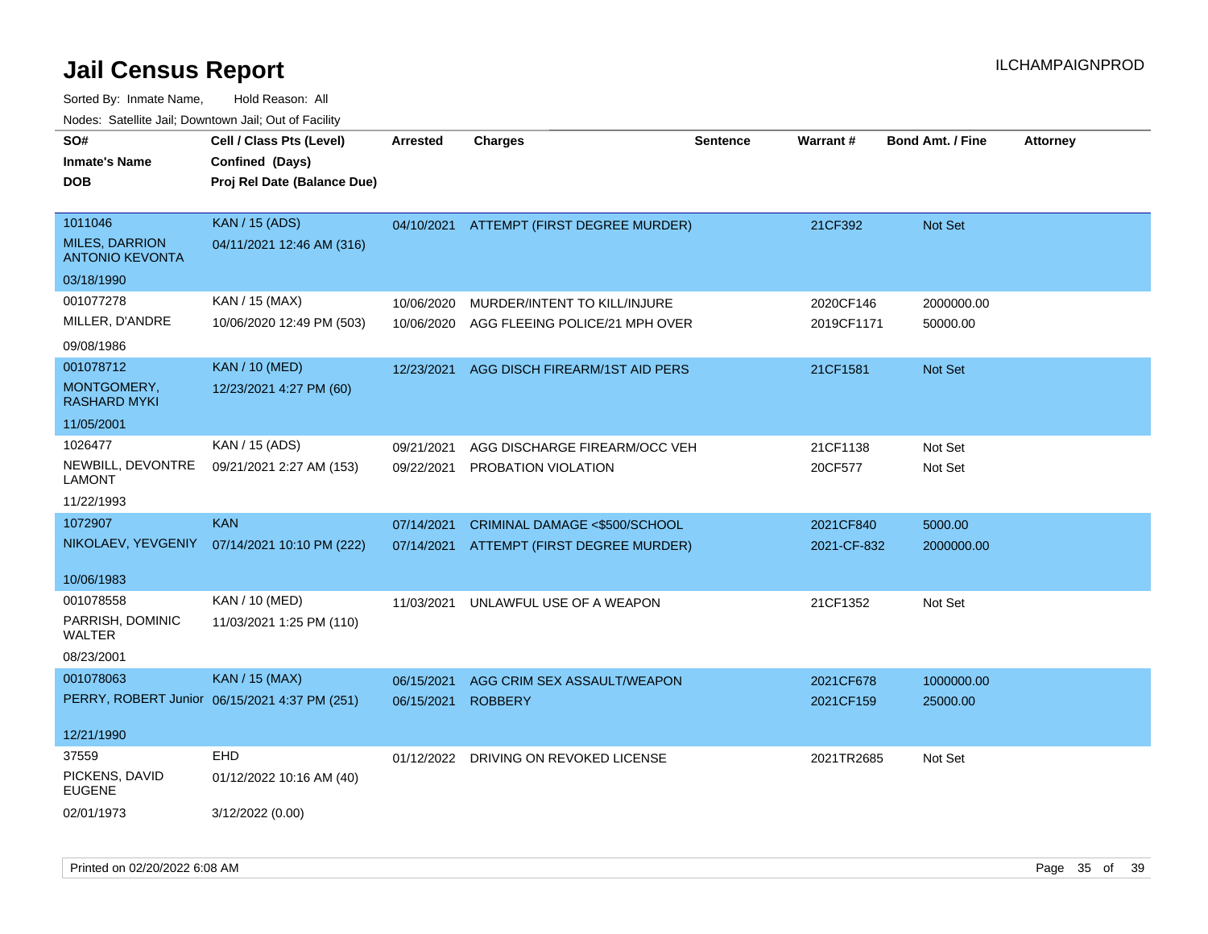# Jail Census Report

ILCHAMPAIGNPROD

Sorted By: Inmate Name, Hold Reason: All

Nodes: Satellite Jail; Downtown Jail; Out of Facility

| SO# / Inmate's Name / DOB | Cell / Class Pts (Level) / Confined (Days) / Proj Rel Date (Balance Due) | Arrested | Charges | Sentence | Warrant # | Bond Amt. / Fine | Attorney |
|---|---|---|---|---|---|---|---|
| 1011046<br>MILES, DARRION ANTONIO KEVONTA<br>03/18/1990 | KAN / 15 (ADS)<br>04/11/2021 12:46 AM (316) | 04/10/2021 | ATTEMPT (FIRST DEGREE MURDER) | | 21CF392 | Not Set | |
| 001077278<br>MILLER, D'ANDRE<br>09/08/1986 | KAN / 15 (MAX)<br>10/06/2020 12:49 PM (503) | 10/06/2020<br>10/06/2020 | MURDER/INTENT TO KILL/INJURE<br>AGG FLEEING POLICE/21 MPH OVER | | 2020CF146<br>2019CF1171 | 2000000.00<br>50000.00 | |
| 001078712<br>MONTGOMERY, RASHARD MYKI<br>11/05/2001 | KAN / 10 (MED)<br>12/23/2021 4:27 PM (60) | 12/23/2021 | AGG DISCH FIREARM/1ST AID PERS | | 21CF1581 | Not Set | |
| 1026477<br>NEWBILL, DEVONTRE LAMONT<br>11/22/1993 | KAN / 15 (ADS)<br>09/21/2021 2:27 AM (153) | 09/21/2021<br>09/22/2021 | AGG DISCHARGE FIREARM/OCC VEH<br>PROBATION VIOLATION | | 21CF1138<br>20CF577 | Not Set<br>Not Set | |
| 1072907<br>NIKOLAEV, YEVGENIY<br>10/06/1983 | KAN<br>07/14/2021 10:10 PM (222) | 07/14/2021<br>07/14/2021 | CRIMINAL DAMAGE <$500/SCHOOL<br>ATTEMPT (FIRST DEGREE MURDER) | | 2021CF840<br>2021-CF-832 | 5000.00<br>2000000.00 | |
| 001078558<br>PARRISH, DOMINIC WALTER<br>08/23/2001 | KAN / 10 (MED)<br>11/03/2021 1:25 PM (110) | 11/03/2021 | UNLAWFUL USE OF A WEAPON | | 21CF1352 | Not Set | |
| 001078063<br>PERRY, ROBERT Junior<br>12/21/1990 | KAN / 15 (MAX)<br>06/15/2021 4:37 PM (251) | 06/15/2021<br>06/15/2021 | AGG CRIM SEX ASSAULT/WEAPON<br>ROBBERY | | 2021CF678<br>2021CF159 | 1000000.00<br>25000.00 | |
| 37559<br>PICKENS, DAVID EUGENE<br>02/01/1973 | EHD<br>01/12/2022 10:16 AM (40)<br>3/12/2022 (0.00) | 01/12/2022 | DRIVING ON REVOKED LICENSE | | 2021TR2685 | Not Set | |

Printed on 02/20/2022 6:08 AM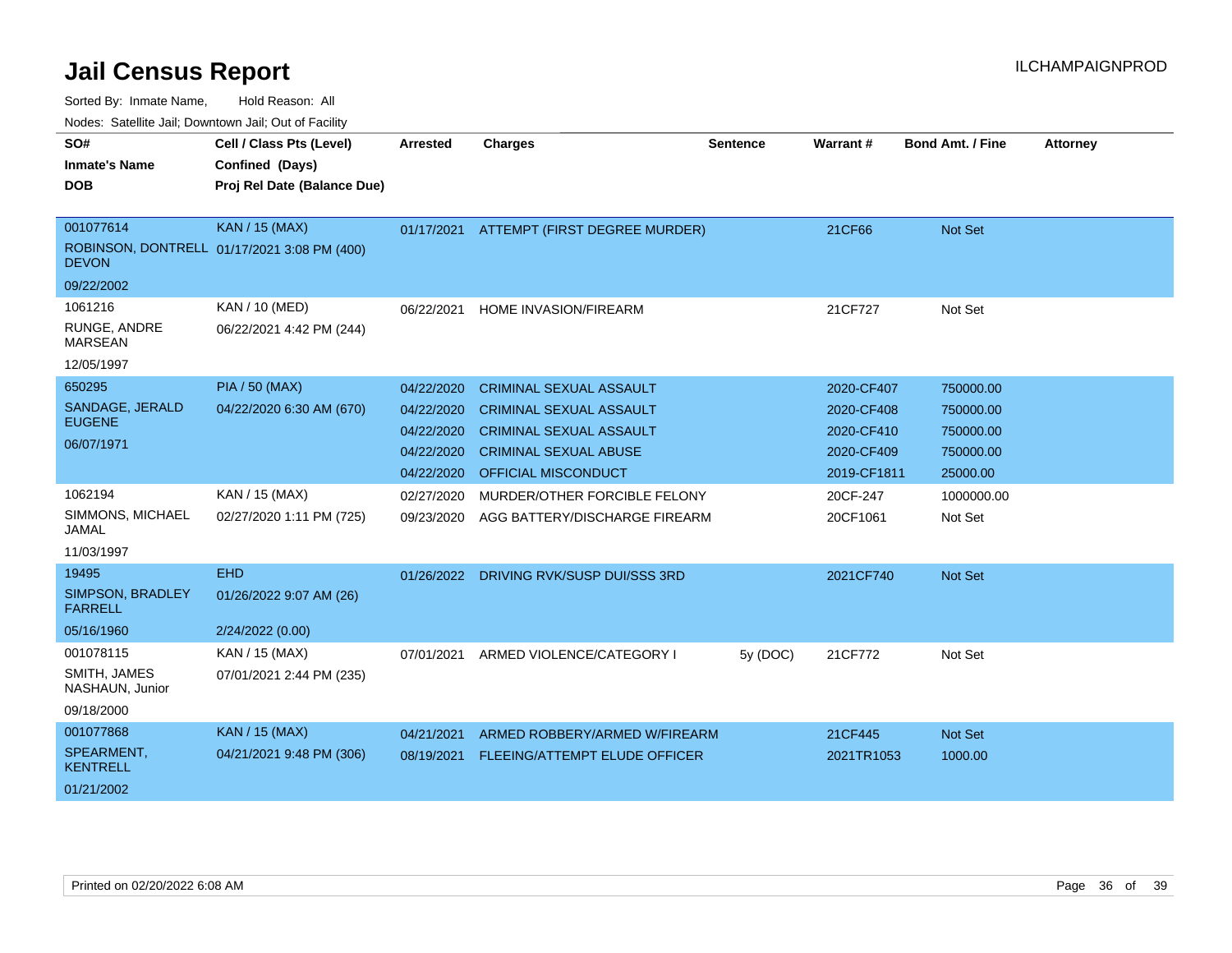# Jail Census Report

ILCHAMPAIGNPROD

Sorted By: Inmate Name, Hold Reason: All

Nodes: Satellite Jail; Downtown Jail; Out of Facility

| SO# / Inmate's Name / DOB | Cell / Class Pts (Level) / Confined (Days) / Proj Rel Date (Balance Due) | Arrested | Charges | Sentence | Warrant # | Bond Amt. / Fine | Attorney |
|---|---|---|---|---|---|---|---|
| 001077614<br>ROBINSON, DONTRELL DEVON<br>09/22/2002 | KAN / 15 (MAX)<br>01/17/2021 3:08 PM (400) | 01/17/2021 | ATTEMPT (FIRST DEGREE MURDER) | | 21CF66 | Not Set | |
| 1061216<br>RUNGE, ANDRE MARSEAN<br>12/05/1997 | KAN / 10 (MED)<br>06/22/2021 4:42 PM (244) | 06/22/2021 | HOME INVASION/FIREARM | | 21CF727 | Not Set | |
| 650295<br>SANDAGE, JERALD EUGENE<br>06/07/1971 | PIA / 50 (MAX)<br>04/22/2020 6:30 AM (670) | 04/22/2020 | CRIMINAL SEXUAL ASSAULT | | 2020-CF407 | 750000.00 | |
| | | 04/22/2020 | CRIMINAL SEXUAL ASSAULT | | 2020-CF408 | 750000.00 | |
| | | 04/22/2020 | CRIMINAL SEXUAL ASSAULT | | 2020-CF410 | 750000.00 | |
| | | 04/22/2020 | CRIMINAL SEXUAL ABUSE | | 2020-CF409 | 750000.00 | |
| | | 04/22/2020 | OFFICIAL MISCONDUCT | | 2019-CF1811 | 25000.00 | |
| 1062194<br>SIMMONS, MICHAEL JAMAL<br>11/03/1997 | KAN / 15 (MAX)<br>02/27/2020 1:11 PM (725) | 02/27/2020 | MURDER/OTHER FORCIBLE FELONY | | 20CF-247 | 1000000.00 | |
| | | 09/23/2020 | AGG BATTERY/DISCHARGE FIREARM | | 20CF1061 | Not Set | |
| 19495<br>SIMPSON, BRADLEY FARRELL<br>05/16/1960 | EHD<br>01/26/2022 9:07 AM (26)<br>2/24/2022 (0.00) | 01/26/2022 | DRIVING RVK/SUSP DUI/SSS 3RD | | 2021CF740 | Not Set | |
| 001078115<br>SMITH, JAMES NASHAUN, Junior<br>09/18/2000 | KAN / 15 (MAX)<br>07/01/2021 2:44 PM (235) | 07/01/2021 | ARMED VIOLENCE/CATEGORY I | 5y (DOC) | 21CF772 | Not Set | |
| 001077868<br>SPEARMENT, KENTRELL<br>01/21/2002 | KAN / 15 (MAX)<br>04/21/2021 9:48 PM (306) | 04/21/2021 | ARMED ROBBERY/ARMED W/FIREARM | | 21CF445 | Not Set | |
| | | 08/19/2021 | FLEEING/ATTEMPT ELUDE OFFICER | | 2021TR1053 | 1000.00 | |

Printed on 02/20/2022 6:08 AM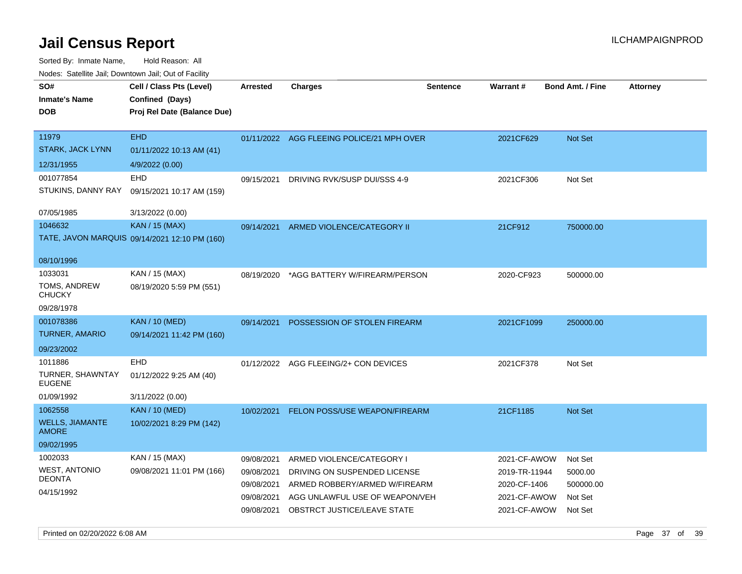# Jail Census Report

ILCHAMPAIGNPROD

Sorted By: Inmate Name, Hold Reason: All

Nodes: Satellite Jail; Downtown Jail; Out of Facility

| SO# / Inmate's Name / DOB | Cell / Class Pts (Level) / Confined (Days) / Proj Rel Date (Balance Due) | Arrested | Charges | Sentence | Warrant # | Bond Amt. / Fine | Attorney |
|---|---|---|---|---|---|---|---|
| 11979 STARK, JACK LYNN 12/31/1955 | EHD 01/11/2022 10:13 AM (41) 4/9/2022 (0.00) | 01/11/2022 | AGG FLEEING POLICE/21 MPH OVER | | 2021CF629 | Not Set | |
| 001077854 STUKINS, DANNY RAY 07/05/1985 | EHD 09/15/2021 10:17 AM (159) 3/13/2022 (0.00) | 09/15/2021 | DRIVING RVK/SUSP DUI/SSS 4-9 | | 2021CF306 | Not Set | |
| 1046632 TATE, JAVON MARQUIS 08/10/1996 | KAN / 15 (MAX) 09/14/2021 12:10 PM (160) | 09/14/2021 | ARMED VIOLENCE/CATEGORY II | | 21CF912 | 750000.00 | |
| 1033031 TOMS, ANDREW CHUCKY 09/28/1978 | KAN / 15 (MAX) 08/19/2020 5:59 PM (551) | 08/19/2020 | *AGG BATTERY W/FIREARM/PERSON | | 2020-CF923 | 500000.00 | |
| 001078386 TURNER, AMARIO 09/23/2002 | KAN / 10 (MED) 09/14/2021 11:42 PM (160) | 09/14/2021 | POSSESSION OF STOLEN FIREARM | | 2021CF1099 | 250000.00 | |
| 1011886 TURNER, SHAWNTAY EUGENE 01/09/1992 | EHD 01/12/2022 9:25 AM (40) 3/11/2022 (0.00) | 01/12/2022 | AGG FLEEING/2+ CON DEVICES | | 2021CF378 | Not Set | |
| 1062558 WELLS, JIAMANTE AMORE 09/02/1995 | KAN / 10 (MED) 10/02/2021 8:29 PM (142) | 10/02/2021 | FELON POSS/USE WEAPON/FIREARM | | 21CF1185 | Not Set | |
| 1002033 WEST, ANTONIO DEONTA 04/15/1992 | KAN / 15 (MAX) 09/08/2021 11:01 PM (166) | 09/08/2021 | ARMED VIOLENCE/CATEGORY I | | 2021-CF-AWOW | Not Set | |
| | | 09/08/2021 | DRIVING ON SUSPENDED LICENSE | | 2019-TR-11944 | 5000.00 | |
| | | 09/08/2021 | ARMED ROBBERY/ARMED W/FIREARM | | 2020-CF-1406 | 500000.00 | |
| | | 09/08/2021 | AGG UNLAWFUL USE OF WEAPON/VEH | | 2021-CF-AWOW | Not Set | |
| | | 09/08/2021 | OBSTRCT JUSTICE/LEAVE STATE | | 2021-CF-AWOW | Not Set | |

Printed on 02/20/2022 6:08 AM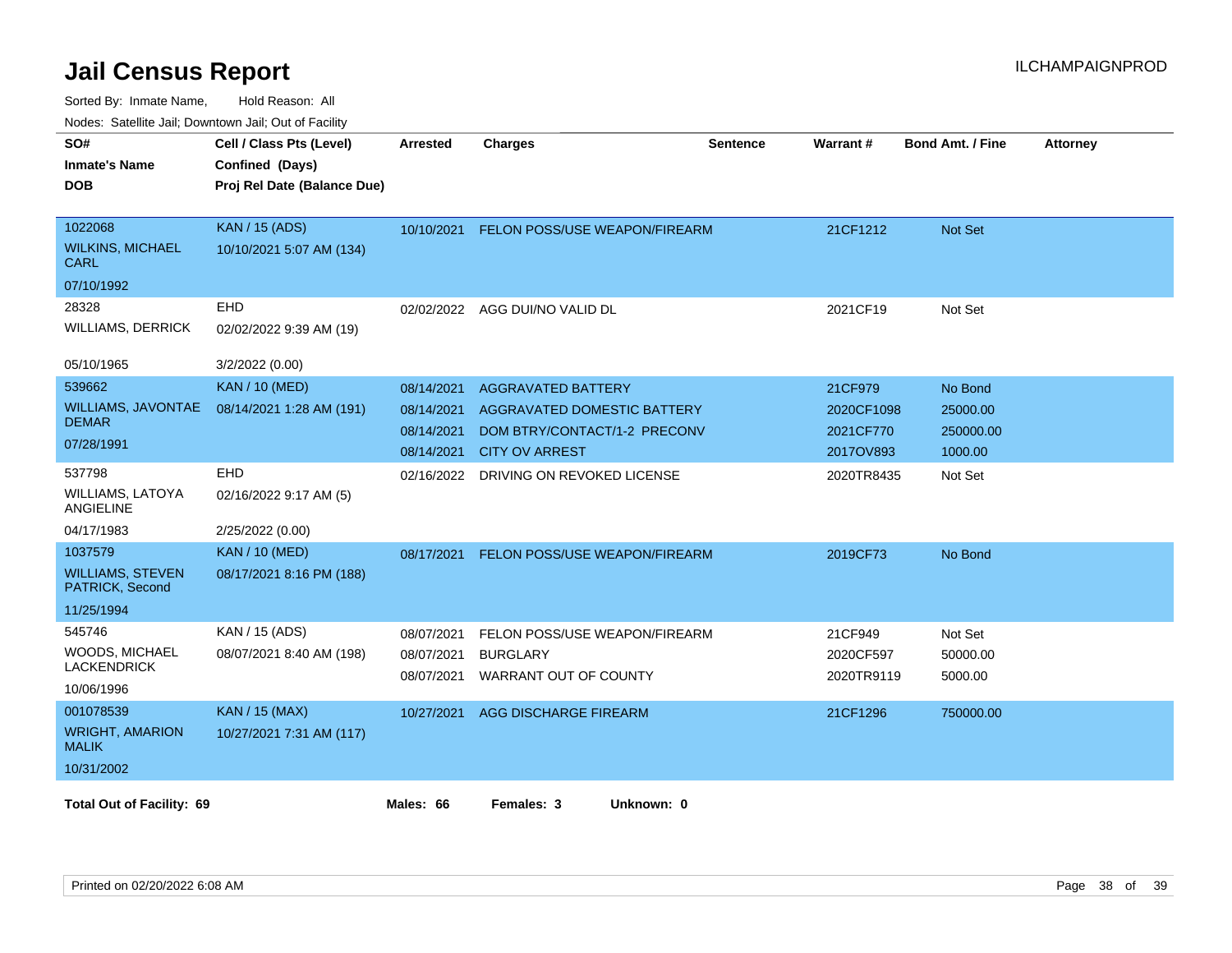# Jail Census Report

Sorted By: Inmate Name, Hold Reason: All

Nodes: Satellite Jail; Downtown Jail; Out of Facility

| SO# / Inmate's Name / DOB | Cell / Class Pts (Level) / Confined (Days) / Proj Rel Date (Balance Due) | Arrested | Charges | Sentence | Warrant # | Bond Amt. / Fine | Attorney |
|---|---|---|---|---|---|---|---|
| 1022068<br>WILKINS, MICHAEL CARL<br>07/10/1992 | KAN / 15 (ADS)<br>10/10/2021 5:07 AM (134) | 10/10/2021 | FELON POSS/USE WEAPON/FIREARM | | 21CF1212 | Not Set | |
| 28328<br>WILLIAMS, DERRICK<br>05/10/1965 | EHD<br>02/02/2022 9:39 AM (19)<br>3/2/2022 (0.00) | 02/02/2022 | AGG DUI/NO VALID DL | | 2021CF19 | Not Set | |
| 539662<br>WILLIAMS, JAVONTAE DEMAR<br>07/28/1991 | KAN / 10 (MED)<br>08/14/2021 1:28 AM (191) | 08/14/2021 | AGGRAVATED BATTERY | | 21CF979 | No Bond | |
| | | 08/14/2021 | AGGRAVATED DOMESTIC BATTERY | | 2020CF1098 | 25000.00 | |
| | | 08/14/2021 | DOM BTRY/CONTACT/1-2 PRECONV | | 2021CF770 | 250000.00 | |
| | | 08/14/2021 | CITY OV ARREST | | 2017OV893 | 1000.00 | |
| 537798<br>WILLIAMS, LATOYA ANGIELINE<br>04/17/1983 | EHD<br>02/16/2022 9:17 AM (5)<br>2/25/2022 (0.00) | 02/16/2022 | DRIVING ON REVOKED LICENSE | | 2020TR8435 | Not Set | |
| 1037579<br>WILLIAMS, STEVEN PATRICK, Second<br>11/25/1994 | KAN / 10 (MED)<br>08/17/2021 8:16 PM (188) | 08/17/2021 | FELON POSS/USE WEAPON/FIREARM | | 2019CF73 | No Bond | |
| 545746<br>WOODS, MICHAEL LACKENDRICK<br>10/06/1996 | KAN / 15 (ADS)<br>08/07/2021 8:40 AM (198) | 08/07/2021 | FELON POSS/USE WEAPON/FIREARM | | 21CF949 | Not Set | |
| | | 08/07/2021 | BURGLARY | | 2020CF597 | 50000.00 | |
| | | 08/07/2021 | WARRANT OUT OF COUNTY | | 2020TR9119 | 5000.00 | |
| 001078539<br>WRIGHT, AMARION MALIK<br>10/31/2002 | KAN / 15 (MAX)<br>10/27/2021 7:31 AM (117) | 10/27/2021 | AGG DISCHARGE FIREARM | | 21CF1296 | 750000.00 | |

**Total Out of Facility: 69** **Males: 66** **Females: 3** **Unknown: 0**

Printed on 02/20/2022 6:08 AM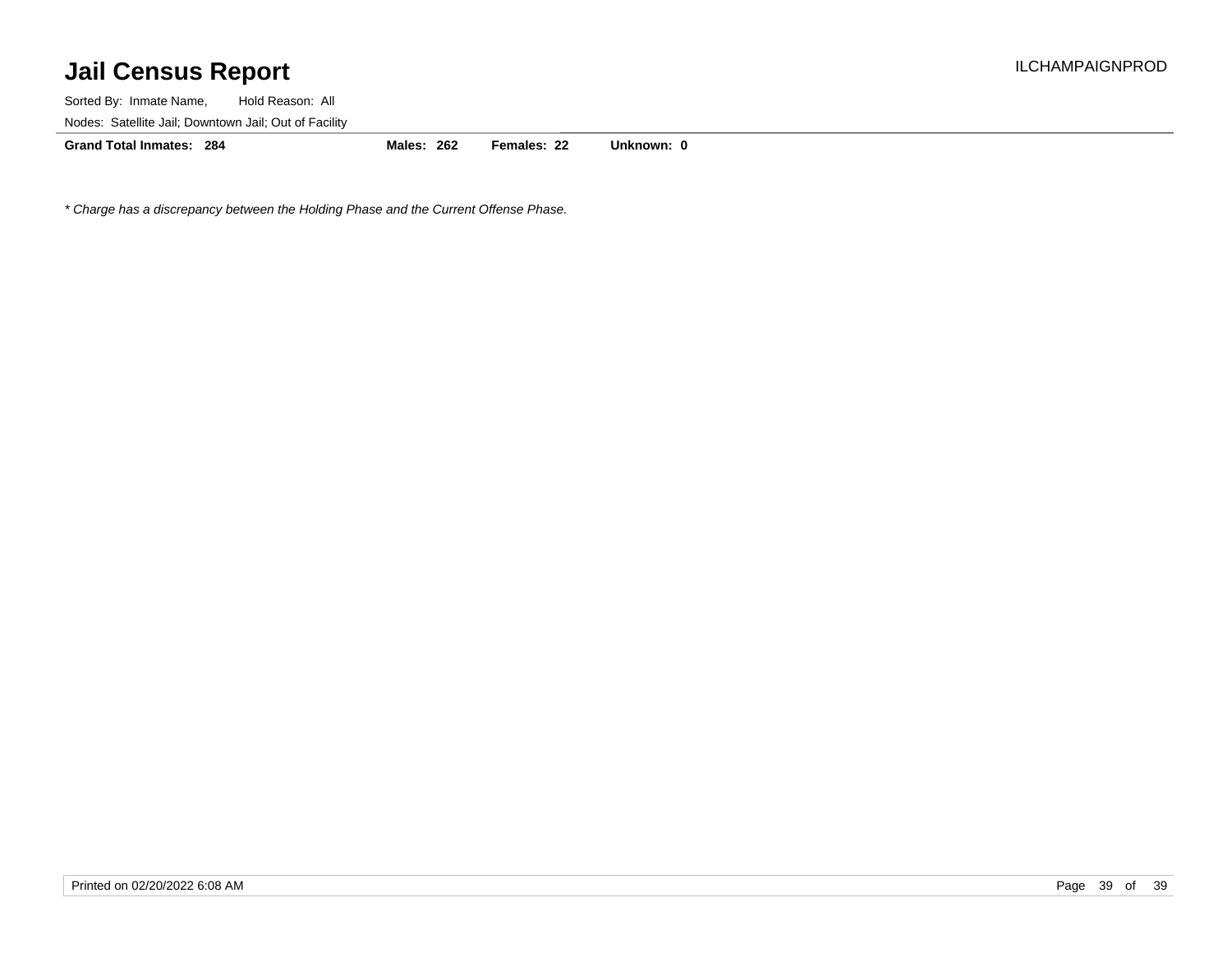# Jail Census Report

Sorted By: Inmate Name, Hold Reason: All

Nodes: Satellite Jail; Downtown Jail; Out of Facility

**Grand Total Inmates: 284** **Males: 262** **Females: 22** **Unknown: 0**

*\* Charge has a discrepancy between the Holding Phase and the Current Offense Phase.*